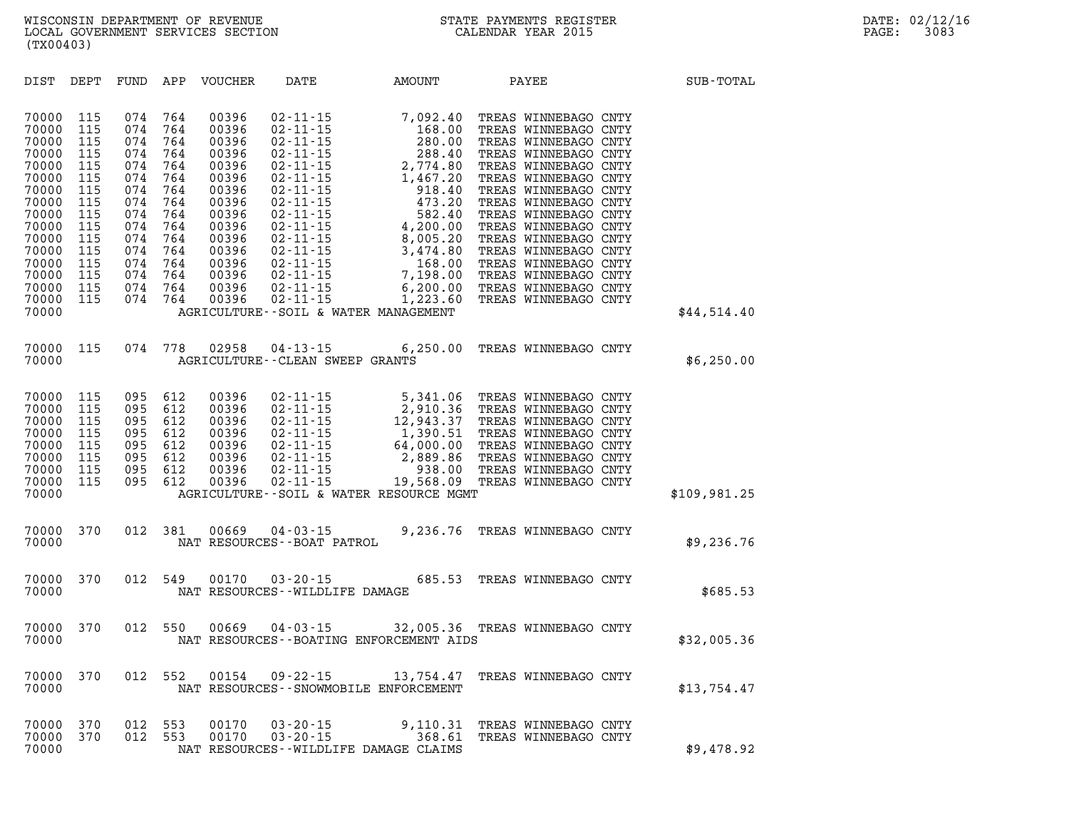WISCONSIN DEPARTMENT OF REVENUE
LOCAL GOVERNMENT SERVICES SECTION
(TX00403)

STATE PAYMENTS REGISTER
CALENDAR YEAR 2015

DATE: 02/12/16

| DIST | DEPT | FUND | APP | VOUCHER | DATE | AMOUNT | PAYEE | SUB-TOTAL |
|---|---|---|---|---|---|---|---|---|
| 70000 | 115 | 074 | 764 | 00396 | 02-11-15 | 7,092.40 | TREAS WINNEBAGO CNTY | |
| 70000 | 115 | 074 | 764 | 00396 | 02-11-15 | 168.00 | TREAS WINNEBAGO CNTY | |
| 70000 | 115 | 074 | 764 | 00396 | 02-11-15 | 280.00 | TREAS WINNEBAGO CNTY | |
| 70000 | 115 | 074 | 764 | 00396 | 02-11-15 | 288.40 | TREAS WINNEBAGO CNTY | |
| 70000 | 115 | 074 | 764 | 00396 | 02-11-15 | 2,774.80 | TREAS WINNEBAGO CNTY | |
| 70000 | 115 | 074 | 764 | 00396 | 02-11-15 | 1,467.20 | TREAS WINNEBAGO CNTY | |
| 70000 | 115 | 074 | 764 | 00396 | 02-11-15 | 918.40 | TREAS WINNEBAGO CNTY | |
| 70000 | 115 | 074 | 764 | 00396 | 02-11-15 | 473.20 | TREAS WINNEBAGO CNTY | |
| 70000 | 115 | 074 | 764 | 00396 | 02-11-15 | 582.40 | TREAS WINNEBAGO CNTY | |
| 70000 | 115 | 074 | 764 | 00396 | 02-11-15 | 4,200.00 | TREAS WINNEBAGO CNTY | |
| 70000 | 115 | 074 | 764 | 00396 | 02-11-15 | 8,005.20 | TREAS WINNEBAGO CNTY | |
| 70000 | 115 | 074 | 764 | 00396 | 02-11-15 | 3,474.80 | TREAS WINNEBAGO CNTY | |
| 70000 | 115 | 074 | 764 | 00396 | 02-11-15 | 168.00 | TREAS WINNEBAGO CNTY | |
| 70000 | 115 | 074 | 764 | 00396 | 02-11-15 | 7,198.00 | TREAS WINNEBAGO CNTY | |
| 70000 | 115 | 074 | 764 | 00396 | 02-11-15 | 6,200.00 | TREAS WINNEBAGO CNTY | |
| 70000 | 115 | 074 | 764 | 00396 | 02-11-15 | 1,223.60 | TREAS WINNEBAGO CNTY | |
| 70000 | | | | | AGRICULTURE--SOIL & WATER MANAGEMENT | | | $44,514.40 |
| 70000 | 115 | 074 | 778 | 02958 | 04-13-15 | 6,250.00 | TREAS WINNEBAGO CNTY | |
| 70000 | | | | | AGRICULTURE--CLEAN SWEEP GRANTS | | | $6,250.00 |
| 70000 | 115 | 095 | 612 | 00396 | 02-11-15 | 5,341.06 | TREAS WINNEBAGO CNTY | |
| 70000 | 115 | 095 | 612 | 00396 | 02-11-15 | 2,910.36 | TREAS WINNEBAGO CNTY | |
| 70000 | 115 | 095 | 612 | 00396 | 02-11-15 | 12,943.37 | TREAS WINNEBAGO CNTY | |
| 70000 | 115 | 095 | 612 | 00396 | 02-11-15 | 1,390.51 | TREAS WINNEBAGO CNTY | |
| 70000 | 115 | 095 | 612 | 00396 | 02-11-15 | 64,000.00 | TREAS WINNEBAGO CNTY | |
| 70000 | 115 | 095 | 612 | 00396 | 02-11-15 | 2,889.86 | TREAS WINNEBAGO CNTY | |
| 70000 | 115 | 095 | 612 | 00396 | 02-11-15 | 938.00 | TREAS WINNEBAGO CNTY | |
| 70000 | 115 | 095 | 612 | 00396 | 02-11-15 | 19,568.09 | TREAS WINNEBAGO CNTY | |
| 70000 | | | | | AGRICULTURE--SOIL & WATER RESOURCE MGMT | | | $109,981.25 |
| 70000 | 370 | 012 | 381 | 00669 | 04-03-15 | 9,236.76 | TREAS WINNEBAGO CNTY | |
| 70000 | | | | | NAT RESOURCES--BOAT PATROL | | | $9,236.76 |
| 70000 | 370 | 012 | 549 | 00170 | 03-20-15 | 685.53 | TREAS WINNEBAGO CNTY | |
| 70000 | | | | | NAT RESOURCES--WILDLIFE DAMAGE | | | $685.53 |
| 70000 | 370 | 012 | 550 | 00669 | 04-03-15 | 32,005.36 | TREAS WINNEBAGO CNTY | |
| 70000 | | | | | NAT RESOURCES--BOATING ENFORCEMENT AIDS | | | $32,005.36 |
| 70000 | 370 | 012 | 552 | 00154 | 09-22-15 | 13,754.47 | TREAS WINNEBAGO CNTY | |
| 70000 | | | | | NAT RESOURCES--SNOWMOBILE ENFORCEMENT | | | $13,754.47 |
| 70000 | 370 | 012 | 553 | 00170 | 03-20-15 | 9,110.31 | TREAS WINNEBAGO CNTY | |
| 70000 | 370 | 012 | 553 | 00170 | 03-20-15 | 368.61 | TREAS WINNEBAGO CNTY | |
| 70000 | | | | | NAT RESOURCES--WILDLIFE DAMAGE CLAIMS | | | $9,478.92 |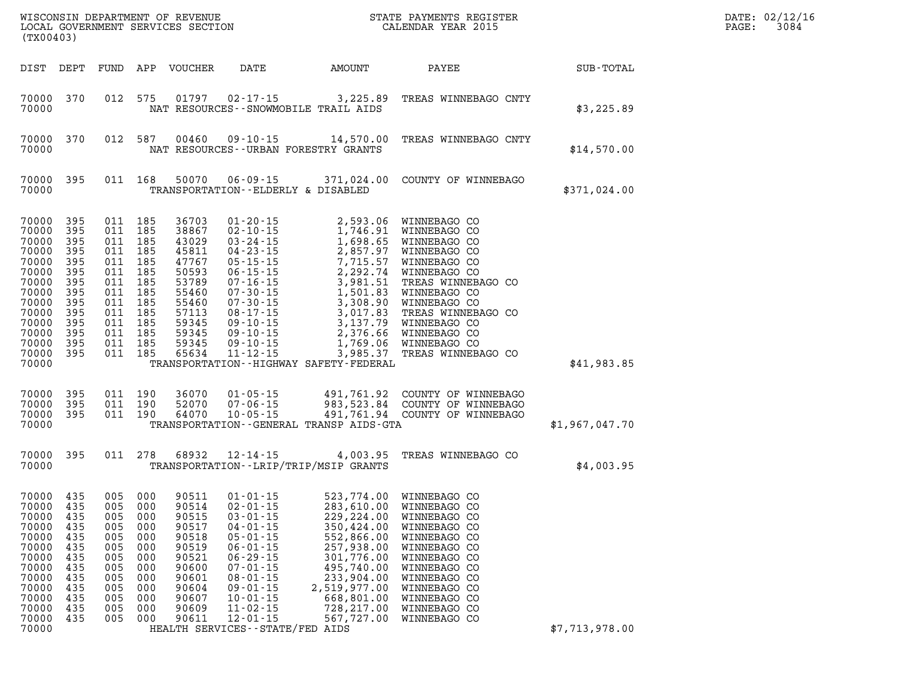| DIST | DEPT | FUND | APP | VOUCHER | DATE | AMOUNT | PAYEE | SUB-TOTAL |
|---|---|---|---|---|---|---|---|---|
| 70000 | 370 | 012 | 575 | 01797 | 02-17-15 | 3,225.89 | TREAS WINNEBAGO CNTY | |
| 70000 | | | | | NAT RESOURCES--SNOWMOBILE TRAIL AIDS | | | $3,225.89 |
| 70000 | 370 | 012 | 587 | 00460 | 09-10-15 | 14,570.00 | TREAS WINNEBAGO CNTY | |
| 70000 | | | | | NAT RESOURCES--URBAN FORESTRY GRANTS | | | $14,570.00 |
| 70000 | 395 | 011 | 168 | 50070 | 06-09-15 | 371,024.00 | COUNTY OF WINNEBAGO | |
| 70000 | | | | | TRANSPORTATION--ELDERLY & DISABLED | | | $371,024.00 |
| 70000 | 395 | 011 | 185 | 36703 | 01-20-15 | 2,593.06 | WINNEBAGO CO | |
| 70000 | 395 | 011 | 185 | 38867 | 02-10-15 | 1,746.91 | WINNEBAGO CO | |
| 70000 | 395 | 011 | 185 | 43029 | 03-24-15 | 1,698.65 | WINNEBAGO CO | |
| 70000 | 395 | 011 | 185 | 45811 | 04-23-15 | 2,857.97 | WINNEBAGO CO | |
| 70000 | 395 | 011 | 185 | 47767 | 05-15-15 | 7,715.57 | WINNEBAGO CO | |
| 70000 | 395 | 011 | 185 | 50593 | 06-15-15 | 2,292.74 | WINNEBAGO CO | |
| 70000 | 395 | 011 | 185 | 53789 | 07-16-15 | 3,981.51 | TREAS WINNEBAGO CO | |
| 70000 | 395 | 011 | 185 | 55460 | 07-30-15 | 1,501.83 | WINNEBAGO CO | |
| 70000 | 395 | 011 | 185 | 55460 | 07-30-15 | 3,308.90 | WINNEBAGO CO | |
| 70000 | 395 | 011 | 185 | 57113 | 08-17-15 | 3,017.83 | TREAS WINNEBAGO CO | |
| 70000 | 395 | 011 | 185 | 59345 | 09-10-15 | 3,137.79 | WINNEBAGO CO | |
| 70000 | 395 | 011 | 185 | 59345 | 09-10-15 | 2,376.66 | WINNEBAGO CO | |
| 70000 | 395 | 011 | 185 | 59345 | 09-10-15 | 1,769.06 | WINNEBAGO CO | |
| 70000 | 395 | 011 | 185 | 65634 | 11-12-15 | 3,985.37 | TREAS WINNEBAGO CO | |
| 70000 | | | | | TRANSPORTATION--HIGHWAY SAFETY-FEDERAL | | | $41,983.85 |
| 70000 | 395 | 011 | 190 | 36070 | 01-05-15 | 491,761.92 | COUNTY OF WINNEBAGO | |
| 70000 | 395 | 011 | 190 | 52070 | 07-06-15 | 983,523.84 | COUNTY OF WINNEBAGO | |
| 70000 | 395 | 011 | 190 | 64070 | 10-05-15 | 491,761.94 | COUNTY OF WINNEBAGO | |
| 70000 | | | | | TRANSPORTATION--GENERAL TRANSP AIDS-GTA | | | $1,967,047.70 |
| 70000 | 395 | 011 | 278 | 68932 | 12-14-15 | 4,003.95 | TREAS WINNEBAGO CO | |
| 70000 | | | | | TRANSPORTATION--LRIP/TRIP/MSIP GRANTS | | | $4,003.95 |
| 70000 | 435 | 005 | 000 | 90511 | 01-01-15 | 523,774.00 | WINNEBAGO CO | |
| 70000 | 435 | 005 | 000 | 90514 | 02-01-15 | 283,610.00 | WINNEBAGO CO | |
| 70000 | 435 | 005 | 000 | 90515 | 03-01-15 | 229,224.00 | WINNEBAGO CO | |
| 70000 | 435 | 005 | 000 | 90517 | 04-01-15 | 350,424.00 | WINNEBAGO CO | |
| 70000 | 435 | 005 | 000 | 90518 | 05-01-15 | 552,866.00 | WINNEBAGO CO | |
| 70000 | 435 | 005 | 000 | 90519 | 06-01-15 | 257,938.00 | WINNEBAGO CO | |
| 70000 | 435 | 005 | 000 | 90521 | 06-29-15 | 301,776.00 | WINNEBAGO CO | |
| 70000 | 435 | 005 | 000 | 90600 | 07-01-15 | 495,740.00 | WINNEBAGO CO | |
| 70000 | 435 | 005 | 000 | 90601 | 08-01-15 | 233,904.00 | WINNEBAGO CO | |
| 70000 | 435 | 005 | 000 | 90604 | 09-01-15 | 2,519,977.00 | WINNEBAGO CO | |
| 70000 | 435 | 005 | 000 | 90607 | 10-01-15 | 668,801.00 | WINNEBAGO CO | |
| 70000 | 435 | 005 | 000 | 90609 | 11-02-15 | 728,217.00 | WINNEBAGO CO | |
| 70000 | 435 | 005 | 000 | 90611 | 12-01-15 | 567,727.00 | WINNEBAGO CO | |
| 70000 | | | | | HEALTH SERVICES--STATE/FED AIDS | | | $7,713,978.00 |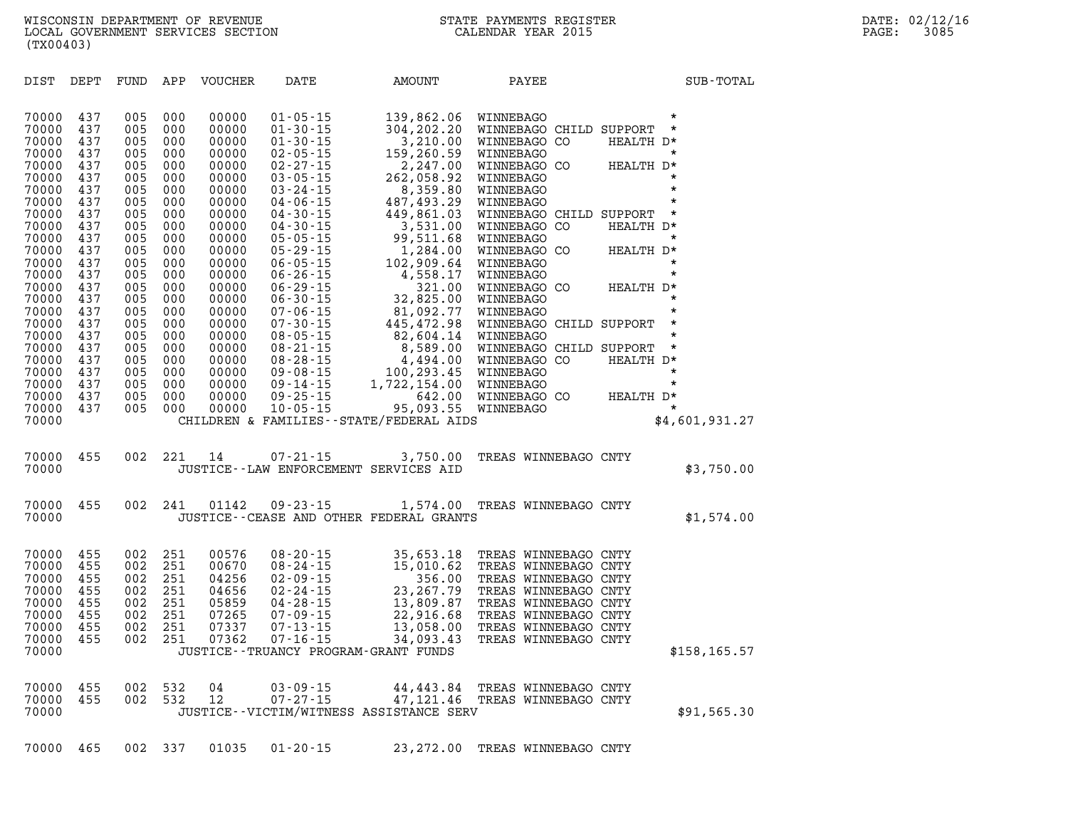| DIST | DEPT | FUND | APP | VOUCHER | DATE | AMOUNT | PAYEE | SUB-TOTAL |
|---|---|---|---|---|---|---|---|---|
| 70000 | 437 | 005 | 000 | 00000 | 01-05-15 | 139,862.06 | WINNEBAGO * | |
| 70000 | 437 | 005 | 000 | 00000 | 01-30-15 | 304,202.20 | WINNEBAGO CHILD SUPPORT * | |
| 70000 | 437 | 005 | 000 | 00000 | 01-30-15 | 3,210.00 | WINNEBAGO CO HEALTH D* | |
| 70000 | 437 | 005 | 000 | 00000 | 02-05-15 | 159,260.59 | WINNEBAGO * | |
| 70000 | 437 | 005 | 000 | 00000 | 02-27-15 | 2,247.00 | WINNEBAGO CO HEALTH D* | |
| 70000 | 437 | 005 | 000 | 00000 | 03-05-15 | 262,058.92 | WINNEBAGO * | |
| 70000 | 437 | 005 | 000 | 00000 | 03-24-15 | 8,359.80 | WINNEBAGO * | |
| 70000 | 437 | 005 | 000 | 00000 | 04-06-15 | 487,493.29 | WINNEBAGO * | |
| 70000 | 437 | 005 | 000 | 00000 | 04-30-15 | 449,861.03 | WINNEBAGO CHILD SUPPORT * | |
| 70000 | 437 | 005 | 000 | 00000 | 04-30-15 | 3,531.00 | WINNEBAGO CO HEALTH D* | |
| 70000 | 437 | 005 | 000 | 00000 | 05-05-15 | 99,511.68 | WINNEBAGO * | |
| 70000 | 437 | 005 | 000 | 00000 | 05-29-15 | 1,284.00 | WINNEBAGO CO HEALTH D* | |
| 70000 | 437 | 005 | 000 | 00000 | 06-05-15 | 102,909.64 | WINNEBAGO * | |
| 70000 | 437 | 005 | 000 | 00000 | 06-26-15 | 4,558.17 | WINNEBAGO * | |
| 70000 | 437 | 005 | 000 | 00000 | 06-29-15 | 321.00 | WINNEBAGO CO HEALTH D* | |
| 70000 | 437 | 005 | 000 | 00000 | 06-30-15 | 32,825.00 | WINNEBAGO * | |
| 70000 | 437 | 005 | 000 | 00000 | 07-06-15 | 81,092.77 | WINNEBAGO * | |
| 70000 | 437 | 005 | 000 | 00000 | 07-30-15 | 445,472.98 | WINNEBAGO CHILD SUPPORT * | |
| 70000 | 437 | 005 | 000 | 00000 | 08-05-15 | 82,604.14 | WINNEBAGO * | |
| 70000 | 437 | 005 | 000 | 00000 | 08-21-15 | 8,589.00 | WINNEBAGO CHILD SUPPORT * | |
| 70000 | 437 | 005 | 000 | 00000 | 08-28-15 | 4,494.00 | WINNEBAGO CO HEALTH D* | |
| 70000 | 437 | 005 | 000 | 00000 | 09-08-15 | 100,293.45 | WINNEBAGO * | |
| 70000 | 437 | 005 | 000 | 00000 | 09-14-15 | 1,722,154.00 | WINNEBAGO * | |
| 70000 | 437 | 005 | 000 | 00000 | 09-25-15 | 642.00 | WINNEBAGO CO HEALTH D* | |
| 70000 | 437 | 005 | 000 | 00000 | 10-05-15 | 95,093.55 | WINNEBAGO * | |
| 70000 | | | | | CHILDREN & FAMILIES--STATE/FEDERAL AIDS | | | $4,601,931.27 |
| 70000 | 455 | 002 | 221 | 14 | 07-21-15 | 3,750.00 | TREAS WINNEBAGO CNTY | |
| 70000 | | | | | JUSTICE--LAW ENFORCEMENT SERVICES AID | | | $3,750.00 |
| 70000 | 455 | 002 | 241 | 01142 | 09-23-15 | 1,574.00 | TREAS WINNEBAGO CNTY | |
| 70000 | | | | | JUSTICE--CEASE AND OTHER FEDERAL GRANTS | | | $1,574.00 |
| 70000 | 455 | 002 | 251 | 00576 | 08-20-15 | 35,653.18 | TREAS WINNEBAGO CNTY | |
| 70000 | 455 | 002 | 251 | 00670 | 08-24-15 | 15,010.62 | TREAS WINNEBAGO CNTY | |
| 70000 | 455 | 002 | 251 | 04256 | 02-09-15 | 356.00 | TREAS WINNEBAGO CNTY | |
| 70000 | 455 | 002 | 251 | 04656 | 02-24-15 | 23,267.79 | TREAS WINNEBAGO CNTY | |
| 70000 | 455 | 002 | 251 | 05859 | 04-28-15 | 13,809.87 | TREAS WINNEBAGO CNTY | |
| 70000 | 455 | 002 | 251 | 07265 | 07-09-15 | 22,916.68 | TREAS WINNEBAGO CNTY | |
| 70000 | 455 | 002 | 251 | 07337 | 07-13-15 | 13,058.00 | TREAS WINNEBAGO CNTY | |
| 70000 | 455 | 002 | 251 | 07362 | 07-16-15 | 34,093.43 | TREAS WINNEBAGO CNTY | |
| 70000 | | | | | JUSTICE--TRUANCY PROGRAM-GRANT FUNDS | | | $158,165.57 |
| 70000 | 455 | 002 | 532 | 04 | 03-09-15 | 44,443.84 | TREAS WINNEBAGO CNTY | |
| 70000 | 455 | 002 | 532 | 12 | 07-27-15 | 47,121.46 | TREAS WINNEBAGO CNTY | |
| 70000 | | | | | JUSTICE--VICTIM/WITNESS ASSISTANCE SERV | | | $91,565.30 |
| 70000 | 465 | 002 | 337 | 01035 | 01-20-15 | 23,272.00 | TREAS WINNEBAGO CNTY | |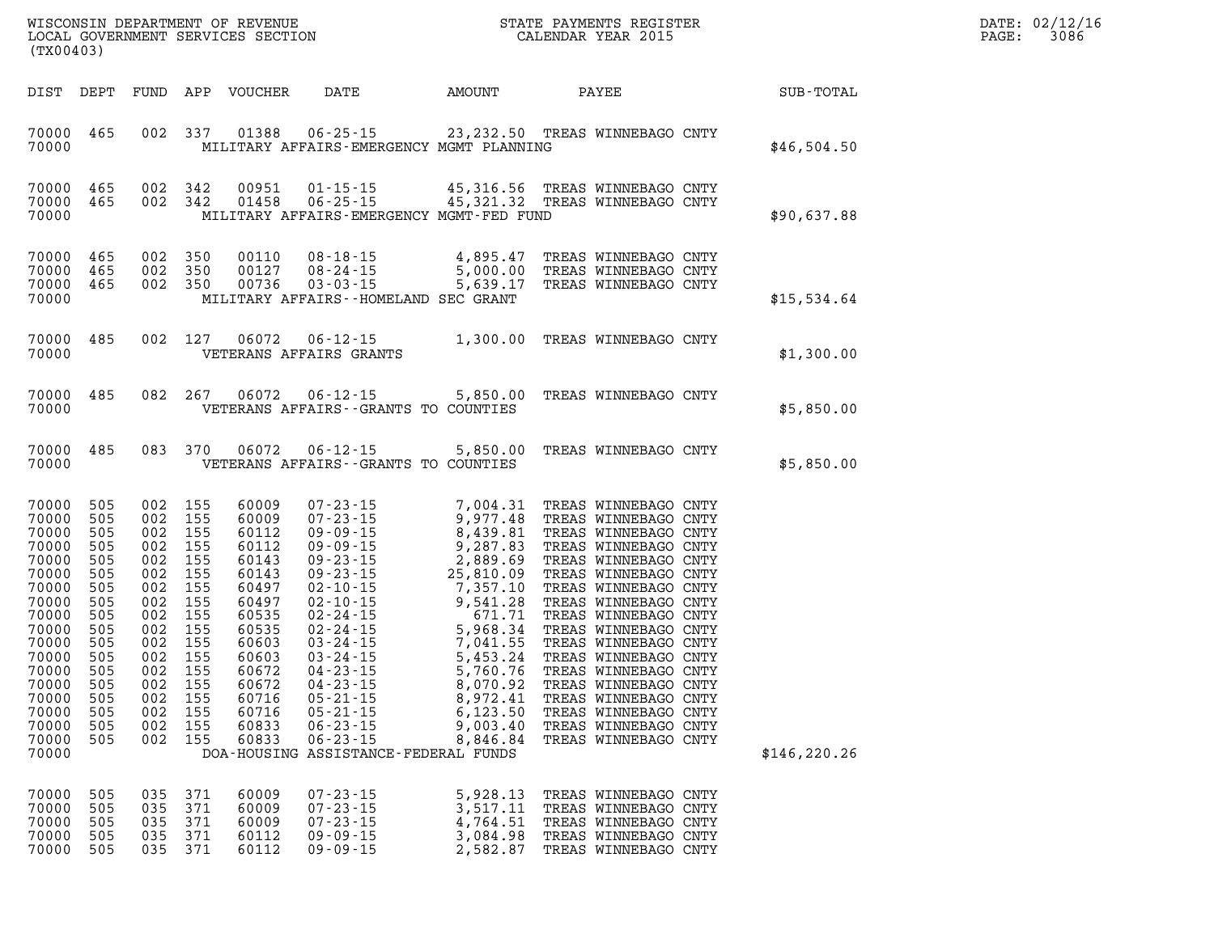WISCONSIN DEPARTMENT OF REVENUE
LOCAL GOVERNMENT SERVICES SECTION
(TX00403)

STATE PAYMENTS REGISTER
CALENDAR YEAR 2015

DATE: 02/12/16
PAGE: 3086

| DIST | DEPT | FUND | APP | VOUCHER | DATE | AMOUNT | PAYEE | SUB-TOTAL |
|---|---|---|---|---|---|---|---|---|
| 70000 | 465 | 002 | 337 | 01388 | 06-25-15 | 23,232.50 | TREAS WINNEBAGO CNTY | |
| 70000 | | | | | MILITARY AFFAIRS-EMERGENCY MGMT PLANNING | | | $46,504.50 |
| 70000 | 465 | 002 | 342 | 00951 | 01-15-15 | 45,316.56 | TREAS WINNEBAGO CNTY | |
| 70000 | 465 | 002 | 342 | 01458 | 06-25-15 | 45,321.32 | TREAS WINNEBAGO CNTY | |
| 70000 | | | | | MILITARY AFFAIRS-EMERGENCY MGMT-FED FUND | | | $90,637.88 |
| 70000 | 465 | 002 | 350 | 00110 | 08-18-15 | 4,895.47 | TREAS WINNEBAGO CNTY | |
| 70000 | 465 | 002 | 350 | 00127 | 08-24-15 | 5,000.00 | TREAS WINNEBAGO CNTY | |
| 70000 | 465 | 002 | 350 | 00736 | 03-03-15 | 5,639.17 | TREAS WINNEBAGO CNTY | |
| 70000 | | | | | MILITARY AFFAIRS--HOMELAND SEC GRANT | | | $15,534.64 |
| 70000 | 485 | 002 | 127 | 06072 | 06-12-15 | 1,300.00 | TREAS WINNEBAGO CNTY | |
| 70000 | | | | | VETERANS AFFAIRS GRANTS | | | $1,300.00 |
| 70000 | 485 | 082 | 267 | 06072 | 06-12-15 | 5,850.00 | TREAS WINNEBAGO CNTY | |
| 70000 | | | | | VETERANS AFFAIRS--GRANTS TO COUNTIES | | | $5,850.00 |
| 70000 | 485 | 083 | 370 | 06072 | 06-12-15 | 5,850.00 | TREAS WINNEBAGO CNTY | |
| 70000 | | | | | VETERANS AFFAIRS--GRANTS TO COUNTIES | | | $5,850.00 |
| 70000 | 505 | 002 | 155 | 60009 | 07-23-15 | 7,004.31 | TREAS WINNEBAGO CNTY | |
| 70000 | 505 | 002 | 155 | 60009 | 07-23-15 | 9,977.48 | TREAS WINNEBAGO CNTY | |
| 70000 | 505 | 002 | 155 | 60112 | 09-09-15 | 8,439.81 | TREAS WINNEBAGO CNTY | |
| 70000 | 505 | 002 | 155 | 60112 | 09-09-15 | 9,287.83 | TREAS WINNEBAGO CNTY | |
| 70000 | 505 | 002 | 155 | 60143 | 09-23-15 | 2,889.69 | TREAS WINNEBAGO CNTY | |
| 70000 | 505 | 002 | 155 | 60143 | 09-23-15 | 25,810.09 | TREAS WINNEBAGO CNTY | |
| 70000 | 505 | 002 | 155 | 60497 | 02-10-15 | 7,357.10 | TREAS WINNEBAGO CNTY | |
| 70000 | 505 | 002 | 155 | 60497 | 02-10-15 | 9,541.28 | TREAS WINNEBAGO CNTY | |
| 70000 | 505 | 002 | 155 | 60535 | 02-24-15 | 671.71 | TREAS WINNEBAGO CNTY | |
| 70000 | 505 | 002 | 155 | 60535 | 02-24-15 | 5,968.34 | TREAS WINNEBAGO CNTY | |
| 70000 | 505 | 002 | 155 | 60603 | 03-24-15 | 7,041.55 | TREAS WINNEBAGO CNTY | |
| 70000 | 505 | 002 | 155 | 60603 | 03-24-15 | 5,453.24 | TREAS WINNEBAGO CNTY | |
| 70000 | 505 | 002 | 155 | 60672 | 04-23-15 | 5,760.76 | TREAS WINNEBAGO CNTY | |
| 70000 | 505 | 002 | 155 | 60672 | 04-23-15 | 8,070.92 | TREAS WINNEBAGO CNTY | |
| 70000 | 505 | 002 | 155 | 60716 | 05-21-15 | 8,972.41 | TREAS WINNEBAGO CNTY | |
| 70000 | 505 | 002 | 155 | 60716 | 05-21-15 | 6,123.50 | TREAS WINNEBAGO CNTY | |
| 70000 | 505 | 002 | 155 | 60833 | 06-23-15 | 9,003.40 | TREAS WINNEBAGO CNTY | |
| 70000 | 505 | 002 | 155 | 60833 | 06-23-15 | 8,846.84 | TREAS WINNEBAGO CNTY | |
| 70000 | | | | | DOA-HOUSING ASSISTANCE-FEDERAL FUNDS | | | $146,220.26 |
| 70000 | 505 | 035 | 371 | 60009 | 07-23-15 | 5,928.13 | TREAS WINNEBAGO CNTY | |
| 70000 | 505 | 035 | 371 | 60009 | 07-23-15 | 3,517.11 | TREAS WINNEBAGO CNTY | |
| 70000 | 505 | 035 | 371 | 60009 | 07-23-15 | 4,764.51 | TREAS WINNEBAGO CNTY | |
| 70000 | 505 | 035 | 371 | 60112 | 09-09-15 | 3,084.98 | TREAS WINNEBAGO CNTY | |
| 70000 | 505 | 035 | 371 | 60112 | 09-09-15 | 2,582.87 | TREAS WINNEBAGO CNTY | |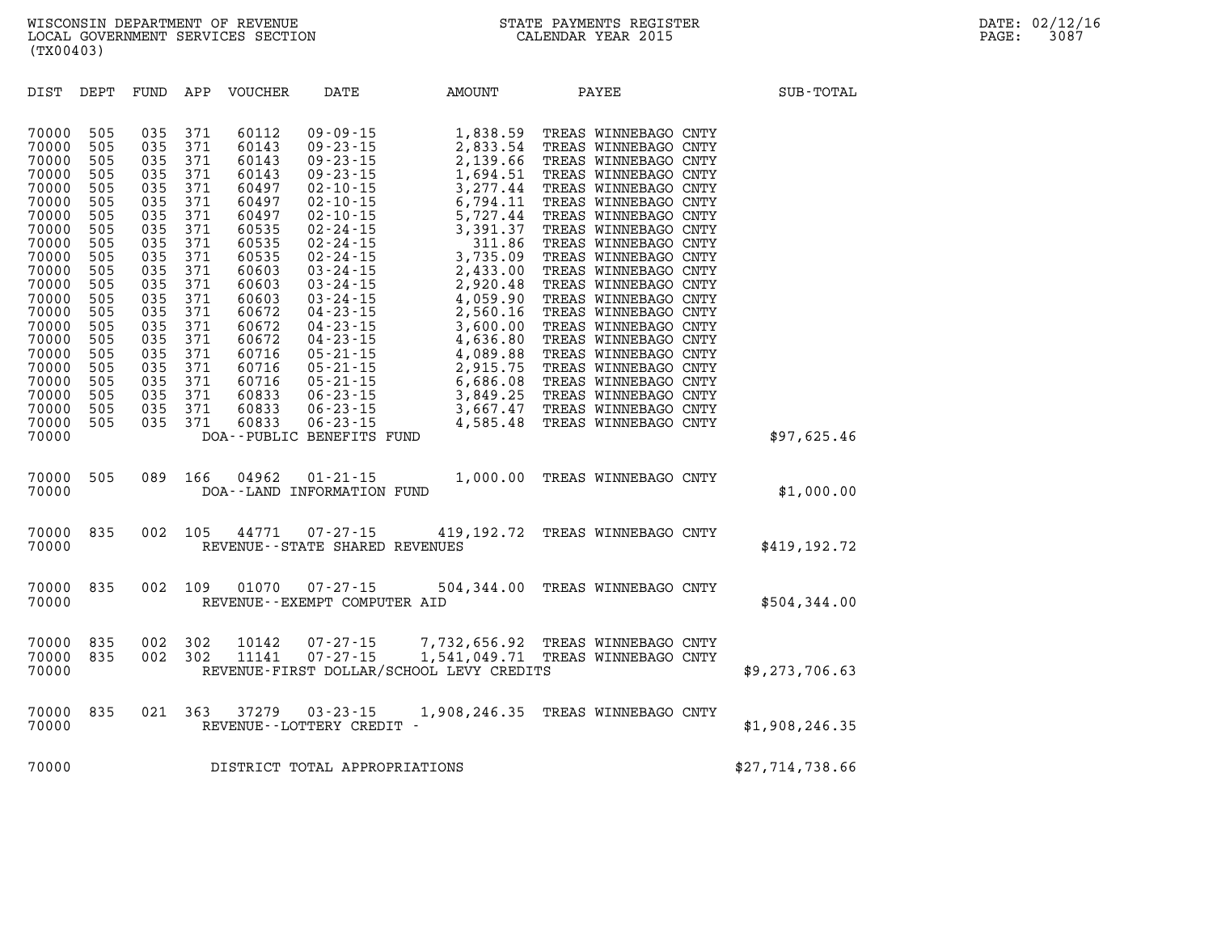WISCONSIN DEPARTMENT OF REVENUE
LOCAL GOVERNMENT SERVICES SECTION
(TX00403)

STATE PAYMENTS REGISTER
CALENDAR YEAR 2015

DATE: 02/12/16

| DIST | DEPT | FUND | APP | VOUCHER | DATE | AMOUNT | PAYEE | SUB-TOTAL |
|---|---|---|---|---|---|---|---|---|
| 70000 | 505 | 035 | 371 | 60112 | 09-09-15 | 1,838.59 | TREAS WINNEBAGO CNTY | |
| 70000 | 505 | 035 | 371 | 60143 | 09-23-15 | 2,833.54 | TREAS WINNEBAGO CNTY | |
| 70000 | 505 | 035 | 371 | 60143 | 09-23-15 | 2,139.66 | TREAS WINNEBAGO CNTY | |
| 70000 | 505 | 035 | 371 | 60143 | 09-23-15 | 1,694.51 | TREAS WINNEBAGO CNTY | |
| 70000 | 505 | 035 | 371 | 60497 | 02-10-15 | 3,277.44 | TREAS WINNEBAGO CNTY | |
| 70000 | 505 | 035 | 371 | 60497 | 02-10-15 | 6,794.11 | TREAS WINNEBAGO CNTY | |
| 70000 | 505 | 035 | 371 | 60497 | 02-10-15 | 5,727.44 | TREAS WINNEBAGO CNTY | |
| 70000 | 505 | 035 | 371 | 60535 | 02-24-15 | 3,391.37 | TREAS WINNEBAGO CNTY | |
| 70000 | 505 | 035 | 371 | 60535 | 02-24-15 | 311.86 | TREAS WINNEBAGO CNTY | |
| 70000 | 505 | 035 | 371 | 60535 | 02-24-15 | 3,735.09 | TREAS WINNEBAGO CNTY | |
| 70000 | 505 | 035 | 371 | 60603 | 03-24-15 | 2,433.00 | TREAS WINNEBAGO CNTY | |
| 70000 | 505 | 035 | 371 | 60603 | 03-24-15 | 2,920.48 | TREAS WINNEBAGO CNTY | |
| 70000 | 505 | 035 | 371 | 60603 | 03-24-15 | 4,059.90 | TREAS WINNEBAGO CNTY | |
| 70000 | 505 | 035 | 371 | 60672 | 04-23-15 | 2,560.16 | TREAS WINNEBAGO CNTY | |
| 70000 | 505 | 035 | 371 | 60672 | 04-23-15 | 3,600.00 | TREAS WINNEBAGO CNTY | |
| 70000 | 505 | 035 | 371 | 60672 | 04-23-15 | 4,636.80 | TREAS WINNEBAGO CNTY | |
| 70000 | 505 | 035 | 371 | 60716 | 05-21-15 | 4,089.88 | TREAS WINNEBAGO CNTY | |
| 70000 | 505 | 035 | 371 | 60716 | 05-21-15 | 2,915.75 | TREAS WINNEBAGO CNTY | |
| 70000 | 505 | 035 | 371 | 60716 | 05-21-15 | 6,686.08 | TREAS WINNEBAGO CNTY | |
| 70000 | 505 | 035 | 371 | 60833 | 06-23-15 | 3,849.25 | TREAS WINNEBAGO CNTY | |
| 70000 | 505 | 035 | 371 | 60833 | 06-23-15 | 3,667.47 | TREAS WINNEBAGO CNTY | |
| 70000 | 505 | 035 | 371 | 60833 | 06-23-15 | 4,585.48 | TREAS WINNEBAGO CNTY | |
| 70000 | | | | DOA--PUBLIC BENEFITS FUND | | | | $97,625.46 |
| 70000 | 505 | 089 | 166 | 04962 | 01-21-15 | 1,000.00 | TREAS WINNEBAGO CNTY | |
| 70000 | | | | DOA--LAND INFORMATION FUND | | | | $1,000.00 |
| 70000 | 835 | 002 | 105 | 44771 | 07-27-15 | 419,192.72 | TREAS WINNEBAGO CNTY | |
| 70000 | | | | REVENUE--STATE SHARED REVENUES | | | | $419,192.72 |
| 70000 | 835 | 002 | 109 | 01070 | 07-27-15 | 504,344.00 | TREAS WINNEBAGO CNTY | |
| 70000 | | | | REVENUE--EXEMPT COMPUTER AID | | | | $504,344.00 |
| 70000 | 835 | 002 | 302 | 10142 | 07-27-15 | 7,732,656.92 | TREAS WINNEBAGO CNTY | |
| 70000 | 835 | 002 | 302 | 11141 | 07-27-15 | 1,541,049.71 | TREAS WINNEBAGO CNTY | |
| 70000 | | | | REVENUE-FIRST DOLLAR/SCHOOL LEVY CREDITS | | | | $9,273,706.63 |
| 70000 | 835 | 021 | 363 | 37279 | 03-23-15 | 1,908,246.35 | TREAS WINNEBAGO CNTY | |
| 70000 | | | | REVENUE--LOTTERY CREDIT - | | | | $1,908,246.35 |
| 70000 | | | | DISTRICT TOTAL APPROPRIATIONS | | | | $27,714,738.66 |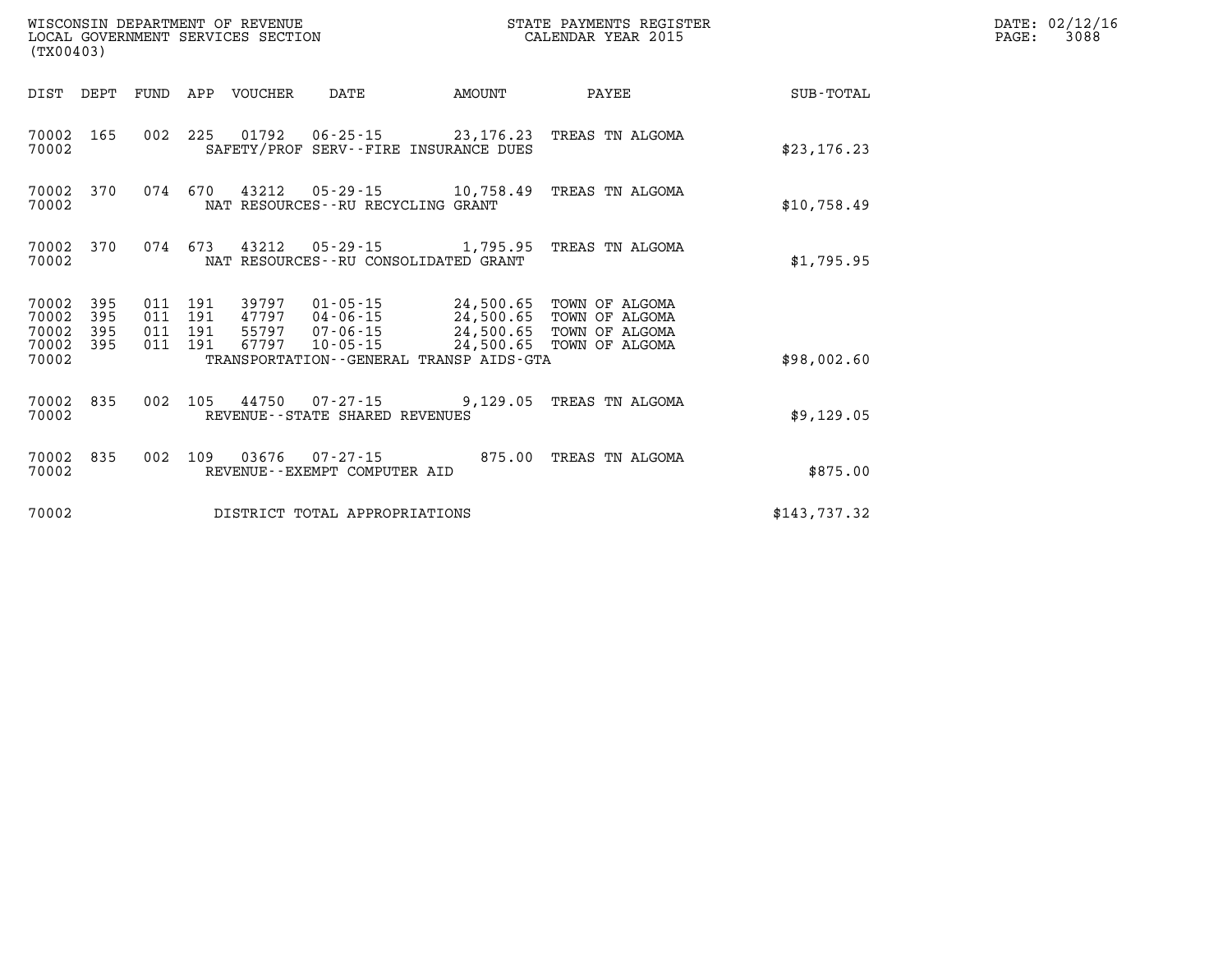WISCONSIN DEPARTMENT OF REVENUE
LOCAL GOVERNMENT SERVICES SECTION
(TX00403)

STATE PAYMENTS REGISTER
CALENDAR YEAR 2015

DATE: 02/12/16
PAGE: 3088

| DIST | DEPT | FUND | APP | VOUCHER | DATE | AMOUNT | PAYEE | SUB-TOTAL |
|---|---|---|---|---|---|---|---|---|
| 70002 | 165 | 002 | 225 | 01792 | 06-25-15 | 23,176.23 | TREAS TN ALGOMA | |
| 70002 | | | | SAFETY/PROF SERV--FIRE INSURANCE DUES | | | | $23,176.23 |
| 70002 | 370 | 074 | 670 | 43212 | 05-29-15 | 10,758.49 | TREAS TN ALGOMA | |
| 70002 | | | | NAT RESOURCES--RU RECYCLING GRANT | | | | $10,758.49 |
| 70002 | 370 | 074 | 673 | 43212 | 05-29-15 | 1,795.95 | TREAS TN ALGOMA | |
| 70002 | | | | NAT RESOURCES--RU CONSOLIDATED GRANT | | | | $1,795.95 |
| 70002 | 395 | 011 | 191 | 39797 | 01-05-15 | 24,500.65 | TOWN OF ALGOMA | |
| 70002 | 395 | 011 | 191 | 47797 | 04-06-15 | 24,500.65 | TOWN OF ALGOMA | |
| 70002 | 395 | 011 | 191 | 55797 | 07-06-15 | 24,500.65 | TOWN OF ALGOMA | |
| 70002 | 395 | 011 | 191 | 67797 | 10-05-15 | 24,500.65 | TOWN OF ALGOMA | |
| 70002 | | | | TRANSPORTATION--GENERAL TRANSP AIDS-GTA | | | | $98,002.60 |
| 70002 | 835 | 002 | 105 | 44750 | 07-27-15 | 9,129.05 | TREAS TN ALGOMA | |
| 70002 | | | | REVENUE--STATE SHARED REVENUES | | | | $9,129.05 |
| 70002 | 835 | 002 | 109 | 03676 | 07-27-15 | 875.00 | TREAS TN ALGOMA | |
| 70002 | | | | REVENUE--EXEMPT COMPUTER AID | | | | $875.00 |
| 70002 | | | | DISTRICT TOTAL APPROPRIATIONS | | | | $143,737.32 |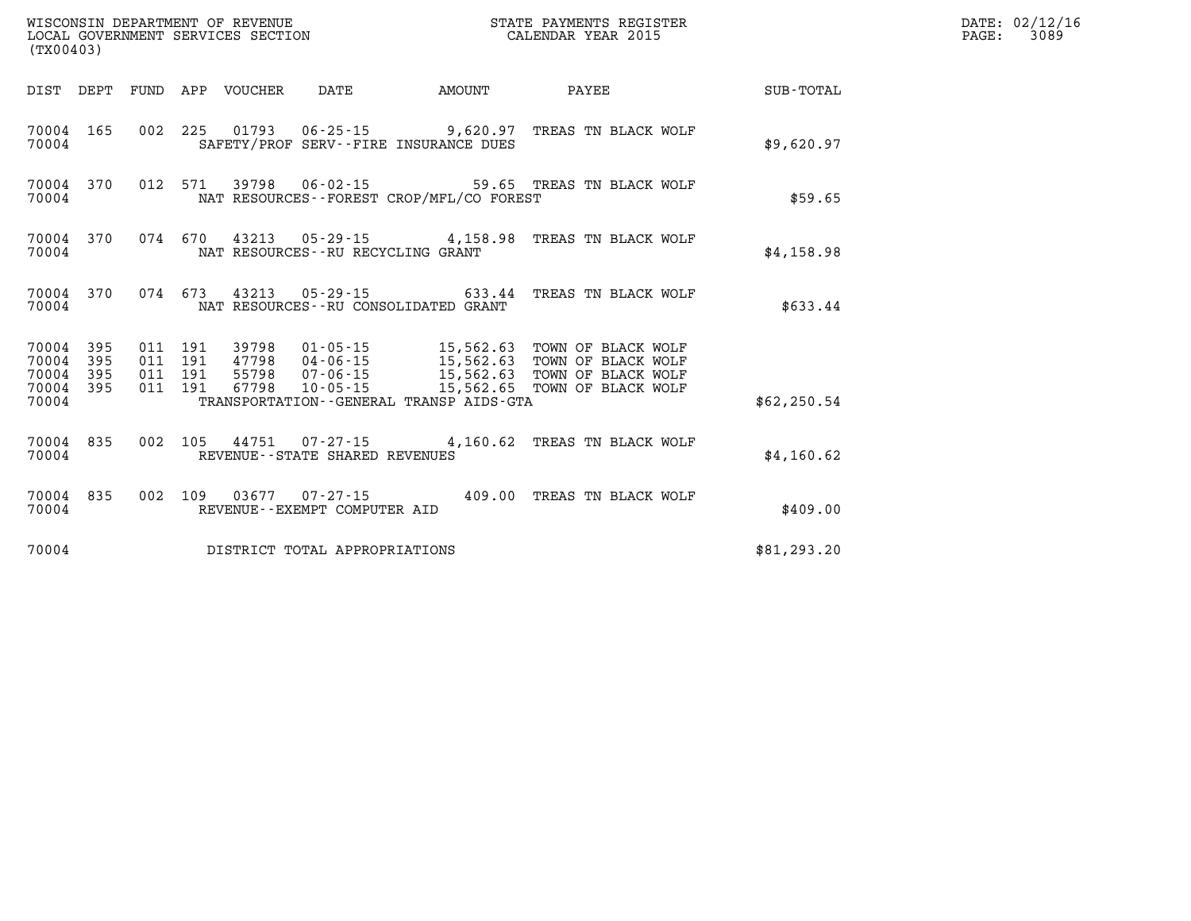WISCONSIN DEPARTMENT OF REVENUE
LOCAL GOVERNMENT SERVICES SECTION
(TX00403)

STATE PAYMENTS REGISTER
CALENDAR YEAR 2015

DATE: 02/12/16
PAGE: 3089

| DIST | DEPT | FUND | APP | VOUCHER | DATE | AMOUNT | PAYEE | SUB-TOTAL |
|---|---|---|---|---|---|---|---|---|
| 70004 | 165 | 002 | 225 | 01793 | 06-25-15 | 9,620.97 | TREAS TN BLACK WOLF | |
| 70004 | | | | | SAFETY/PROF SERV--FIRE INSURANCE DUES | | | $9,620.97 |
| 70004 | 370 | 012 | 571 | 39798 | 06-02-15 | 59.65 | TREAS TN BLACK WOLF | |
| 70004 | | | | | NAT RESOURCES--FOREST CROP/MFL/CO FOREST | | | $59.65 |
| 70004 | 370 | 074 | 670 | 43213 | 05-29-15 | 4,158.98 | TREAS TN BLACK WOLF | |
| 70004 | | | | | NAT RESOURCES--RU RECYCLING GRANT | | | $4,158.98 |
| 70004 | 370 | 074 | 673 | 43213 | 05-29-15 | 633.44 | TREAS TN BLACK WOLF | |
| 70004 | | | | | NAT RESOURCES--RU CONSOLIDATED GRANT | | | $633.44 |
| 70004 | 395 | 011 | 191 | 39798 | 01-05-15 | 15,562.63 | TOWN OF BLACK WOLF | |
| 70004 | 395 | 011 | 191 | 47798 | 04-06-15 | 15,562.63 | TOWN OF BLACK WOLF | |
| 70004 | 395 | 011 | 191 | 55798 | 07-06-15 | 15,562.63 | TOWN OF BLACK WOLF | |
| 70004 | 395 | 011 | 191 | 67798 | 10-05-15 | 15,562.65 | TOWN OF BLACK WOLF | |
| 70004 | | | | | TRANSPORTATION--GENERAL TRANSP AIDS-GTA | | | $62,250.54 |
| 70004 | 835 | 002 | 105 | 44751 | 07-27-15 | 4,160.62 | TREAS TN BLACK WOLF | |
| 70004 | | | | | REVENUE--STATE SHARED REVENUES | | | $4,160.62 |
| 70004 | 835 | 002 | 109 | 03677 | 07-27-15 | 409.00 | TREAS TN BLACK WOLF | |
| 70004 | | | | | REVENUE--EXEMPT COMPUTER AID | | | $409.00 |
| 70004 | | | | | DISTRICT TOTAL APPROPRIATIONS | | | $81,293.20 |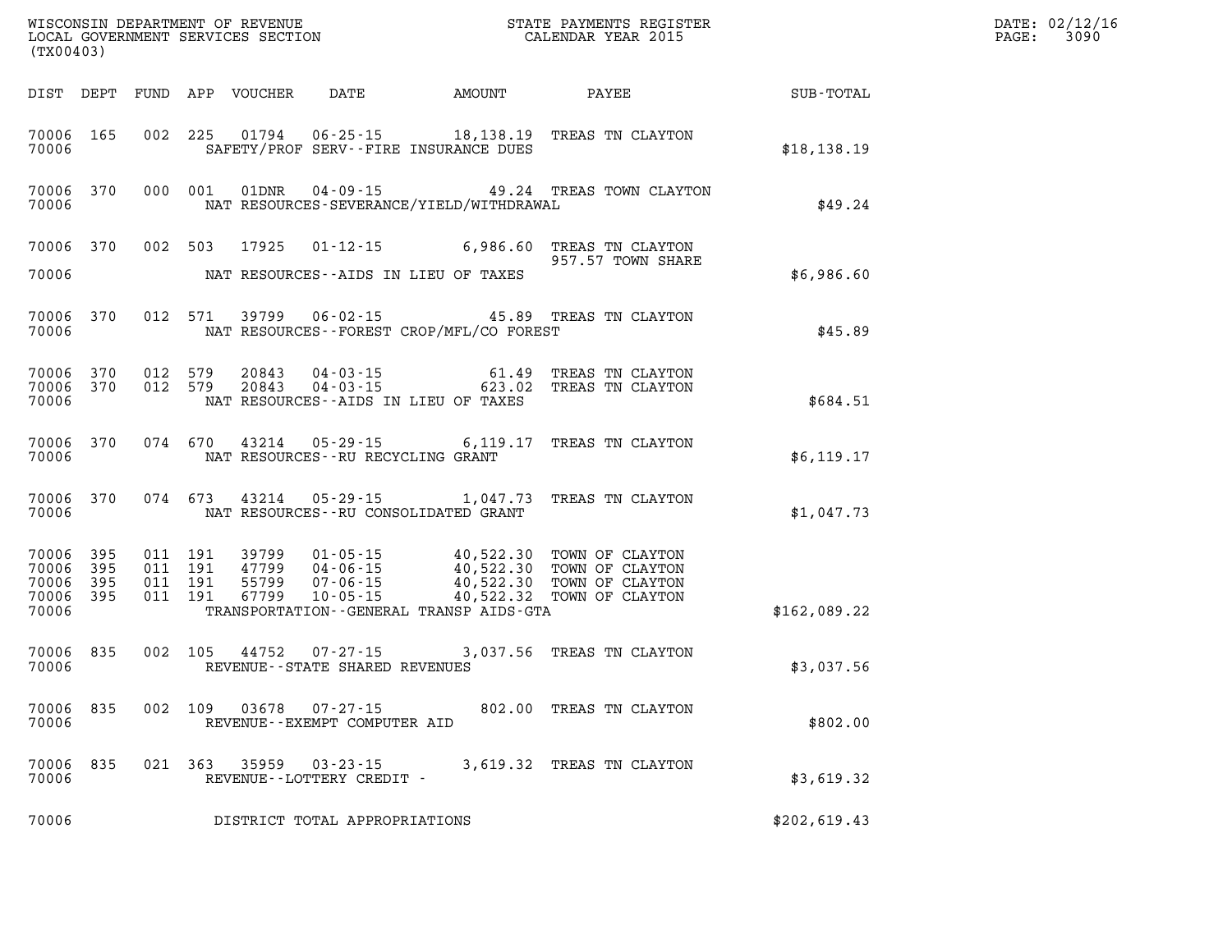WISCONSIN DEPARTMENT OF REVENUE
LOCAL GOVERNMENT SERVICES SECTION
(TX00403)

STATE PAYMENTS REGISTER
CALENDAR YEAR 2015

DATE: 02/12/16
PAGE: 3090

| DIST | DEPT | FUND | APP | VOUCHER | DATE | AMOUNT | PAYEE | SUB-TOTAL |
|---|---|---|---|---|---|---|---|---|
| 70006 | 165 | 002 | 225 | 01794 | 06-25-15 | 18,138.19 | TREAS TN CLAYTON | |
| 70006 | | | | | SAFETY/PROF SERV--FIRE INSURANCE DUES | | | $18,138.19 |
| 70006 | 370 | 000 | 001 | 01DNR | 04-09-15 | 49.24 | TREAS TOWN CLAYTON | |
| 70006 | | | | | NAT RESOURCES-SEVERANCE/YIELD/WITHDRAWAL | | | $49.24 |
| 70006 | 370 | 002 | 503 | 17925 | 01-12-15 | 6,986.60 | TREAS TN CLAYTON 957.57 TOWN SHARE | |
| 70006 | | | | | NAT RESOURCES--AIDS IN LIEU OF TAXES | | | $6,986.60 |
| 70006 | 370 | 012 | 571 | 39799 | 06-02-15 | 45.89 | TREAS TN CLAYTON | |
| 70006 | | | | | NAT RESOURCES--FOREST CROP/MFL/CO FOREST | | | $45.89 |
| 70006 | 370 | 012 | 579 | 20843 | 04-03-15 | 61.49 | TREAS TN CLAYTON | |
| 70006 | 370 | 012 | 579 | 20843 | 04-03-15 | 623.02 | TREAS TN CLAYTON | |
| 70006 | | | | | NAT RESOURCES--AIDS IN LIEU OF TAXES | | | $684.51 |
| 70006 | 370 | 074 | 670 | 43214 | 05-29-15 | 6,119.17 | TREAS TN CLAYTON | |
| 70006 | | | | | NAT RESOURCES--RU RECYCLING GRANT | | | $6,119.17 |
| 70006 | 370 | 074 | 673 | 43214 | 05-29-15 | 1,047.73 | TREAS TN CLAYTON | |
| 70006 | | | | | NAT RESOURCES--RU CONSOLIDATED GRANT | | | $1,047.73 |
| 70006 | 395 | 011 | 191 | 39799 | 01-05-15 | 40,522.30 | TOWN OF CLAYTON | |
| 70006 | 395 | 011 | 191 | 47799 | 04-06-15 | 40,522.30 | TOWN OF CLAYTON | |
| 70006 | 395 | 011 | 191 | 55799 | 07-06-15 | 40,522.30 | TOWN OF CLAYTON | |
| 70006 | 395 | 011 | 191 | 67799 | 10-05-15 | 40,522.32 | TOWN OF CLAYTON | |
| 70006 | | | | | TRANSPORTATION--GENERAL TRANSP AIDS-GTA | | | $162,089.22 |
| 70006 | 835 | 002 | 105 | 44752 | 07-27-15 | 3,037.56 | TREAS TN CLAYTON | |
| 70006 | | | | | REVENUE--STATE SHARED REVENUES | | | $3,037.56 |
| 70006 | 835 | 002 | 109 | 03678 | 07-27-15 | 802.00 | TREAS TN CLAYTON | |
| 70006 | | | | | REVENUE--EXEMPT COMPUTER AID | | | $802.00 |
| 70006 | 835 | 021 | 363 | 35959 | 03-23-15 | 3,619.32 | TREAS TN CLAYTON | |
| 70006 | | | | | REVENUE--LOTTERY CREDIT - | | | $3,619.32 |
| 70006 | | | | | DISTRICT TOTAL APPROPRIATIONS | | | $202,619.43 |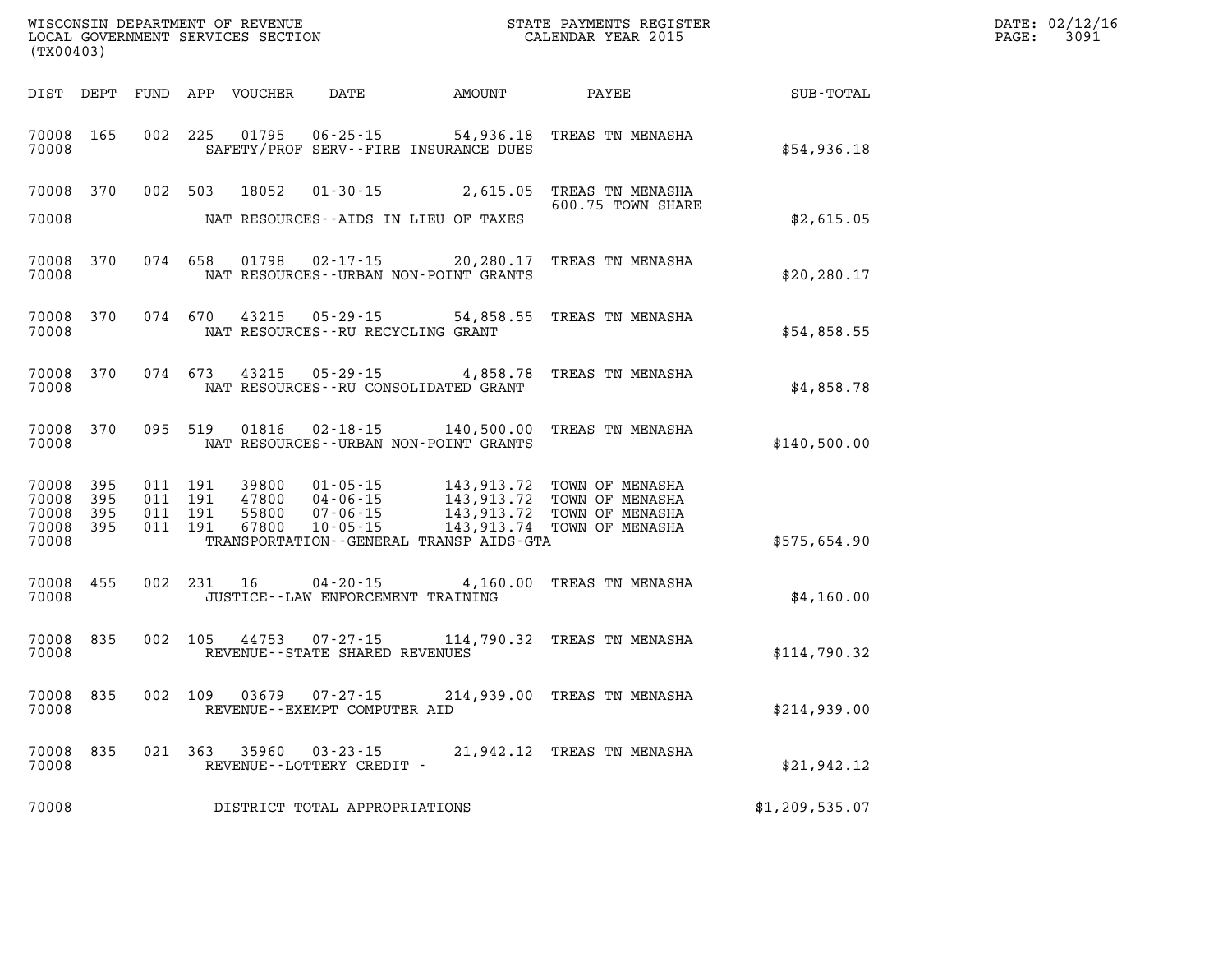WISCONSIN DEPARTMENT OF REVENUE
LOCAL GOVERNMENT SERVICES SECTION
(TX00403)

STATE PAYMENTS REGISTER
CALENDAR YEAR 2015

DATE: 02/12/16
PAGE: 3091

| DIST | DEPT | FUND | APP | VOUCHER | DATE | AMOUNT | PAYEE | SUB-TOTAL |
|---|---|---|---|---|---|---|---|---|
| 70008 | 165 | 002 | 225 | 01795 | 06-25-15 | 54,936.18 | TREAS TN MENASHA | |
| 70008 | | | | SAFETY/PROF SERV--FIRE INSURANCE DUES | | | | $54,936.18 |
| 70008 | 370 | 002 | 503 | 18052 | 01-30-15 | 2,615.05 | TREAS TN MENASHA 600.75 TOWN SHARE | |
| 70008 | | | | NAT RESOURCES--AIDS IN LIEU OF TAXES | | | | $2,615.05 |
| 70008 | 370 | 074 | 658 | 01798 | 02-17-15 | 20,280.17 | TREAS TN MENASHA | |
| 70008 | | | | NAT RESOURCES--URBAN NON-POINT GRANTS | | | | $20,280.17 |
| 70008 | 370 | 074 | 670 | 43215 | 05-29-15 | 54,858.55 | TREAS TN MENASHA | |
| 70008 | | | | NAT RESOURCES--RU RECYCLING GRANT | | | | $54,858.55 |
| 70008 | 370 | 074 | 673 | 43215 | 05-29-15 | 4,858.78 | TREAS TN MENASHA | |
| 70008 | | | | NAT RESOURCES--RU CONSOLIDATED GRANT | | | | $4,858.78 |
| 70008 | 370 | 095 | 519 | 01816 | 02-18-15 | 140,500.00 | TREAS TN MENASHA | |
| 70008 | | | | NAT RESOURCES--URBAN NON-POINT GRANTS | | | | $140,500.00 |
| 70008 | 395 | 011 | 191 | 39800 | 01-05-15 | 143,913.72 | TOWN OF MENASHA | |
| 70008 | 395 | 011 | 191 | 47800 | 04-06-15 | 143,913.72 | TOWN OF MENASHA | |
| 70008 | 395 | 011 | 191 | 55800 | 07-06-15 | 143,913.72 | TOWN OF MENASHA | |
| 70008 | 395 | 011 | 191 | 67800 | 10-05-15 | 143,913.74 | TOWN OF MENASHA | |
| 70008 | | | | TRANSPORTATION--GENERAL TRANSP AIDS-GTA | | | | $575,654.90 |
| 70008 | 455 | 002 | 231 | 16 | 04-20-15 | 4,160.00 | TREAS TN MENASHA | |
| 70008 | | | | JUSTICE--LAW ENFORCEMENT TRAINING | | | | $4,160.00 |
| 70008 | 835 | 002 | 105 | 44753 | 07-27-15 | 114,790.32 | TREAS TN MENASHA | |
| 70008 | | | | REVENUE--STATE SHARED REVENUES | | | | $114,790.32 |
| 70008 | 835 | 002 | 109 | 03679 | 07-27-15 | 214,939.00 | TREAS TN MENASHA | |
| 70008 | | | | REVENUE--EXEMPT COMPUTER AID | | | | $214,939.00 |
| 70008 | 835 | 021 | 363 | 35960 | 03-23-15 | 21,942.12 | TREAS TN MENASHA | |
| 70008 | | | | REVENUE--LOTTERY CREDIT - | | | | $21,942.12 |
| 70008 | | | | DISTRICT TOTAL APPROPRIATIONS | | | | $1,209,535.07 |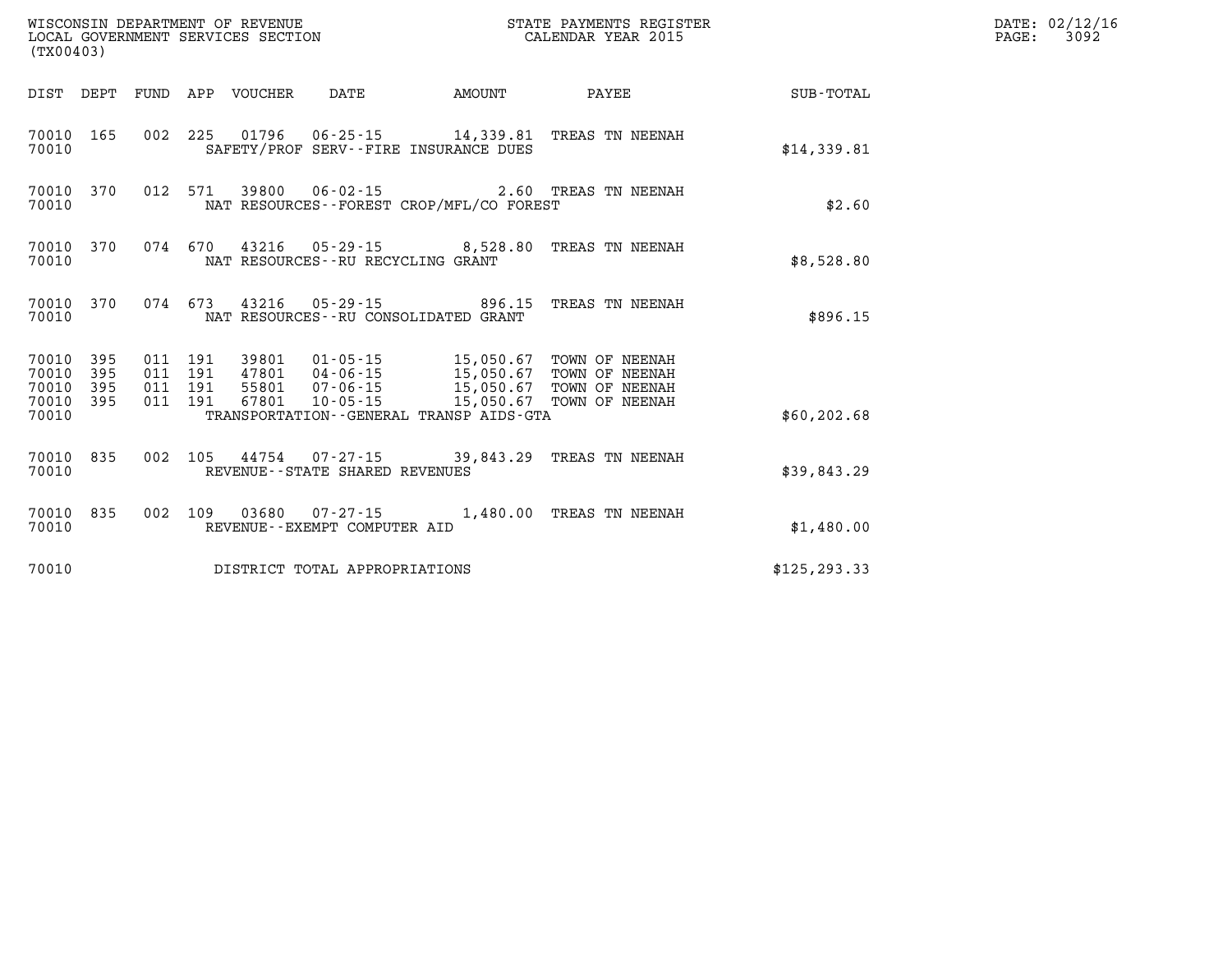WISCONSIN DEPARTMENT OF REVENUE
LOCAL GOVERNMENT SERVICES SECTION
(TX00403)

STATE PAYMENTS REGISTER
CALENDAR YEAR 2015

| DIST | DEPT | FUND | APP | VOUCHER | DATE | AMOUNT | PAYEE | SUB-TOTAL |
|---|---|---|---|---|---|---|---|---|
| 70010 | 165 | 002 | 225 | 01796 | 06-25-15 | 14,339.81 | TREAS TN NEENAH | |
| 70010 | | | | SAFETY/PROF SERV--FIRE INSURANCE DUES | | | | $14,339.81 |
| 70010 | 370 | 012 | 571 | 39800 | 06-02-15 | 2.60 | TREAS TN NEENAH | |
| 70010 | | | | NAT RESOURCES--FOREST CROP/MFL/CO FOREST | | | | $2.60 |
| 70010 | 370 | 074 | 670 | 43216 | 05-29-15 | 8,528.80 | TREAS TN NEENAH | |
| 70010 | | | | NAT RESOURCES--RU RECYCLING GRANT | | | | $8,528.80 |
| 70010 | 370 | 074 | 673 | 43216 | 05-29-15 | 896.15 | TREAS TN NEENAH | |
| 70010 | | | | NAT RESOURCES--RU CONSOLIDATED GRANT | | | | $896.15 |
| 70010 | 395 | 011 | 191 | 39801 | 01-05-15 | 15,050.67 | TOWN OF NEENAH | |
| 70010 | 395 | 011 | 191 | 47801 | 04-06-15 | 15,050.67 | TOWN OF NEENAH | |
| 70010 | 395 | 011 | 191 | 55801 | 07-06-15 | 15,050.67 | TOWN OF NEENAH | |
| 70010 | 395 | 011 | 191 | 67801 | 10-05-15 | 15,050.67 | TOWN OF NEENAH | |
| 70010 | | | | TRANSPORTATION--GENERAL TRANSP AIDS-GTA | | | | $60,202.68 |
| 70010 | 835 | 002 | 105 | 44754 | 07-27-15 | 39,843.29 | TREAS TN NEENAH | |
| 70010 | | | | REVENUE--STATE SHARED REVENUES | | | | $39,843.29 |
| 70010 | 835 | 002 | 109 | 03680 | 07-27-15 | 1,480.00 | TREAS TN NEENAH | |
| 70010 | | | | REVENUE--EXEMPT COMPUTER AID | | | | $1,480.00 |
| 70010 | | | | DISTRICT TOTAL APPROPRIATIONS | | | | $125,293.33 |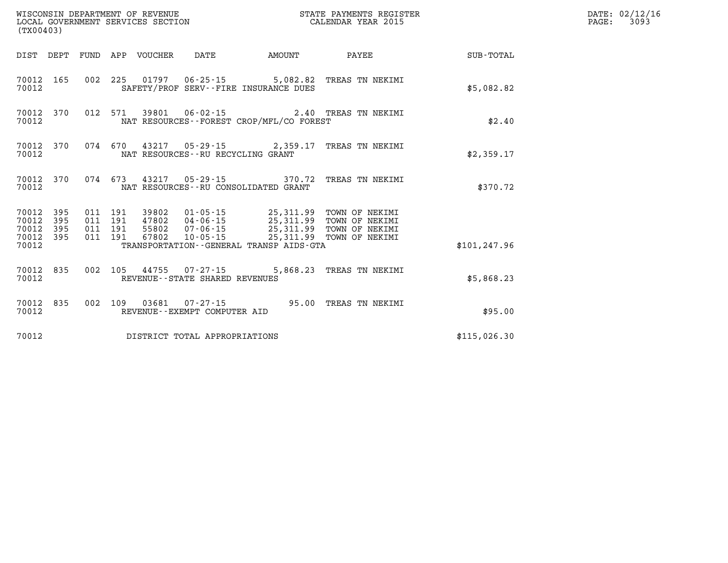WISCONSIN DEPARTMENT OF REVENUE
LOCAL GOVERNMENT SERVICES SECTION
(TX00403)

STATE PAYMENTS REGISTER
CALENDAR YEAR 2015

DATE: 02/12/16
PAGE: 3093

| DIST | DEPT | FUND | APP | VOUCHER | DATE | AMOUNT | PAYEE | SUB-TOTAL |
|---|---|---|---|---|---|---|---|---|
| 70012 | 165 | 002 | 225 | 01797 | 06-25-15 | 5,082.82 | TREAS TN NEKIMI | |
| 70012 | | | | SAFETY/PROF SERV--FIRE INSURANCE DUES | | | | $5,082.82 |
| 70012 | 370 | 012 | 571 | 39801 | 06-02-15 | 2.40 | TREAS TN NEKIMI | |
| 70012 | | | | NAT RESOURCES--FOREST CROP/MFL/CO FOREST | | | | $2.40 |
| 70012 | 370 | 074 | 670 | 43217 | 05-29-15 | 2,359.17 | TREAS TN NEKIMI | |
| 70012 | | | | NAT RESOURCES--RU RECYCLING GRANT | | | | $2,359.17 |
| 70012 | 370 | 074 | 673 | 43217 | 05-29-15 | 370.72 | TREAS TN NEKIMI | |
| 70012 | | | | NAT RESOURCES--RU CONSOLIDATED GRANT | | | | $370.72 |
| 70012 | 395 | 011 | 191 | 39802 | 01-05-15 | 25,311.99 | TOWN OF NEKIMI | |
| 70012 | 395 | 011 | 191 | 47802 | 04-06-15 | 25,311.99 | TOWN OF NEKIMI | |
| 70012 | 395 | 011 | 191 | 55802 | 07-06-15 | 25,311.99 | TOWN OF NEKIMI | |
| 70012 | 395 | 011 | 191 | 67802 | 10-05-15 | 25,311.99 | TOWN OF NEKIMI | |
| 70012 | | | | TRANSPORTATION--GENERAL TRANSP AIDS-GTA | | | | $101,247.96 |
| 70012 | 835 | 002 | 105 | 44755 | 07-27-15 | 5,868.23 | TREAS TN NEKIMI | |
| 70012 | | | | REVENUE--STATE SHARED REVENUES | | | | $5,868.23 |
| 70012 | 835 | 002 | 109 | 03681 | 07-27-15 | 95.00 | TREAS TN NEKIMI | |
| 70012 | | | | REVENUE--EXEMPT COMPUTER AID | | | | $95.00 |
| 70012 | | | | DISTRICT TOTAL APPROPRIATIONS | | | | $115,026.30 |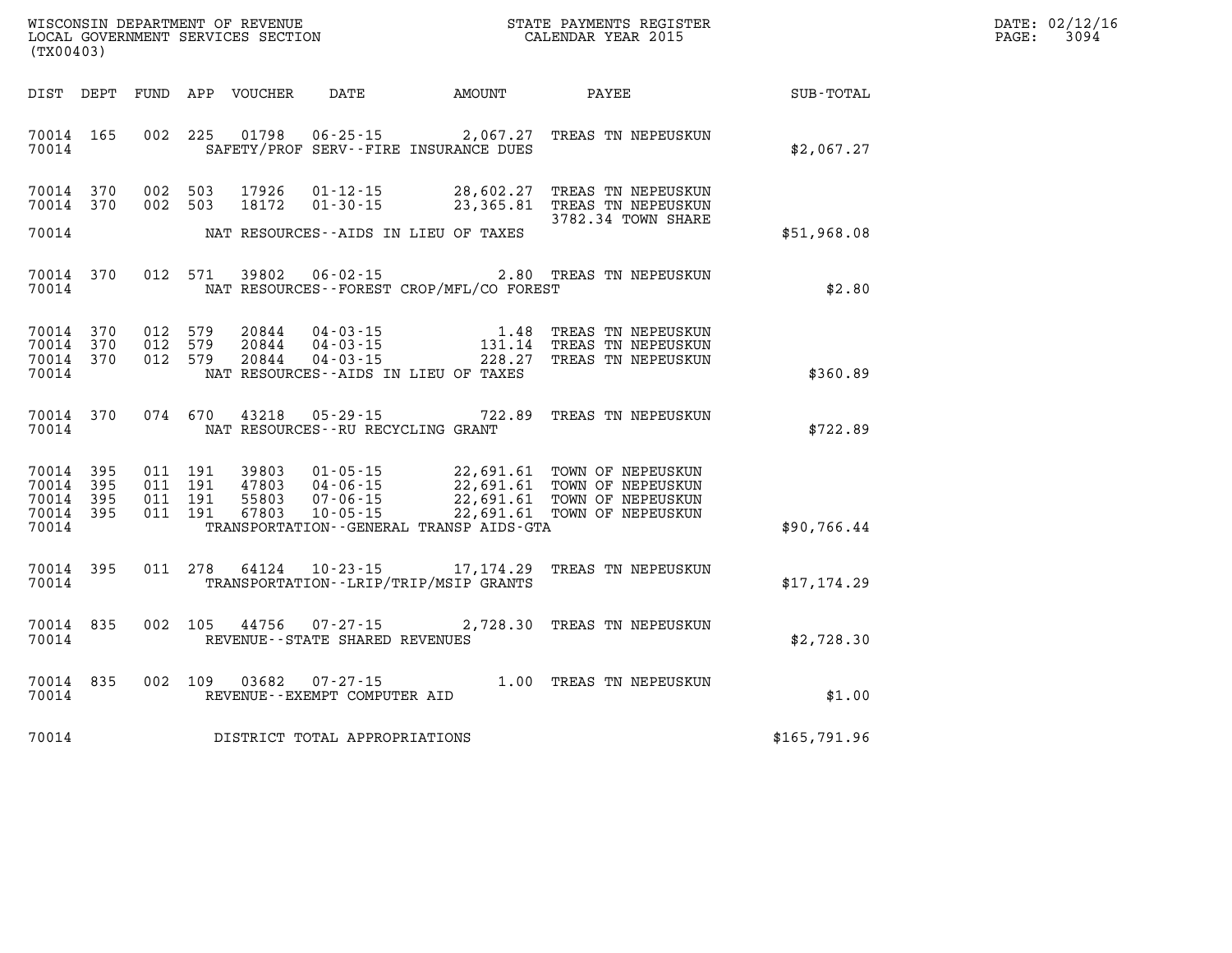WISCONSIN DEPARTMENT OF REVENUE
LOCAL GOVERNMENT SERVICES SECTION
(TX00403)

STATE PAYMENTS REGISTER
CALENDAR YEAR 2015

DATE: 02/12/16

| DIST | DEPT | FUND | APP | VOUCHER | DATE | AMOUNT | PAYEE | SUB-TOTAL |
|---|---|---|---|---|---|---|---|---|
| 70014 | 165 | 002 | 225 | 01798 | 06-25-15 | 2,067.27 | TREAS TN NEPEUSKUN | |
| 70014 | | | | | SAFETY/PROF SERV--FIRE INSURANCE DUES | | | $2,067.27 |
| 70014 | 370 | 002 | 503 | 17926 | 01-12-15 | 28,602.27 | TREAS TN NEPEUSKUN | |
| 70014 | 370 | 002 | 503 | 18172 | 01-30-15 | 23,365.81 | TREAS TN NEPEUSKUN | |
| | | | | | | | 3782.34 TOWN SHARE | |
| 70014 | | | | | NAT RESOURCES--AIDS IN LIEU OF TAXES | | | $51,968.08 |
| 70014 | 370 | 012 | 571 | 39802 | 06-02-15 | 2.80 | TREAS TN NEPEUSKUN | |
| 70014 | | | | | NAT RESOURCES--FOREST CROP/MFL/CO FOREST | | | $2.80 |
| 70014 | 370 | 012 | 579 | 20844 | 04-03-15 | 1.48 | TREAS TN NEPEUSKUN | |
| 70014 | 370 | 012 | 579 | 20844 | 04-03-15 | 131.14 | TREAS TN NEPEUSKUN | |
| 70014 | 370 | 012 | 579 | 20844 | 04-03-15 | 228.27 | TREAS TN NEPEUSKUN | |
| 70014 | | | | | NAT RESOURCES--AIDS IN LIEU OF TAXES | | | $360.89 |
| 70014 | 370 | 074 | 670 | 43218 | 05-29-15 | 722.89 | TREAS TN NEPEUSKUN | |
| 70014 | | | | | NAT RESOURCES--RU RECYCLING GRANT | | | $722.89 |
| 70014 | 395 | 011 | 191 | 39803 | 01-05-15 | 22,691.61 | TOWN OF NEPEUSKUN | |
| 70014 | 395 | 011 | 191 | 47803 | 04-06-15 | 22,691.61 | TOWN OF NEPEUSKUN | |
| 70014 | 395 | 011 | 191 | 55803 | 07-06-15 | 22,691.61 | TOWN OF NEPEUSKUN | |
| 70014 | 395 | 011 | 191 | 67803 | 10-05-15 | 22,691.61 | TOWN OF NEPEUSKUN | |
| 70014 | | | | | TRANSPORTATION--GENERAL TRANSP AIDS-GTA | | | $90,766.44 |
| 70014 | 395 | 011 | 278 | 64124 | 10-23-15 | 17,174.29 | TREAS TN NEPEUSKUN | |
| 70014 | | | | | TRANSPORTATION--LRIP/TRIP/MSIP GRANTS | | | $17,174.29 |
| 70014 | 835 | 002 | 105 | 44756 | 07-27-15 | 2,728.30 | TREAS TN NEPEUSKUN | |
| 70014 | | | | | REVENUE--STATE SHARED REVENUES | | | $2,728.30 |
| 70014 | 835 | 002 | 109 | 03682 | 07-27-15 | 1.00 | TREAS TN NEPEUSKUN | |
| 70014 | | | | | REVENUE--EXEMPT COMPUTER AID | | | $1.00 |
| 70014 | | | | | DISTRICT TOTAL APPROPRIATIONS | | | $165,791.96 |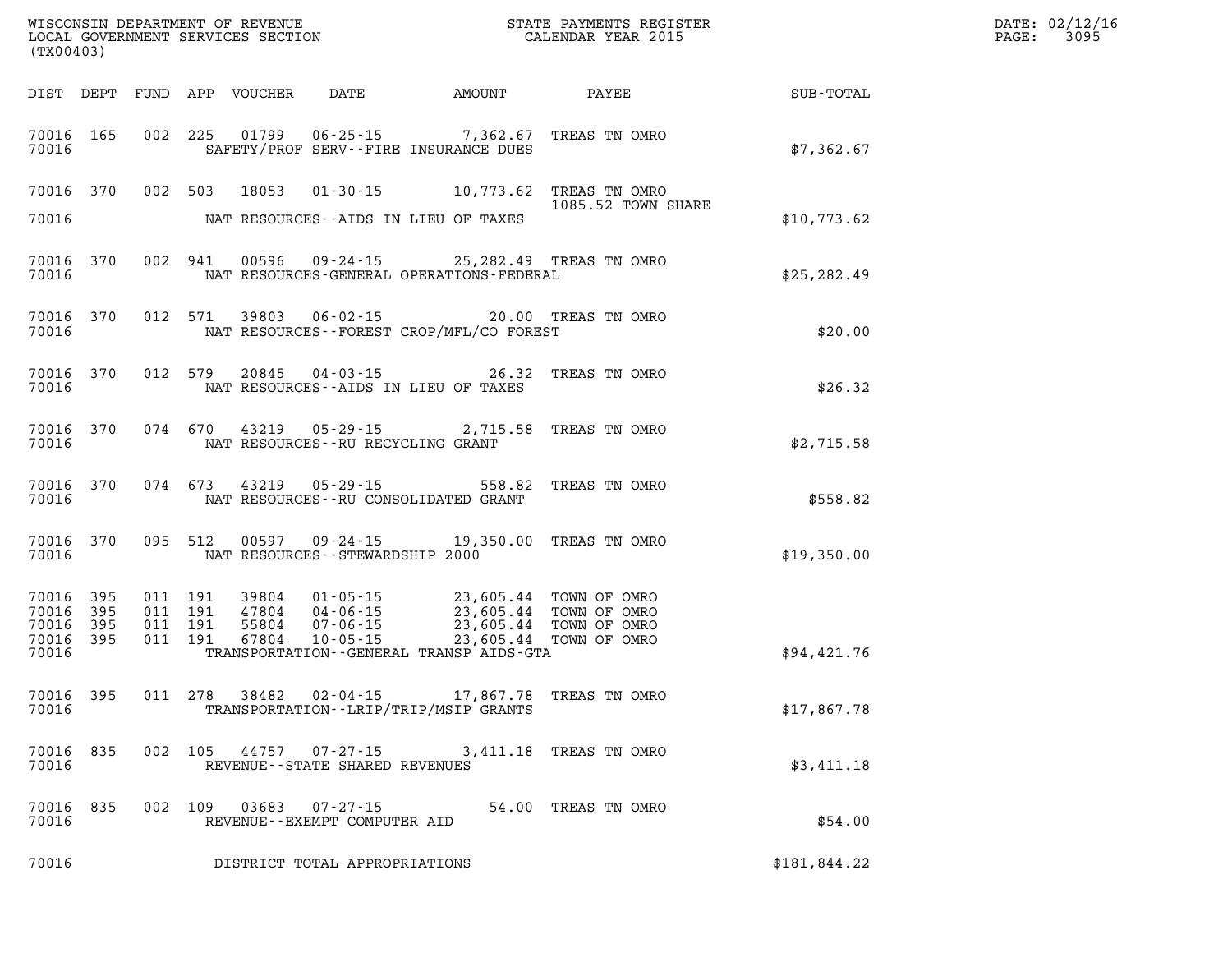WISCONSIN DEPARTMENT OF REVENUE
LOCAL GOVERNMENT SERVICES SECTION
(TX00403)

STATE PAYMENTS REGISTER
CALENDAR YEAR 2015

DATE: 02/12/16
PAGE: 3095

| DIST | DEPT | FUND | APP | VOUCHER | DATE | AMOUNT | PAYEE | SUB-TOTAL |
|---|---|---|---|---|---|---|---|---|
| 70016 | 165 | 002 | 225 | 01799 | 06-25-15 | 7,362.67 | TREAS TN OMRO | |
| 70016 | | | | SAFETY/PROF SERV--FIRE INSURANCE DUES | | | | $7,362.67 |
| 70016 | 370 | 002 | 503 | 18053 | 01-30-15 | 10,773.62 | TREAS TN OMRO 1085.52 TOWN SHARE | |
| 70016 | | | | NAT RESOURCES--AIDS IN LIEU OF TAXES | | | | $10,773.62 |
| 70016 | 370 | 002 | 941 | 00596 | 09-24-15 | 25,282.49 | TREAS TN OMRO | |
| 70016 | | | | NAT RESOURCES-GENERAL OPERATIONS-FEDERAL | | | | $25,282.49 |
| 70016 | 370 | 012 | 571 | 39803 | 06-02-15 | 20.00 | TREAS TN OMRO | |
| 70016 | | | | NAT RESOURCES--FOREST CROP/MFL/CO FOREST | | | | $20.00 |
| 70016 | 370 | 012 | 579 | 20845 | 04-03-15 | 26.32 | TREAS TN OMRO | |
| 70016 | | | | NAT RESOURCES--AIDS IN LIEU OF TAXES | | | | $26.32 |
| 70016 | 370 | 074 | 670 | 43219 | 05-29-15 | 2,715.58 | TREAS TN OMRO | |
| 70016 | | | | NAT RESOURCES--RU RECYCLING GRANT | | | | $2,715.58 |
| 70016 | 370 | 074 | 673 | 43219 | 05-29-15 | 558.82 | TREAS TN OMRO | |
| 70016 | | | | NAT RESOURCES--RU CONSOLIDATED GRANT | | | | $558.82 |
| 70016 | 370 | 095 | 512 | 00597 | 09-24-15 | 19,350.00 | TREAS TN OMRO | |
| 70016 | | | | NAT RESOURCES--STEWARDSHIP 2000 | | | | $19,350.00 |
| 70016 | 395 | 011 | 191 | 39804 | 01-05-15 | 23,605.44 | TOWN OF OMRO | |
| 70016 | 395 | 011 | 191 | 47804 | 04-06-15 | 23,605.44 | TOWN OF OMRO | |
| 70016 | 395 | 011 | 191 | 55804 | 07-06-15 | 23,605.44 | TOWN OF OMRO | |
| 70016 | 395 | 011 | 191 | 67804 | 10-05-15 | 23,605.44 | TOWN OF OMRO | |
| 70016 | | | | TRANSPORTATION--GENERAL TRANSP AIDS-GTA | | | | $94,421.76 |
| 70016 | 395 | 011 | 278 | 38482 | 02-04-15 | 17,867.78 | TREAS TN OMRO | |
| 70016 | | | | TRANSPORTATION--LRIP/TRIP/MSIP GRANTS | | | | $17,867.78 |
| 70016 | 835 | 002 | 105 | 44757 | 07-27-15 | 3,411.18 | TREAS TN OMRO | |
| 70016 | | | | REVENUE--STATE SHARED REVENUES | | | | $3,411.18 |
| 70016 | 835 | 002 | 109 | 03683 | 07-27-15 | 54.00 | TREAS TN OMRO | |
| 70016 | | | | REVENUE--EXEMPT COMPUTER AID | | | | $54.00 |
| 70016 | | | | DISTRICT TOTAL APPROPRIATIONS | | | | $181,844.22 |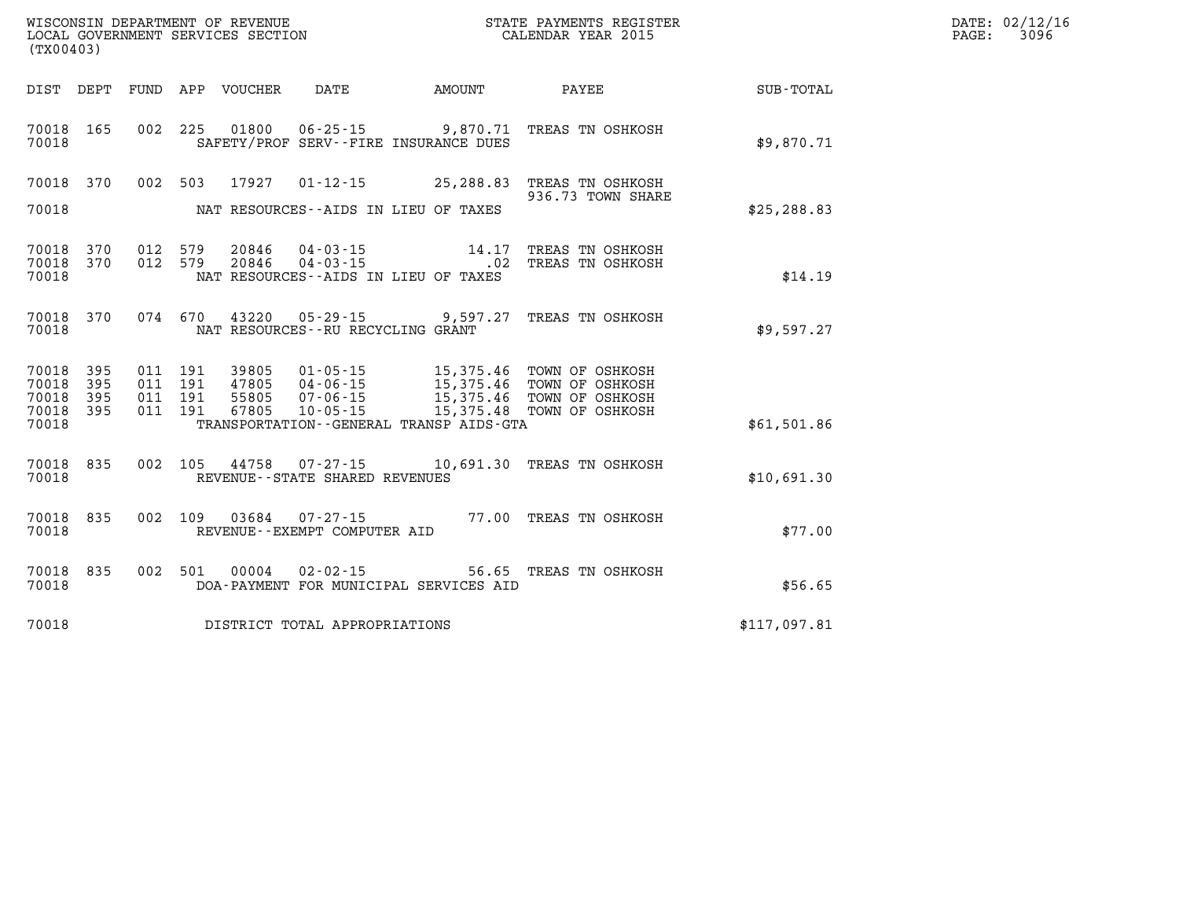WISCONSIN DEPARTMENT OF REVENUE
LOCAL GOVERNMENT SERVICES SECTION
(TX00403)

STATE PAYMENTS REGISTER
CALENDAR YEAR 2015

DATE: 02/12/16

| DIST | DEPT | FUND | APP | VOUCHER | DATE | AMOUNT | PAYEE | SUB-TOTAL |
|---|---|---|---|---|---|---|---|---|
| 70018 | 165 | 002 | 225 | 01800 | 06-25-15 | 9,870.71 | TREAS TN OSHKOSH | |
| 70018 | | | | | SAFETY/PROF SERV--FIRE INSURANCE DUES | | | $9,870.71 |
| 70018 | 370 | 002 | 503 | 17927 | 01-12-15 | 25,288.83 | TREAS TN OSHKOSH 936.73 TOWN SHARE | |
| 70018 | | | | | NAT RESOURCES--AIDS IN LIEU OF TAXES | | | $25,288.83 |
| 70018 | 370 | 012 | 579 | 20846 | 04-03-15 | 14.17 | TREAS TN OSHKOSH | |
| 70018 | 370 | 012 | 579 | 20846 | 04-03-15 | .02 | TREAS TN OSHKOSH | |
| 70018 | | | | | NAT RESOURCES--AIDS IN LIEU OF TAXES | | | $14.19 |
| 70018 | 370 | 074 | 670 | 43220 | 05-29-15 | 9,597.27 | TREAS TN OSHKOSH | |
| 70018 | | | | | NAT RESOURCES--RU RECYCLING GRANT | | | $9,597.27 |
| 70018 | 395 | 011 | 191 | 39805 | 01-05-15 | 15,375.46 | TOWN OF OSHKOSH | |
| 70018 | 395 | 011 | 191 | 47805 | 04-06-15 | 15,375.46 | TOWN OF OSHKOSH | |
| 70018 | 395 | 011 | 191 | 55805 | 07-06-15 | 15,375.46 | TOWN OF OSHKOSH | |
| 70018 | 395 | 011 | 191 | 67805 | 10-05-15 | 15,375.48 | TOWN OF OSHKOSH | |
| 70018 | | | | | TRANSPORTATION--GENERAL TRANSP AIDS-GTA | | | $61,501.86 |
| 70018 | 835 | 002 | 105 | 44758 | 07-27-15 | 10,691.30 | TREAS TN OSHKOSH | |
| 70018 | | | | | REVENUE--STATE SHARED REVENUES | | | $10,691.30 |
| 70018 | 835 | 002 | 109 | 03684 | 07-27-15 | 77.00 | TREAS TN OSHKOSH | |
| 70018 | | | | | REVENUE--EXEMPT COMPUTER AID | | | $77.00 |
| 70018 | 835 | 002 | 501 | 00004 | 02-02-15 | 56.65 | TREAS TN OSHKOSH | |
| 70018 | | | | | DOA-PAYMENT FOR MUNICIPAL SERVICES AID | | | $56.65 |
| 70018 | | | | | DISTRICT TOTAL APPROPRIATIONS | | | $117,097.81 |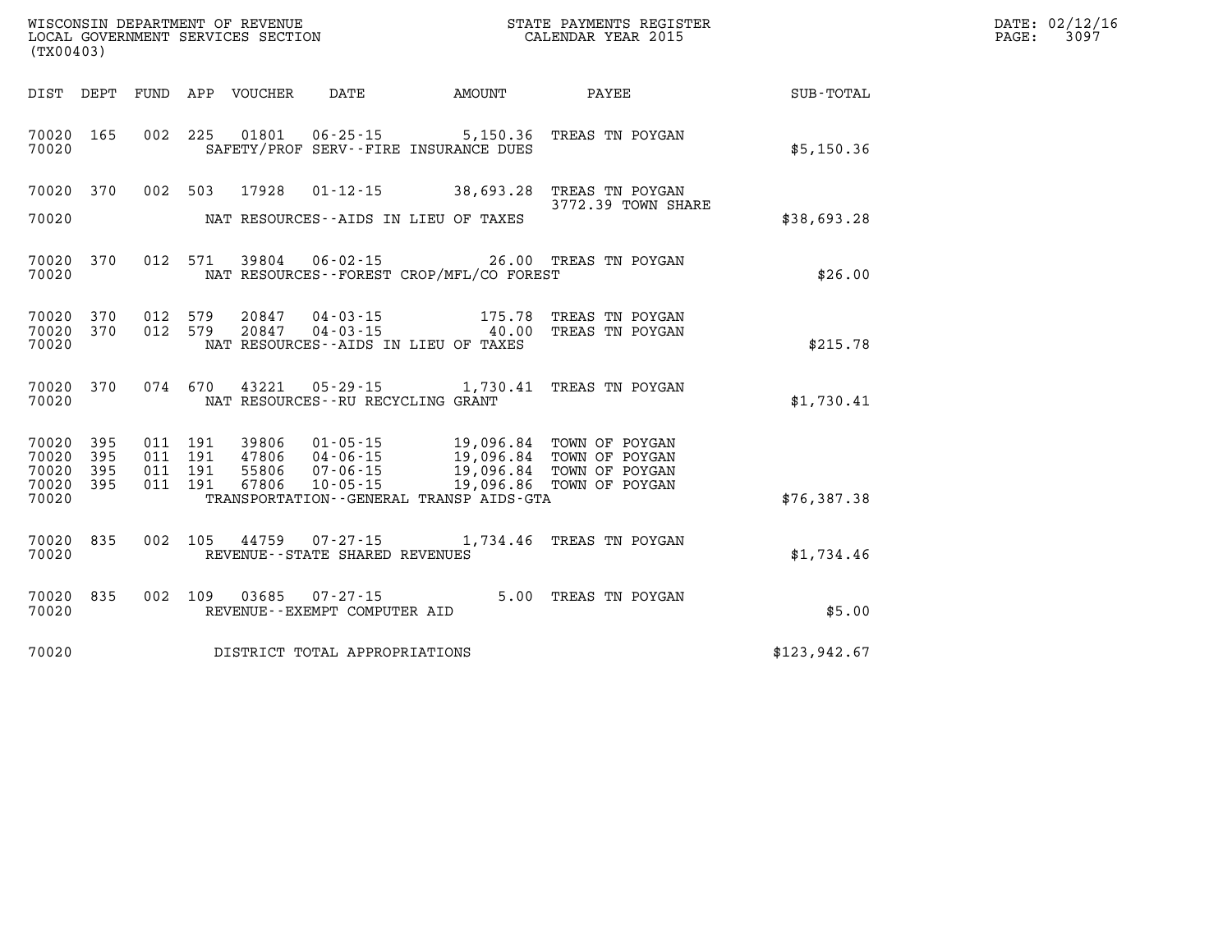WISCONSIN DEPARTMENT OF REVENUE
LOCAL GOVERNMENT SERVICES SECTION
(TX00403)

STATE PAYMENTS REGISTER
CALENDAR YEAR 2015

DATE: 02/12/16
PAGE: 3097

| DIST | DEPT | FUND | APP | VOUCHER | DATE | AMOUNT | PAYEE | SUB-TOTAL |
|---|---|---|---|---|---|---|---|---|
| 70020 | 165 | 002 | 225 | 01801 | 06-25-15 | 5,150.36 | TREAS TN POYGAN | |
| 70020 | | | | | SAFETY/PROF SERV--FIRE INSURANCE DUES | | | $5,150.36 |
| 70020 | 370 | 002 | 503 | 17928 | 01-12-15 | 38,693.28 | TREAS TN POYGAN 3772.39 TOWN SHARE | |
| 70020 | | | | | NAT RESOURCES--AIDS IN LIEU OF TAXES | | | $38,693.28 |
| 70020 | 370 | 012 | 571 | 39804 | 06-02-15 | 26.00 | TREAS TN POYGAN | |
| 70020 | | | | | NAT RESOURCES--FOREST CROP/MFL/CO FOREST | | | $26.00 |
| 70020 | 370 | 012 | 579 | 20847 | 04-03-15 | 175.78 | TREAS TN POYGAN | |
| 70020 | 370 | 012 | 579 | 20847 | 04-03-15 | 40.00 | TREAS TN POYGAN | |
| 70020 | | | | | NAT RESOURCES--AIDS IN LIEU OF TAXES | | | $215.78 |
| 70020 | 370 | 074 | 670 | 43221 | 05-29-15 | 1,730.41 | TREAS TN POYGAN | |
| 70020 | | | | | NAT RESOURCES--RU RECYCLING GRANT | | | $1,730.41 |
| 70020 | 395 | 011 | 191 | 39806 | 01-05-15 | 19,096.84 | TOWN OF POYGAN | |
| 70020 | 395 | 011 | 191 | 47806 | 04-06-15 | 19,096.84 | TOWN OF POYGAN | |
| 70020 | 395 | 011 | 191 | 55806 | 07-06-15 | 19,096.84 | TOWN OF POYGAN | |
| 70020 | 395 | 011 | 191 | 67806 | 10-05-15 | 19,096.86 | TOWN OF POYGAN | |
| 70020 | | | | | TRANSPORTATION--GENERAL TRANSP AIDS-GTA | | | $76,387.38 |
| 70020 | 835 | 002 | 105 | 44759 | 07-27-15 | 1,734.46 | TREAS TN POYGAN | |
| 70020 | | | | | REVENUE--STATE SHARED REVENUES | | | $1,734.46 |
| 70020 | 835 | 002 | 109 | 03685 | 07-27-15 | 5.00 | TREAS TN POYGAN | |
| 70020 | | | | | REVENUE--EXEMPT COMPUTER AID | | | $5.00 |
| 70020 | | | | | DISTRICT TOTAL APPROPRIATIONS | | | $123,942.67 |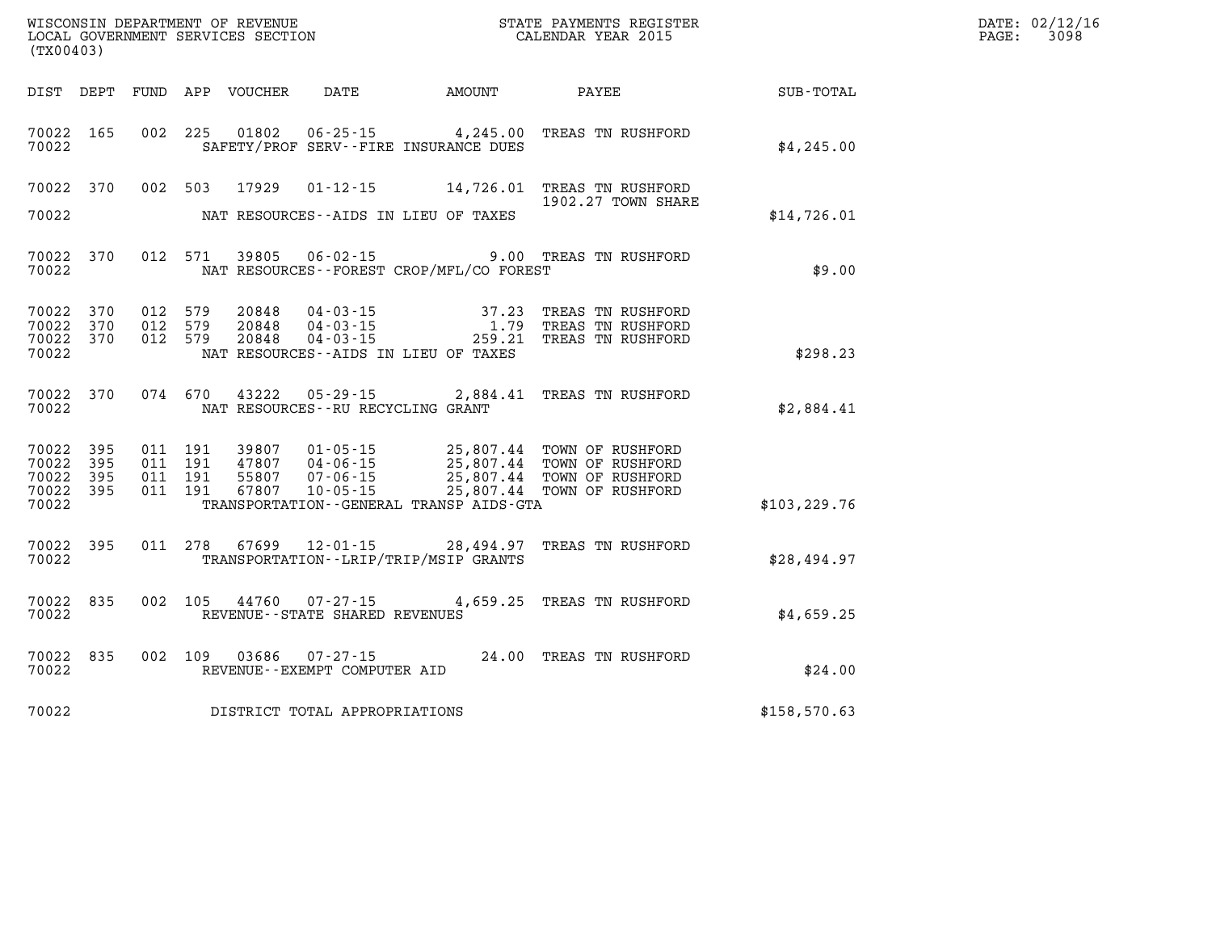WISCONSIN DEPARTMENT OF REVENUE
LOCAL GOVERNMENT SERVICES SECTION
(TX00403)

STATE PAYMENTS REGISTER
CALENDAR YEAR 2015

DATE: 02/12/16
PAGE: 3098

| DIST | DEPT | FUND | APP | VOUCHER | DATE | AMOUNT | PAYEE | SUB-TOTAL |
|---|---|---|---|---|---|---|---|---|
| 70022 | 165 | 002 | 225 | 01802 | 06-25-15 | 4,245.00 | TREAS TN RUSHFORD | |
| 70022 | | | | | SAFETY/PROF SERV--FIRE INSURANCE DUES | | | $4,245.00 |
| 70022 | 370 | 002 | 503 | 17929 | 01-12-15 | 14,726.01 | TREAS TN RUSHFORD 1902.27 TOWN SHARE | |
| 70022 | | | | | NAT RESOURCES--AIDS IN LIEU OF TAXES | | | $14,726.01 |
| 70022 | 370 | 012 | 571 | 39805 | 06-02-15 | 9.00 | TREAS TN RUSHFORD | |
| 70022 | | | | | NAT RESOURCES--FOREST CROP/MFL/CO FOREST | | | $9.00 |
| 70022 | 370 | 012 | 579 | 20848 | 04-03-15 | 37.23 | TREAS TN RUSHFORD | |
| 70022 | 370 | 012 | 579 | 20848 | 04-03-15 | 1.79 | TREAS TN RUSHFORD | |
| 70022 | 370 | 012 | 579 | 20848 | 04-03-15 | 259.21 | TREAS TN RUSHFORD | |
| 70022 | | | | | NAT RESOURCES--AIDS IN LIEU OF TAXES | | | $298.23 |
| 70022 | 370 | 074 | 670 | 43222 | 05-29-15 | 2,884.41 | TREAS TN RUSHFORD | |
| 70022 | | | | | NAT RESOURCES--RU RECYCLING GRANT | | | $2,884.41 |
| 70022 | 395 | 011 | 191 | 39807 | 01-05-15 | 25,807.44 | TOWN OF RUSHFORD | |
| 70022 | 395 | 011 | 191 | 47807 | 04-06-15 | 25,807.44 | TOWN OF RUSHFORD | |
| 70022 | 395 | 011 | 191 | 55807 | 07-06-15 | 25,807.44 | TOWN OF RUSHFORD | |
| 70022 | 395 | 011 | 191 | 67807 | 10-05-15 | 25,807.44 | TOWN OF RUSHFORD | |
| 70022 | | | | | TRANSPORTATION--GENERAL TRANSP AIDS-GTA | | | $103,229.76 |
| 70022 | 395 | 011 | 278 | 67699 | 12-01-15 | 28,494.97 | TREAS TN RUSHFORD | |
| 70022 | | | | | TRANSPORTATION--LRIP/TRIP/MSIP GRANTS | | | $28,494.97 |
| 70022 | 835 | 002 | 105 | 44760 | 07-27-15 | 4,659.25 | TREAS TN RUSHFORD | |
| 70022 | | | | | REVENUE--STATE SHARED REVENUES | | | $4,659.25 |
| 70022 | 835 | 002 | 109 | 03686 | 07-27-15 | 24.00 | TREAS TN RUSHFORD | |
| 70022 | | | | | REVENUE--EXEMPT COMPUTER AID | | | $24.00 |
| 70022 | | | | | DISTRICT TOTAL APPROPRIATIONS | | | $158,570.63 |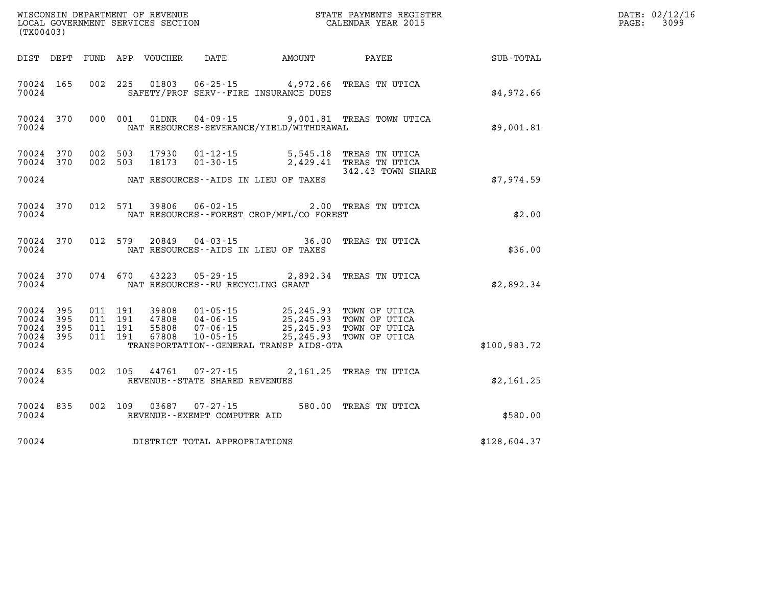WISCONSIN DEPARTMENT OF REVENUE
LOCAL GOVERNMENT SERVICES SECTION
(TX00403)

STATE PAYMENTS REGISTER
CALENDAR YEAR 2015

DATE: 02/12/16

| DIST | DEPT | FUND | APP | VOUCHER | DATE | AMOUNT | PAYEE | SUB-TOTAL |
|---|---|---|---|---|---|---|---|---|
| 70024 | 165 | 002 | 225 | 01803 | 06-25-15 | 4,972.66 | TREAS TN UTICA | |
| 70024 | | | | | SAFETY/PROF SERV--FIRE INSURANCE DUES | | | $4,972.66 |
| 70024 | 370 | 000 | 001 | 01DNR | 04-09-15 | 9,001.81 | TREAS TOWN UTICA | |
| 70024 | | | | | NAT RESOURCES-SEVERANCE/YIELD/WITHDRAWAL | | | $9,001.81 |
| 70024 | 370 | 002 | 503 | 17930 | 01-12-15 | 5,545.18 | TREAS TN UTICA | |
| 70024 | 370 | 002 | 503 | 18173 | 01-30-15 | 2,429.41 | TREAS TN UTICA 342.43 TOWN SHARE | |
| 70024 | | | | | NAT RESOURCES--AIDS IN LIEU OF TAXES | | | $7,974.59 |
| 70024 | 370 | 012 | 571 | 39806 | 06-02-15 | 2.00 | TREAS TN UTICA | |
| 70024 | | | | | NAT RESOURCES--FOREST CROP/MFL/CO FOREST | | | $2.00 |
| 70024 | 370 | 012 | 579 | 20849 | 04-03-15 | 36.00 | TREAS TN UTICA | |
| 70024 | | | | | NAT RESOURCES--AIDS IN LIEU OF TAXES | | | $36.00 |
| 70024 | 370 | 074 | 670 | 43223 | 05-29-15 | 2,892.34 | TREAS TN UTICA | |
| 70024 | | | | | NAT RESOURCES--RU RECYCLING GRANT | | | $2,892.34 |
| 70024 | 395 | 011 | 191 | 39808 | 01-05-15 | 25,245.93 | TOWN OF UTICA | |
| 70024 | 395 | 011 | 191 | 47808 | 04-06-15 | 25,245.93 | TOWN OF UTICA | |
| 70024 | 395 | 011 | 191 | 55808 | 07-06-15 | 25,245.93 | TOWN OF UTICA | |
| 70024 | 395 | 011 | 191 | 67808 | 10-05-15 | 25,245.93 | TOWN OF UTICA | |
| 70024 | | | | | TRANSPORTATION--GENERAL TRANSP AIDS-GTA | | | $100,983.72 |
| 70024 | 835 | 002 | 105 | 44761 | 07-27-15 | 2,161.25 | TREAS TN UTICA | |
| 70024 | | | | | REVENUE--STATE SHARED REVENUES | | | $2,161.25 |
| 70024 | 835 | 002 | 109 | 03687 | 07-27-15 | 580.00 | TREAS TN UTICA | |
| 70024 | | | | | REVENUE--EXEMPT COMPUTER AID | | | $580.00 |
| 70024 | | | | | DISTRICT TOTAL APPROPRIATIONS | | | $128,604.37 |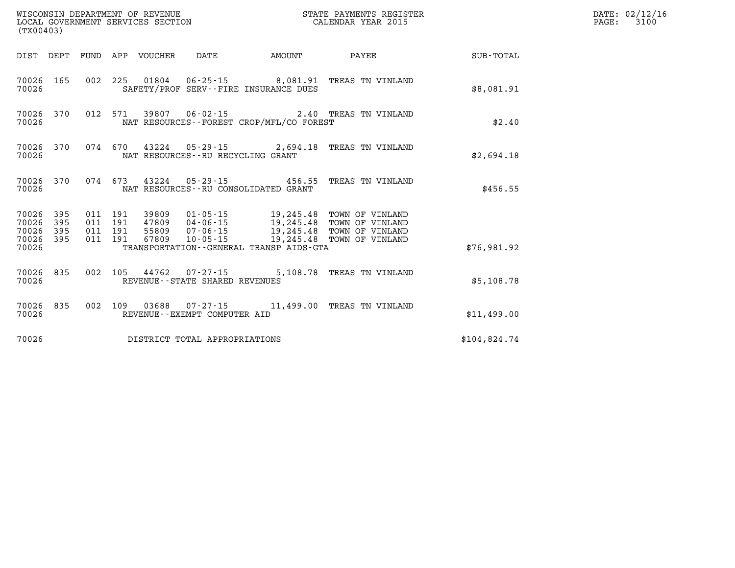WISCONSIN DEPARTMENT OF REVENUE
LOCAL GOVERNMENT SERVICES SECTION
(TX00403)

STATE PAYMENTS REGISTER
CALENDAR YEAR 2015

DATE: 02/12/16
PAGE: 3100

| DIST | DEPT | FUND | APP | VOUCHER | DATE | AMOUNT | PAYEE | SUB-TOTAL |
|---|---|---|---|---|---|---|---|---|
| 70026 | 165 | 002 | 225 | 01804 | 06-25-15 | 8,081.91 | TREAS TN VINLAND | |
| 70026 | | | | SAFETY/PROF SERV--FIRE INSURANCE DUES | | | | $8,081.91 |
| 70026 | 370 | 012 | 571 | 39807 | 06-02-15 | 2.40 | TREAS TN VINLAND | |
| 70026 | | | | NAT RESOURCES--FOREST CROP/MFL/CO FOREST | | | | $2.40 |
| 70026 | 370 | 074 | 670 | 43224 | 05-29-15 | 2,694.18 | TREAS TN VINLAND | |
| 70026 | | | | NAT RESOURCES--RU RECYCLING GRANT | | | | $2,694.18 |
| 70026 | 370 | 074 | 673 | 43224 | 05-29-15 | 456.55 | TREAS TN VINLAND | |
| 70026 | | | | NAT RESOURCES--RU CONSOLIDATED GRANT | | | | $456.55 |
| 70026 | 395 | 011 | 191 | 39809 | 01-05-15 | 19,245.48 | TOWN OF VINLAND | |
| 70026 | 395 | 011 | 191 | 47809 | 04-06-15 | 19,245.48 | TOWN OF VINLAND | |
| 70026 | 395 | 011 | 191 | 55809 | 07-06-15 | 19,245.48 | TOWN OF VINLAND | |
| 70026 | 395 | 011 | 191 | 67809 | 10-05-15 | 19,245.48 | TOWN OF VINLAND | |
| 70026 | | | | TRANSPORTATION--GENERAL TRANSP AIDS-GTA | | | | $76,981.92 |
| 70026 | 835 | 002 | 105 | 44762 | 07-27-15 | 5,108.78 | TREAS TN VINLAND | |
| 70026 | | | | REVENUE--STATE SHARED REVENUES | | | | $5,108.78 |
| 70026 | 835 | 002 | 109 | 03688 | 07-27-15 | 11,499.00 | TREAS TN VINLAND | |
| 70026 | | | | REVENUE--EXEMPT COMPUTER AID | | | | $11,499.00 |
| 70026 | | | | DISTRICT TOTAL APPROPRIATIONS | | | | $104,824.74 |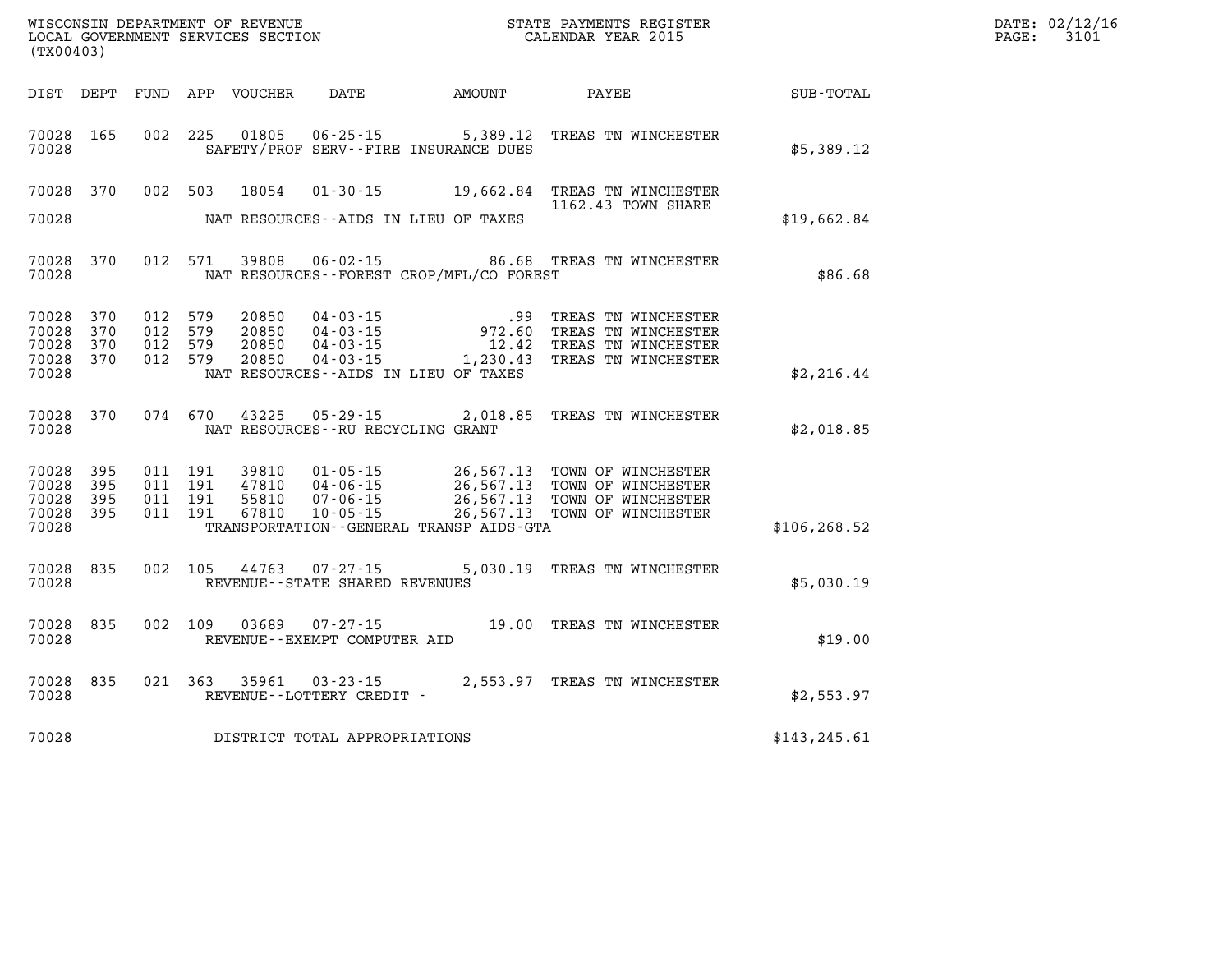WISCONSIN DEPARTMENT OF REVENUE
LOCAL GOVERNMENT SERVICES SECTION
(TX00403)

STATE PAYMENTS REGISTER
CALENDAR YEAR 2015

DATE: 02/12/16

| DIST | DEPT | FUND | APP | VOUCHER | DATE | AMOUNT | PAYEE | SUB-TOTAL |
|---|---|---|---|---|---|---|---|---|
| 70028 | 165 | 002 | 225 | 01805 | 06-25-15 | 5,389.12 | TREAS TN WINCHESTER | |
| 70028 | | | | | SAFETY/PROF SERV--FIRE INSURANCE DUES | | | $5,389.12 |
| 70028 | 370 | 002 | 503 | 18054 | 01-30-15 | 19,662.84 | TREAS TN WINCHESTER 1162.43 TOWN SHARE | |
| 70028 | | | | | NAT RESOURCES--AIDS IN LIEU OF TAXES | | | $19,662.84 |
| 70028 | 370 | 012 | 571 | 39808 | 06-02-15 | 86.68 | TREAS TN WINCHESTER | |
| 70028 | | | | | NAT RESOURCES--FOREST CROP/MFL/CO FOREST | | | $86.68 |
| 70028 | 370 | 012 | 579 | 20850 | 04-03-15 | .99 | TREAS TN WINCHESTER | |
| 70028 | 370 | 012 | 579 | 20850 | 04-03-15 | 972.60 | TREAS TN WINCHESTER | |
| 70028 | 370 | 012 | 579 | 20850 | 04-03-15 | 12.42 | TREAS TN WINCHESTER | |
| 70028 | 370 | 012 | 579 | 20850 | 04-03-15 | 1,230.43 | TREAS TN WINCHESTER | |
| 70028 | | | | | NAT RESOURCES--AIDS IN LIEU OF TAXES | | | $2,216.44 |
| 70028 | 370 | 074 | 670 | 43225 | 05-29-15 | 2,018.85 | TREAS TN WINCHESTER | |
| 70028 | | | | | NAT RESOURCES--RU RECYCLING GRANT | | | $2,018.85 |
| 70028 | 395 | 011 | 191 | 39810 | 01-05-15 | 26,567.13 | TOWN OF WINCHESTER | |
| 70028 | 395 | 011 | 191 | 47810 | 04-06-15 | 26,567.13 | TOWN OF WINCHESTER | |
| 70028 | 395 | 011 | 191 | 55810 | 07-06-15 | 26,567.13 | TOWN OF WINCHESTER | |
| 70028 | 395 | 011 | 191 | 67810 | 10-05-15 | 26,567.13 | TOWN OF WINCHESTER | |
| 70028 | | | | | TRANSPORTATION--GENERAL TRANSP AIDS-GTA | | | $106,268.52 |
| 70028 | 835 | 002 | 105 | 44763 | 07-27-15 | 5,030.19 | TREAS TN WINCHESTER | |
| 70028 | | | | | REVENUE--STATE SHARED REVENUES | | | $5,030.19 |
| 70028 | 835 | 002 | 109 | 03689 | 07-27-15 | 19.00 | TREAS TN WINCHESTER | |
| 70028 | | | | | REVENUE--EXEMPT COMPUTER AID | | | $19.00 |
| 70028 | 835 | 021 | 363 | 35961 | 03-23-15 | 2,553.97 | TREAS TN WINCHESTER | |
| 70028 | | | | | REVENUE--LOTTERY CREDIT - | | | $2,553.97 |
| 70028 | | | | | DISTRICT TOTAL APPROPRIATIONS | | | $143,245.61 |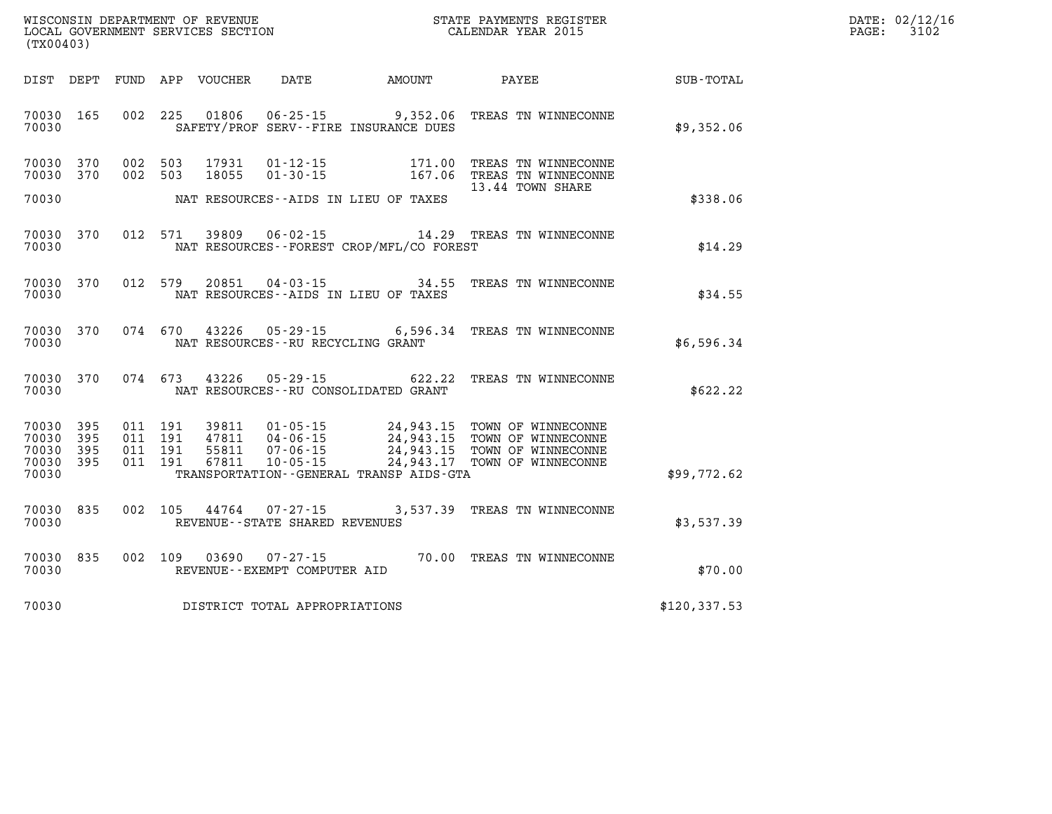WISCONSIN DEPARTMENT OF REVENUE
LOCAL GOVERNMENT SERVICES SECTION
(TX00403)

STATE PAYMENTS REGISTER
CALENDAR YEAR 2015

DATE: 02/12/16
PAGE: 3102

| DIST | DEPT | FUND | APP | VOUCHER | DATE | AMOUNT | PAYEE | SUB-TOTAL |
|---|---|---|---|---|---|---|---|---|
| 70030 | 165 | 002 | 225 | 01806 | 06-25-15 | 9,352.06 | TREAS TN WINNECONNE | |
| 70030 | | | | | SAFETY/PROF SERV--FIRE INSURANCE DUES | | | $9,352.06 |
| 70030 | 370 | 002 | 503 | 17931 | 01-12-15 | 171.00 | TREAS TN WINNECONNE | |
| 70030 | 370 | 002 | 503 | 18055 | 01-30-15 | 167.06 | TREAS TN WINNECONNE | |
| | | | | | | | 13.44 TOWN SHARE | |
| 70030 | | | | | NAT RESOURCES--AIDS IN LIEU OF TAXES | | | $338.06 |
| 70030 | 370 | 012 | 571 | 39809 | 06-02-15 | 14.29 | TREAS TN WINNECONNE | |
| 70030 | | | | | NAT RESOURCES--FOREST CROP/MFL/CO FOREST | | | $14.29 |
| 70030 | 370 | 012 | 579 | 20851 | 04-03-15 | 34.55 | TREAS TN WINNECONNE | |
| 70030 | | | | | NAT RESOURCES--AIDS IN LIEU OF TAXES | | | $34.55 |
| 70030 | 370 | 074 | 670 | 43226 | 05-29-15 | 6,596.34 | TREAS TN WINNECONNE | |
| 70030 | | | | | NAT RESOURCES--RU RECYCLING GRANT | | | $6,596.34 |
| 70030 | 370 | 074 | 673 | 43226 | 05-29-15 | 622.22 | TREAS TN WINNECONNE | |
| 70030 | | | | | NAT RESOURCES--RU CONSOLIDATED GRANT | | | $622.22 |
| 70030 | 395 | 011 | 191 | 39811 | 01-05-15 | 24,943.15 | TOWN OF WINNECONNE | |
| 70030 | 395 | 011 | 191 | 47811 | 04-06-15 | 24,943.15 | TOWN OF WINNECONNE | |
| 70030 | 395 | 011 | 191 | 55811 | 07-06-15 | 24,943.15 | TOWN OF WINNECONNE | |
| 70030 | 395 | 011 | 191 | 67811 | 10-05-15 | 24,943.17 | TOWN OF WINNECONNE | |
| 70030 | | | | | TRANSPORTATION--GENERAL TRANSP AIDS-GTA | | | $99,772.62 |
| 70030 | 835 | 002 | 105 | 44764 | 07-27-15 | 3,537.39 | TREAS TN WINNECONNE | |
| 70030 | | | | | REVENUE--STATE SHARED REVENUES | | | $3,537.39 |
| 70030 | 835 | 002 | 109 | 03690 | 07-27-15 | 70.00 | TREAS TN WINNECONNE | |
| 70030 | | | | | REVENUE--EXEMPT COMPUTER AID | | | $70.00 |
| 70030 | | | | | DISTRICT TOTAL APPROPRIATIONS | | | $120,337.53 |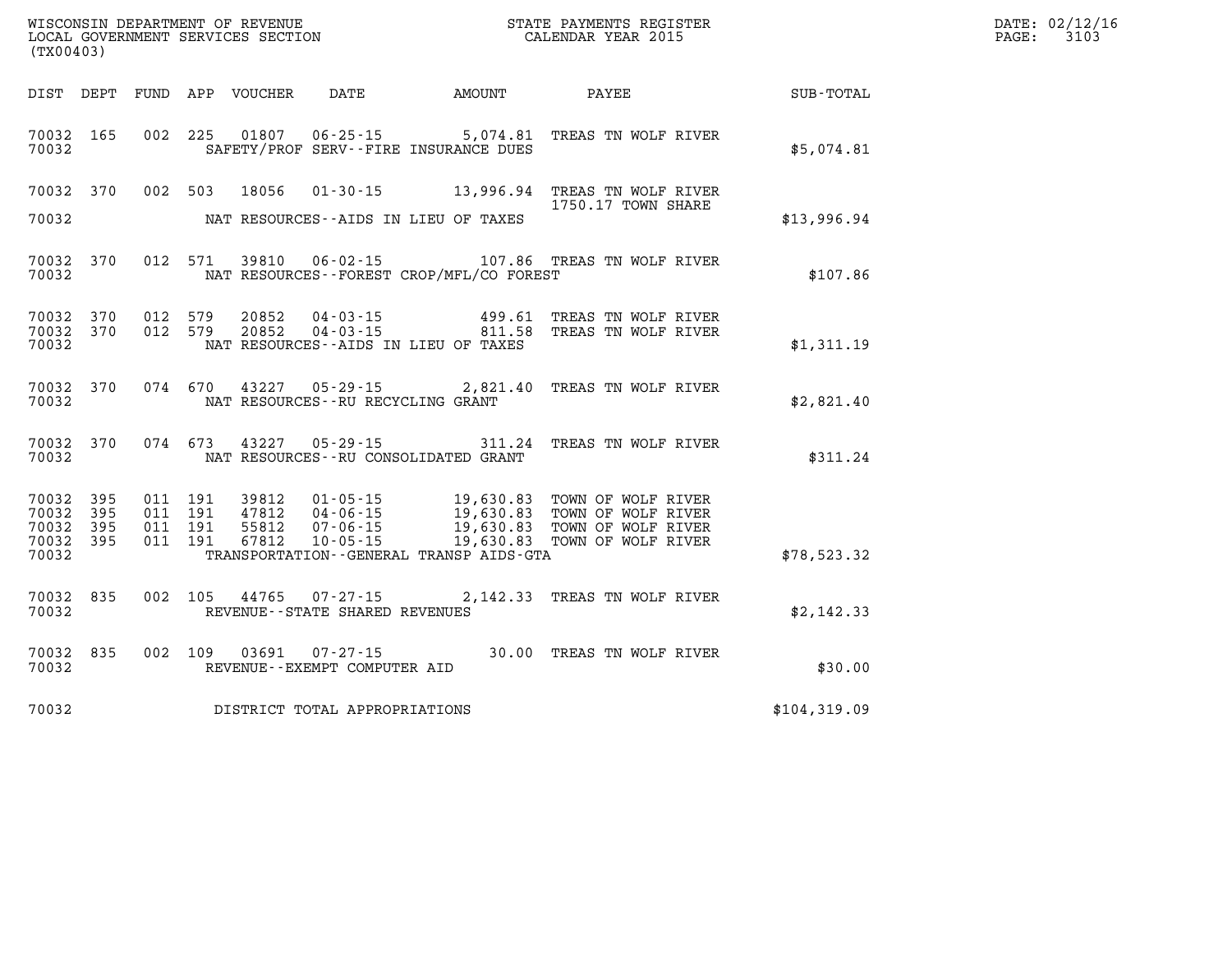WISCONSIN DEPARTMENT OF REVENUE
LOCAL GOVERNMENT SERVICES SECTION
(TX00403)

STATE PAYMENTS REGISTER
CALENDAR YEAR 2015

DATE: 02/12/16
PAGE: 3103

| DIST | DEPT | FUND | APP | VOUCHER | DATE | AMOUNT | PAYEE | SUB-TOTAL |
|---|---|---|---|---|---|---|---|---|
| 70032 | 165 | 002 | 225 | 01807 | 06-25-15 | 5,074.81 | TREAS TN WOLF RIVER | |
| 70032 | | | | | SAFETY/PROF SERV--FIRE INSURANCE DUES | | | $5,074.81 |
| 70032 | 370 | 002 | 503 | 18056 | 01-30-15 | 13,996.94 | TREAS TN WOLF RIVER 1750.17 TOWN SHARE | |
| 70032 | | | | | NAT RESOURCES--AIDS IN LIEU OF TAXES | | | $13,996.94 |
| 70032 | 370 | 012 | 571 | 39810 | 06-02-15 | 107.86 | TREAS TN WOLF RIVER | |
| 70032 | | | | | NAT RESOURCES--FOREST CROP/MFL/CO FOREST | | | $107.86 |
| 70032 | 370 | 012 | 579 | 20852 | 04-03-15 | 499.61 | TREAS TN WOLF RIVER | |
| 70032 | 370 | 012 | 579 | 20852 | 04-03-15 | 811.58 | TREAS TN WOLF RIVER | |
| 70032 | | | | | NAT RESOURCES--AIDS IN LIEU OF TAXES | | | $1,311.19 |
| 70032 | 370 | 074 | 670 | 43227 | 05-29-15 | 2,821.40 | TREAS TN WOLF RIVER | |
| 70032 | | | | | NAT RESOURCES--RU RECYCLING GRANT | | | $2,821.40 |
| 70032 | 370 | 074 | 673 | 43227 | 05-29-15 | 311.24 | TREAS TN WOLF RIVER | |
| 70032 | | | | | NAT RESOURCES--RU CONSOLIDATED GRANT | | | $311.24 |
| 70032 | 395 | 011 | 191 | 39812 | 01-05-15 | 19,630.83 | TOWN OF WOLF RIVER | |
| 70032 | 395 | 011 | 191 | 47812 | 04-06-15 | 19,630.83 | TOWN OF WOLF RIVER | |
| 70032 | 395 | 011 | 191 | 55812 | 07-06-15 | 19,630.83 | TOWN OF WOLF RIVER | |
| 70032 | 395 | 011 | 191 | 67812 | 10-05-15 | 19,630.83 | TOWN OF WOLF RIVER | |
| 70032 | | | | | TRANSPORTATION--GENERAL TRANSP AIDS-GTA | | | $78,523.32 |
| 70032 | 835 | 002 | 105 | 44765 | 07-27-15 | 2,142.33 | TREAS TN WOLF RIVER | |
| 70032 | | | | | REVENUE--STATE SHARED REVENUES | | | $2,142.33 |
| 70032 | 835 | 002 | 109 | 03691 | 07-27-15 | 30.00 | TREAS TN WOLF RIVER | |
| 70032 | | | | | REVENUE--EXEMPT COMPUTER AID | | | $30.00 |
| 70032 | | | | | DISTRICT TOTAL APPROPRIATIONS | | | $104,319.09 |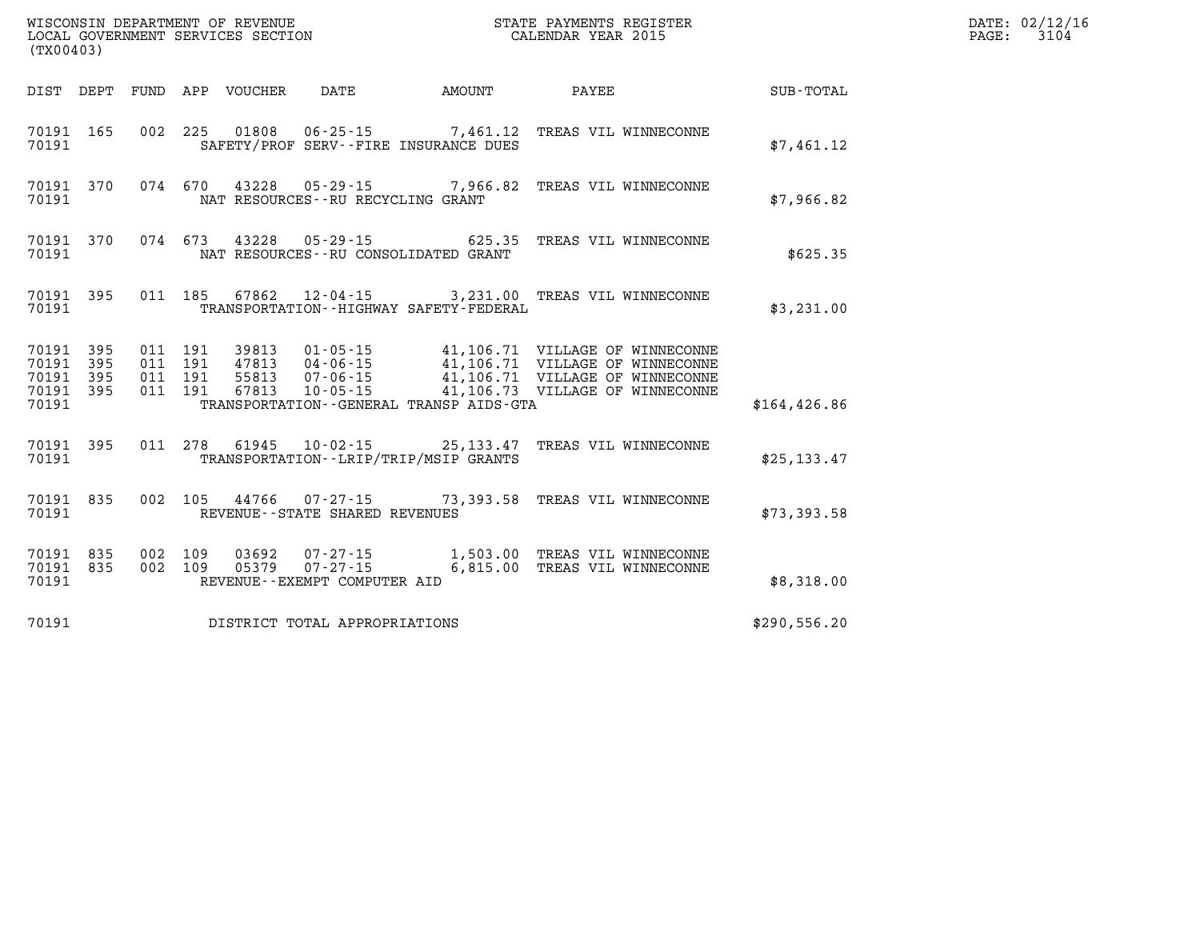WISCONSIN DEPARTMENT OF REVENUE
LOCAL GOVERNMENT SERVICES SECTION
(TX00403)

STATE PAYMENTS REGISTER
CALENDAR YEAR 2015

DATE: 02/12/16

| DIST | DEPT | FUND | APP | VOUCHER | DATE | AMOUNT | PAYEE | SUB-TOTAL |
|---|---|---|---|---|---|---|---|---|
| 70191 | 165 | 002 | 225 | 01808 | 06-25-15 | 7,461.12 | TREAS VIL WINNECONNE | |
| 70191 | | | | | SAFETY/PROF SERV--FIRE INSURANCE DUES | | | $7,461.12 |
| 70191 | 370 | 074 | 670 | 43228 | 05-29-15 | 7,966.82 | TREAS VIL WINNECONNE | |
| 70191 | | | | | NAT RESOURCES--RU RECYCLING GRANT | | | $7,966.82 |
| 70191 | 370 | 074 | 673 | 43228 | 05-29-15 | 625.35 | TREAS VIL WINNECONNE | |
| 70191 | | | | | NAT RESOURCES--RU CONSOLIDATED GRANT | | | $625.35 |
| 70191 | 395 | 011 | 185 | 67862 | 12-04-15 | 3,231.00 | TREAS VIL WINNECONNE | |
| 70191 | | | | | TRANSPORTATION--HIGHWAY SAFETY-FEDERAL | | | $3,231.00 |
| 70191 | 395 | 011 | 191 | 39813 | 01-05-15 | 41,106.71 | VILLAGE OF WINNECONNE | |
| 70191 | 395 | 011 | 191 | 47813 | 04-06-15 | 41,106.71 | VILLAGE OF WINNECONNE | |
| 70191 | 395 | 011 | 191 | 55813 | 07-06-15 | 41,106.71 | VILLAGE OF WINNECONNE | |
| 70191 | 395 | 011 | 191 | 67813 | 10-05-15 | 41,106.73 | VILLAGE OF WINNECONNE | |
| 70191 | | | | | TRANSPORTATION--GENERAL TRANSP AIDS-GTA | | | $164,426.86 |
| 70191 | 395 | 011 | 278 | 61945 | 10-02-15 | 25,133.47 | TREAS VIL WINNECONNE | |
| 70191 | | | | | TRANSPORTATION--LRIP/TRIP/MSIP GRANTS | | | $25,133.47 |
| 70191 | 835 | 002 | 105 | 44766 | 07-27-15 | 73,393.58 | TREAS VIL WINNECONNE | |
| 70191 | | | | | REVENUE--STATE SHARED REVENUES | | | $73,393.58 |
| 70191 | 835 | 002 | 109 | 03692 | 07-27-15 | 1,503.00 | TREAS VIL WINNECONNE | |
| 70191 | 835 | 002 | 109 | 05379 | 07-27-15 | 6,815.00 | TREAS VIL WINNECONNE | |
| 70191 | | | | | REVENUE--EXEMPT COMPUTER AID | | | $8,318.00 |
| 70191 | | | | | DISTRICT TOTAL APPROPRIATIONS | | | $290,556.20 |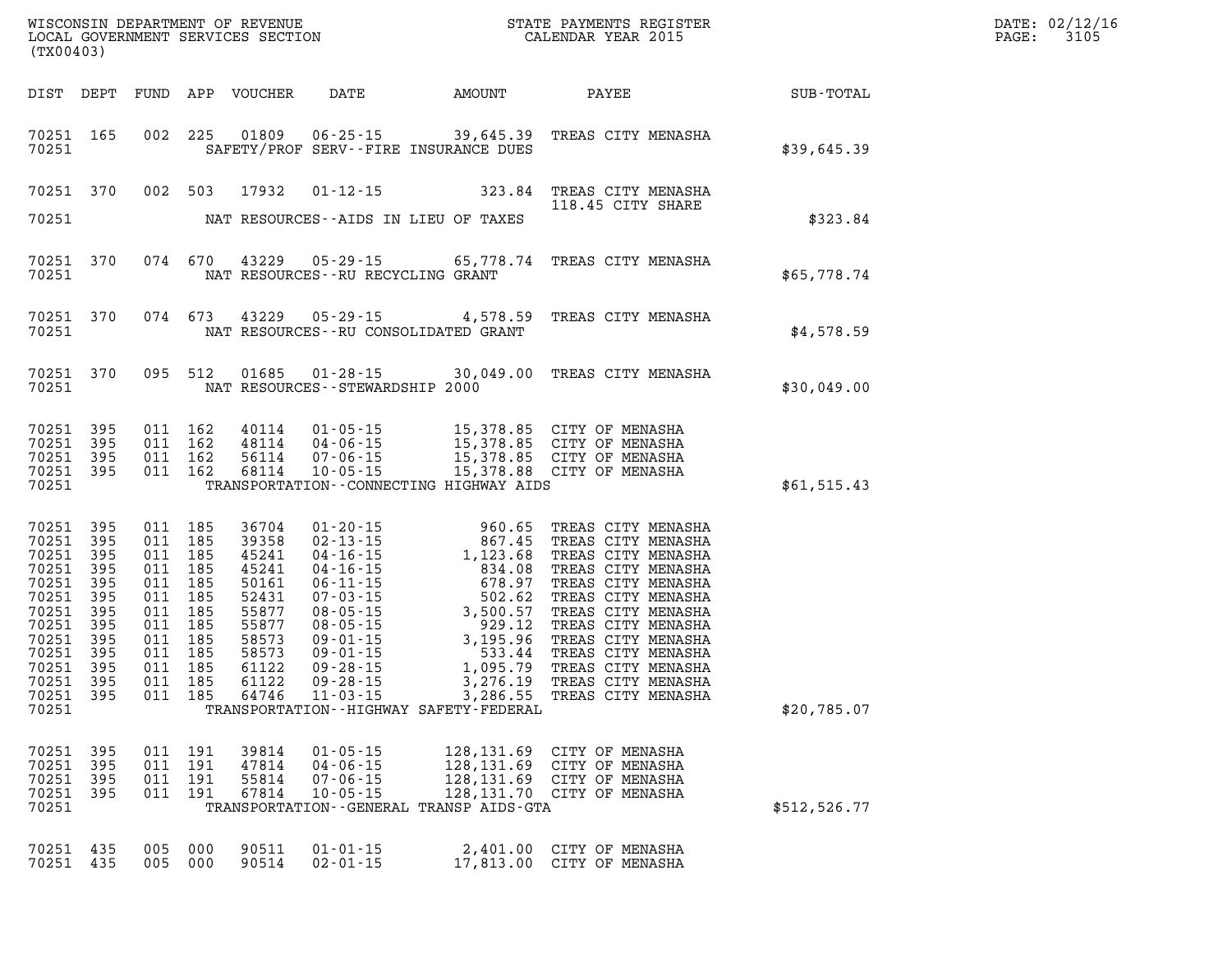WISCONSIN DEPARTMENT OF REVENUE
LOCAL GOVERNMENT SERVICES SECTION
(TX00403)

STATE PAYMENTS REGISTER
CALENDAR YEAR 2015

DATE: 02/12/16

| DIST | DEPT | FUND | APP | VOUCHER | DATE | AMOUNT | PAYEE | SUB-TOTAL |
|---|---|---|---|---|---|---|---|---|
| 70251 | 165 | 002 | 225 | 01809 | 06-25-15 | 39,645.39 | TREAS CITY MENASHA | |
| 70251 | | | | | SAFETY/PROF SERV--FIRE INSURANCE DUES | | | $39,645.39 |
| 70251 | 370 | 002 | 503 | 17932 | 01-12-15 | 323.84 | TREAS CITY MENASHA 118.45 CITY SHARE | |
| 70251 | | | | | NAT RESOURCES--AIDS IN LIEU OF TAXES | | | $323.84 |
| 70251 | 370 | 074 | 670 | 43229 | 05-29-15 | 65,778.74 | TREAS CITY MENASHA | |
| 70251 | | | | | NAT RESOURCES--RU RECYCLING GRANT | | | $65,778.74 |
| 70251 | 370 | 074 | 673 | 43229 | 05-29-15 | 4,578.59 | TREAS CITY MENASHA | |
| 70251 | | | | | NAT RESOURCES--RU CONSOLIDATED GRANT | | | $4,578.59 |
| 70251 | 370 | 095 | 512 | 01685 | 01-28-15 | 30,049.00 | TREAS CITY MENASHA | |
| 70251 | | | | | NAT RESOURCES--STEWARDSHIP 2000 | | | $30,049.00 |
| 70251 | 395 | 011 | 162 | 40114 | 01-05-15 | 15,378.85 | CITY OF MENASHA | |
| 70251 | 395 | 011 | 162 | 48114 | 04-06-15 | 15,378.85 | CITY OF MENASHA | |
| 70251 | 395 | 011 | 162 | 56114 | 07-06-15 | 15,378.85 | CITY OF MENASHA | |
| 70251 | 395 | 011 | 162 | 68114 | 10-05-15 | 15,378.88 | CITY OF MENASHA | |
| 70251 | | | | | TRANSPORTATION--CONNECTING HIGHWAY AIDS | | | $61,515.43 |
| 70251 | 395 | 011 | 185 | 36704 | 01-20-15 | 960.65 | TREAS CITY MENASHA | |
| 70251 | 395 | 011 | 185 | 39358 | 02-13-15 | 867.45 | TREAS CITY MENASHA | |
| 70251 | 395 | 011 | 185 | 45241 | 04-16-15 | 1,123.68 | TREAS CITY MENASHA | |
| 70251 | 395 | 011 | 185 | 45241 | 04-16-15 | 834.08 | TREAS CITY MENASHA | |
| 70251 | 395 | 011 | 185 | 50161 | 06-11-15 | 678.97 | TREAS CITY MENASHA | |
| 70251 | 395 | 011 | 185 | 52431 | 07-03-15 | 502.62 | TREAS CITY MENASHA | |
| 70251 | 395 | 011 | 185 | 55877 | 08-05-15 | 3,500.57 | TREAS CITY MENASHA | |
| 70251 | 395 | 011 | 185 | 55877 | 08-05-15 | 929.12 | TREAS CITY MENASHA | |
| 70251 | 395 | 011 | 185 | 58573 | 09-01-15 | 3,195.96 | TREAS CITY MENASHA | |
| 70251 | 395 | 011 | 185 | 58573 | 09-01-15 | 533.44 | TREAS CITY MENASHA | |
| 70251 | 395 | 011 | 185 | 61122 | 09-28-15 | 1,095.79 | TREAS CITY MENASHA | |
| 70251 | 395 | 011 | 185 | 61122 | 09-28-15 | 3,276.19 | TREAS CITY MENASHA | |
| 70251 | 395 | 011 | 185 | 64746 | 11-03-15 | 3,286.55 | TREAS CITY MENASHA | |
| 70251 | | | | | TRANSPORTATION--HIGHWAY SAFETY-FEDERAL | | | $20,785.07 |
| 70251 | 395 | 011 | 191 | 39814 | 01-05-15 | 128,131.69 | CITY OF MENASHA | |
| 70251 | 395 | 011 | 191 | 47814 | 04-06-15 | 128,131.69 | CITY OF MENASHA | |
| 70251 | 395 | 011 | 191 | 55814 | 07-06-15 | 128,131.69 | CITY OF MENASHA | |
| 70251 | 395 | 011 | 191 | 67814 | 10-05-15 | 128,131.70 | CITY OF MENASHA | |
| 70251 | | | | | TRANSPORTATION--GENERAL TRANSP AIDS-GTA | | | $512,526.77 |
| 70251 | 435 | 005 | 000 | 90511 | 01-01-15 | 2,401.00 | CITY OF MENASHA | |
| 70251 | 435 | 005 | 000 | 90514 | 02-01-15 | 17,813.00 | CITY OF MENASHA | |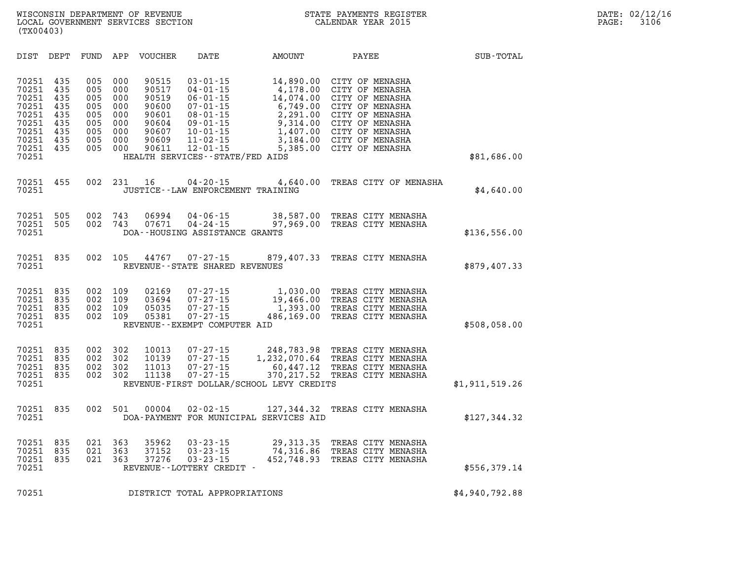WISCONSIN DEPARTMENT OF REVENUE
LOCAL GOVERNMENT SERVICES SECTION
(TX00403)

STATE PAYMENTS REGISTER
CALENDAR YEAR 2015

DATE: 02/12/16

| DIST | DEPT | FUND | APP | VOUCHER | DATE | AMOUNT | PAYEE | SUB-TOTAL |
|---|---|---|---|---|---|---|---|---|
| 70251 | 435 | 005 | 000 | 90515 | 03-01-15 | 14,890.00 | CITY OF MENASHA | |
| 70251 | 435 | 005 | 000 | 90517 | 04-01-15 | 4,178.00 | CITY OF MENASHA | |
| 70251 | 435 | 005 | 000 | 90519 | 06-01-15 | 14,074.00 | CITY OF MENASHA | |
| 70251 | 435 | 005 | 000 | 90600 | 07-01-15 | 6,749.00 | CITY OF MENASHA | |
| 70251 | 435 | 005 | 000 | 90601 | 08-01-15 | 2,291.00 | CITY OF MENASHA | |
| 70251 | 435 | 005 | 000 | 90604 | 09-01-15 | 9,314.00 | CITY OF MENASHA | |
| 70251 | 435 | 005 | 000 | 90607 | 10-01-15 | 1,407.00 | CITY OF MENASHA | |
| 70251 | 435 | 005 | 000 | 90609 | 11-02-15 | 3,184.00 | CITY OF MENASHA | |
| 70251 | 435 | 005 | 000 | 90611 | 12-01-15 | 5,385.00 | CITY OF MENASHA | |
| 70251 | | | | | HEALTH SERVICES--STATE/FED AIDS | | | $81,686.00 |
| 70251 | 455 | 002 | 231 | 16 | 04-20-15 | 4,640.00 | TREAS CITY OF MENASHA | |
| 70251 | | | | | JUSTICE--LAW ENFORCEMENT TRAINING | | | $4,640.00 |
| 70251 | 505 | 002 | 743 | 06994 | 04-06-15 | 38,587.00 | TREAS CITY MENASHA | |
| 70251 | 505 | 002 | 743 | 07671 | 04-24-15 | 97,969.00 | TREAS CITY MENASHA | |
| 70251 | | | | | DOA--HOUSING ASSISTANCE GRANTS | | | $136,556.00 |
| 70251 | 835 | 002 | 105 | 44767 | 07-27-15 | 879,407.33 | TREAS CITY MENASHA | |
| 70251 | | | | | REVENUE--STATE SHARED REVENUES | | | $879,407.33 |
| 70251 | 835 | 002 | 109 | 02169 | 07-27-15 | 1,030.00 | TREAS CITY MENASHA | |
| 70251 | 835 | 002 | 109 | 03694 | 07-27-15 | 19,466.00 | TREAS CITY MENASHA | |
| 70251 | 835 | 002 | 109 | 05035 | 07-27-15 | 1,393.00 | TREAS CITY MENASHA | |
| 70251 | 835 | 002 | 109 | 05381 | 07-27-15 | 486,169.00 | TREAS CITY MENASHA | |
| 70251 | | | | | REVENUE--EXEMPT COMPUTER AID | | | $508,058.00 |
| 70251 | 835 | 002 | 302 | 10013 | 07-27-15 | 248,783.98 | TREAS CITY MENASHA | |
| 70251 | 835 | 002 | 302 | 10139 | 07-27-15 | 1,232,070.64 | TREAS CITY MENASHA | |
| 70251 | 835 | 002 | 302 | 11013 | 07-27-15 | 60,447.12 | TREAS CITY MENASHA | |
| 70251 | 835 | 002 | 302 | 11138 | 07-27-15 | 370,217.52 | TREAS CITY MENASHA | |
| 70251 | | | | | REVENUE-FIRST DOLLAR/SCHOOL LEVY CREDITS | | | $1,911,519.26 |
| 70251 | 835 | 002 | 501 | 00004 | 02-02-15 | 127,344.32 | TREAS CITY MENASHA | |
| 70251 | | | | | DOA-PAYMENT FOR MUNICIPAL SERVICES AID | | | $127,344.32 |
| 70251 | 835 | 021 | 363 | 35962 | 03-23-15 | 29,313.35 | TREAS CITY MENASHA | |
| 70251 | 835 | 021 | 363 | 37152 | 03-23-15 | 74,316.86 | TREAS CITY MENASHA | |
| 70251 | 835 | 021 | 363 | 37276 | 03-23-15 | 452,748.93 | TREAS CITY MENASHA | |
| 70251 | | | | | REVENUE--LOTTERY CREDIT - | | | $556,379.14 |
| 70251 | | | | | DISTRICT TOTAL APPROPRIATIONS | | | $4,940,792.88 |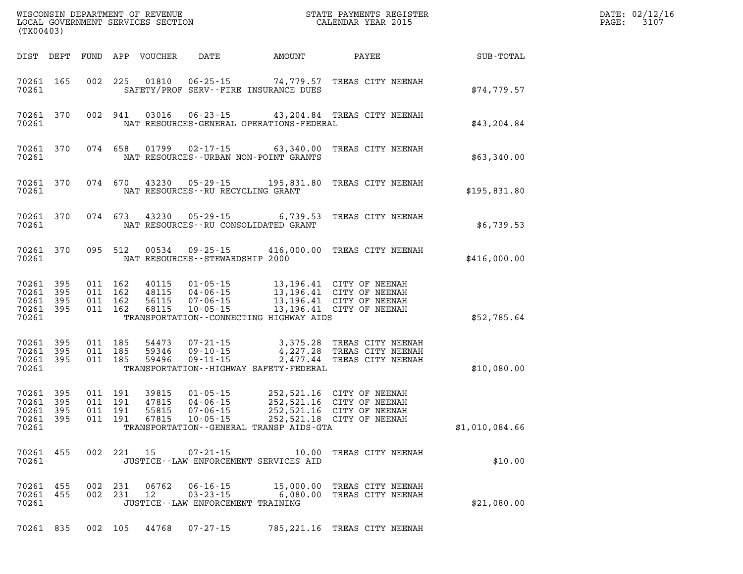WISCONSIN DEPARTMENT OF REVENUE
LOCAL GOVERNMENT SERVICES SECTION
(TX00403)

STATE PAYMENTS REGISTER
CALENDAR YEAR 2015

DATE: 02/12/16
PAGE: 3107

| DIST | DEPT | FUND | APP | VOUCHER | DATE | AMOUNT | PAYEE | SUB-TOTAL |
|---|---|---|---|---|---|---|---|---|
| 70261 | 165 | 002 | 225 | 01810 | 06-25-15 | 74,779.57 | TREAS CITY NEENAH | |
| 70261 | | | | | SAFETY/PROF SERV--FIRE INSURANCE DUES | | | $74,779.57 |
| 70261 | 370 | 002 | 941 | 03016 | 06-23-15 | 43,204.84 | TREAS CITY NEENAH | |
| 70261 | | | | | NAT RESOURCES-GENERAL OPERATIONS-FEDERAL | | | $43,204.84 |
| 70261 | 370 | 074 | 658 | 01799 | 02-17-15 | 63,340.00 | TREAS CITY NEENAH | |
| 70261 | | | | | NAT RESOURCES--URBAN NON-POINT GRANTS | | | $63,340.00 |
| 70261 | 370 | 074 | 670 | 43230 | 05-29-15 | 195,831.80 | TREAS CITY NEENAH | |
| 70261 | | | | | NAT RESOURCES--RU RECYCLING GRANT | | | $195,831.80 |
| 70261 | 370 | 074 | 673 | 43230 | 05-29-15 | 6,739.53 | TREAS CITY NEENAH | |
| 70261 | | | | | NAT RESOURCES--RU CONSOLIDATED GRANT | | | $6,739.53 |
| 70261 | 370 | 095 | 512 | 00534 | 09-25-15 | 416,000.00 | TREAS CITY NEENAH | |
| 70261 | | | | | NAT RESOURCES--STEWARDSHIP 2000 | | | $416,000.00 |
| 70261 | 395 | 011 | 162 | 40115 | 01-05-15 | 13,196.41 | CITY OF NEENAH | |
| 70261 | 395 | 011 | 162 | 48115 | 04-06-15 | 13,196.41 | CITY OF NEENAH | |
| 70261 | 395 | 011 | 162 | 56115 | 07-06-15 | 13,196.41 | CITY OF NEENAH | |
| 70261 | 395 | 011 | 162 | 68115 | 10-05-15 | 13,196.41 | CITY OF NEENAH | |
| 70261 | | | | | TRANSPORTATION--CONNECTING HIGHWAY AIDS | | | $52,785.64 |
| 70261 | 395 | 011 | 185 | 54473 | 07-21-15 | 3,375.28 | TREAS CITY NEENAH | |
| 70261 | 395 | 011 | 185 | 59346 | 09-10-15 | 4,227.28 | TREAS CITY NEENAH | |
| 70261 | 395 | 011 | 185 | 59496 | 09-11-15 | 2,477.44 | TREAS CITY NEENAH | |
| 70261 | | | | | TRANSPORTATION--HIGHWAY SAFETY-FEDERAL | | | $10,080.00 |
| 70261 | 395 | 011 | 191 | 39815 | 01-05-15 | 252,521.16 | CITY OF NEENAH | |
| 70261 | 395 | 011 | 191 | 47815 | 04-06-15 | 252,521.16 | CITY OF NEENAH | |
| 70261 | 395 | 011 | 191 | 55815 | 07-06-15 | 252,521.16 | CITY OF NEENAH | |
| 70261 | 395 | 011 | 191 | 67815 | 10-05-15 | 252,521.18 | CITY OF NEENAH | |
| 70261 | | | | | TRANSPORTATION--GENERAL TRANSP AIDS-GTA | | | $1,010,084.66 |
| 70261 | 455 | 002 | 221 | 15 | 07-21-15 | 10.00 | TREAS CITY NEENAH | |
| 70261 | | | | | JUSTICE--LAW ENFORCEMENT SERVICES AID | | | $10.00 |
| 70261 | 455 | 002 | 231 | 06762 | 06-16-15 | 15,000.00 | TREAS CITY NEENAH | |
| 70261 | 455 | 002 | 231 | 12 | 03-23-15 | 6,080.00 | TREAS CITY NEENAH | |
| 70261 | | | | | JUSTICE--LAW ENFORCEMENT TRAINING | | | $21,080.00 |
| 70261 | 835 | 002 | 105 | 44768 | 07-27-15 | 785,221.16 | TREAS CITY NEENAH | |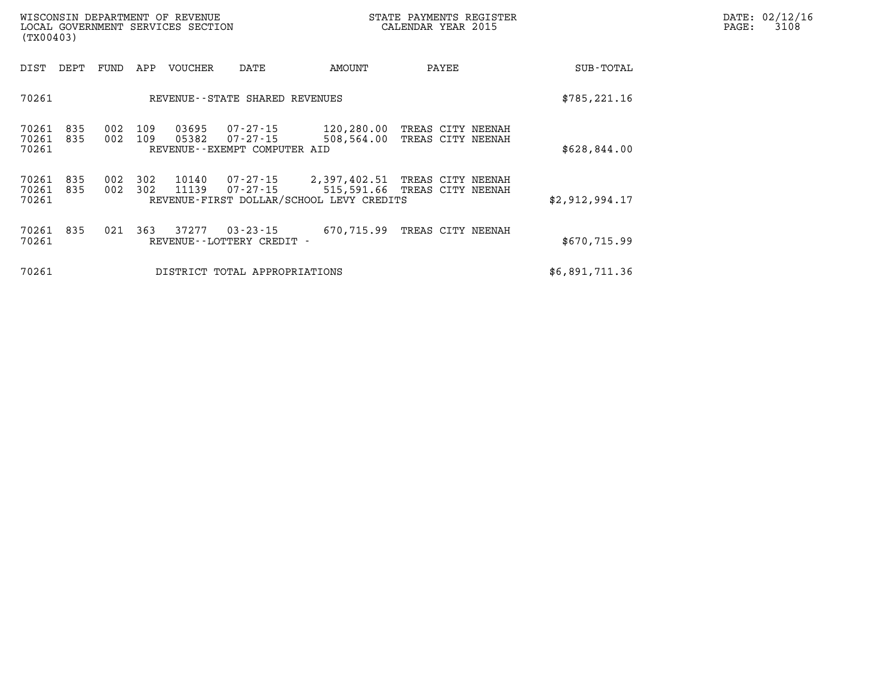WISCONSIN DEPARTMENT OF REVENUE
LOCAL GOVERNMENT SERVICES SECTION
(TX00403)

STATE PAYMENTS REGISTER
CALENDAR YEAR 2015

DATE: 02/12/16
PAGE: 3108

| DIST | DEPT | FUND | APP | VOUCHER | DATE | AMOUNT | PAYEE | SUB-TOTAL |
|---|---|---|---|---|---|---|---|---|
| 70261 | | | | REVENUE--STATE SHARED REVENUES | | | | $785,221.16 |
| 70261 | 835 | 002 | 109 | 03695 | 07-27-15 | 120,280.00 | TREAS CITY NEENAH | |
| 70261 | 835 | 002 | 109 | 05382 | 07-27-15 | 508,564.00 | TREAS CITY NEENAH | |
| 70261 | | | | REVENUE--EXEMPT COMPUTER AID | | | | $628,844.00 |
| 70261 | 835 | 002 | 302 | 10140 | 07-27-15 | 2,397,402.51 | TREAS CITY NEENAH | |
| 70261 | 835 | 002 | 302 | 11139 | 07-27-15 | 515,591.66 | TREAS CITY NEENAH | |
| 70261 | | | | REVENUE-FIRST DOLLAR/SCHOOL LEVY CREDITS | | | | $2,912,994.17 |
| 70261 | 835 | 021 | 363 | 37277 | 03-23-15 | 670,715.99 | TREAS CITY NEENAH | |
| 70261 | | | | REVENUE--LOTTERY CREDIT - | | | | $670,715.99 |
| 70261 | | | | DISTRICT TOTAL APPROPRIATIONS | | | | $6,891,711.36 |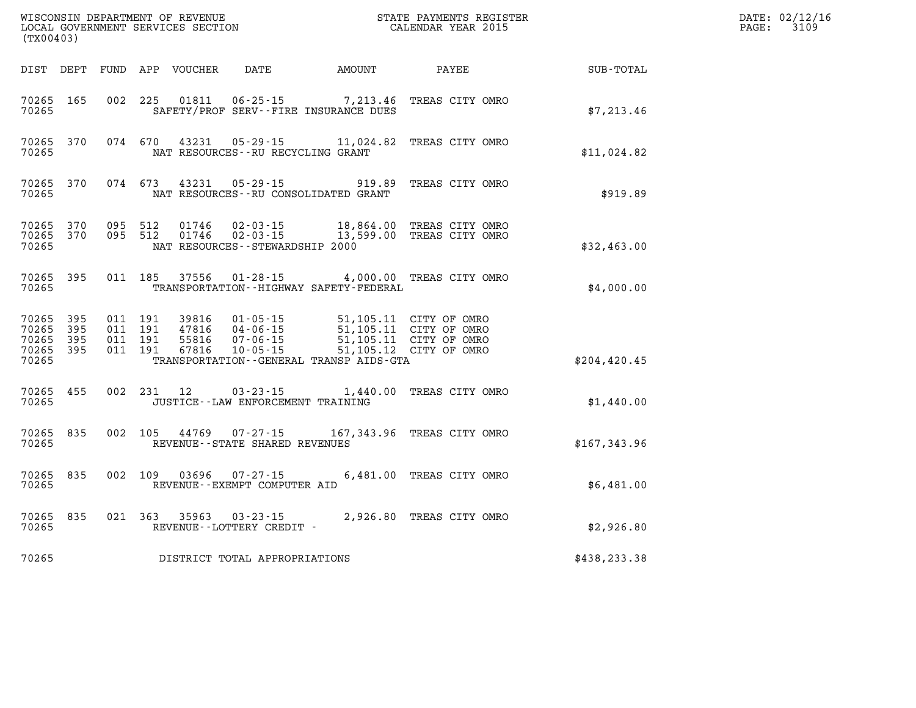WISCONSIN DEPARTMENT OF REVENUE
LOCAL GOVERNMENT SERVICES SECTION
(TX00403)

STATE PAYMENTS REGISTER
CALENDAR YEAR 2015

DATE: 02/12/16

| DIST | DEPT | FUND | APP | VOUCHER | DATE | AMOUNT | PAYEE | SUB-TOTAL |
|---|---|---|---|---|---|---|---|---|
| 70265 | 165 | 002 | 225 | 01811 | 06-25-15 | 7,213.46 | TREAS CITY OMRO | |
| 70265 | | | | | SAFETY/PROF SERV--FIRE INSURANCE DUES | | | $7,213.46 |
| 70265 | 370 | 074 | 670 | 43231 | 05-29-15 | 11,024.82 | TREAS CITY OMRO | |
| 70265 | | | | | NAT RESOURCES--RU RECYCLING GRANT | | | $11,024.82 |
| 70265 | 370 | 074 | 673 | 43231 | 05-29-15 | 919.89 | TREAS CITY OMRO | |
| 70265 | | | | | NAT RESOURCES--RU CONSOLIDATED GRANT | | | $919.89 |
| 70265 | 370 | 095 | 512 | 01746 | 02-03-15 | 18,864.00 | TREAS CITY OMRO | |
| 70265 | 370 | 095 | 512 | 01746 | 02-03-15 | 13,599.00 | TREAS CITY OMRO | |
| 70265 | | | | | NAT RESOURCES--STEWARDSHIP 2000 | | | $32,463.00 |
| 70265 | 395 | 011 | 185 | 37556 | 01-28-15 | 4,000.00 | TREAS CITY OMRO | |
| 70265 | | | | | TRANSPORTATION--HIGHWAY SAFETY-FEDERAL | | | $4,000.00 |
| 70265 | 395 | 011 | 191 | 39816 | 01-05-15 | 51,105.11 | CITY OF OMRO | |
| 70265 | 395 | 011 | 191 | 47816 | 04-06-15 | 51,105.11 | CITY OF OMRO | |
| 70265 | 395 | 011 | 191 | 55816 | 07-06-15 | 51,105.11 | CITY OF OMRO | |
| 70265 | 395 | 011 | 191 | 67816 | 10-05-15 | 51,105.12 | CITY OF OMRO | |
| 70265 | | | | | TRANSPORTATION--GENERAL TRANSP AIDS-GTA | | | $204,420.45 |
| 70265 | 455 | 002 | 231 | 12 | 03-23-15 | 1,440.00 | TREAS CITY OMRO | |
| 70265 | | | | | JUSTICE--LAW ENFORCEMENT TRAINING | | | $1,440.00 |
| 70265 | 835 | 002 | 105 | 44769 | 07-27-15 | 167,343.96 | TREAS CITY OMRO | |
| 70265 | | | | | REVENUE--STATE SHARED REVENUES | | | $167,343.96 |
| 70265 | 835 | 002 | 109 | 03696 | 07-27-15 | 6,481.00 | TREAS CITY OMRO | |
| 70265 | | | | | REVENUE--EXEMPT COMPUTER AID | | | $6,481.00 |
| 70265 | 835 | 021 | 363 | 35963 | 03-23-15 | 2,926.80 | TREAS CITY OMRO | |
| 70265 | | | | | REVENUE--LOTTERY CREDIT - | | | $2,926.80 |
| 70265 | | | | | DISTRICT TOTAL APPROPRIATIONS | | | $438,233.38 |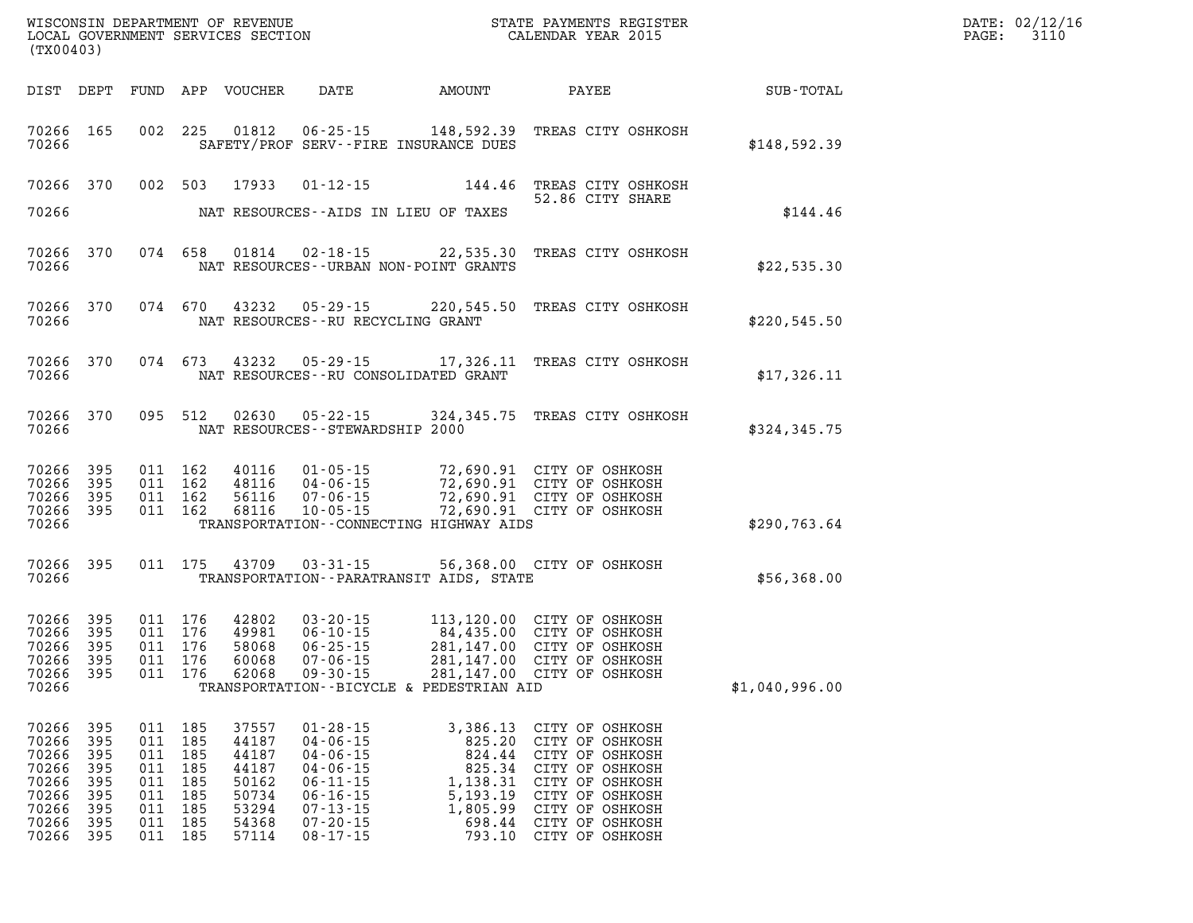WISCONSIN DEPARTMENT OF REVENUE
LOCAL GOVERNMENT SERVICES SECTION
(TX00403)

STATE PAYMENTS REGISTER
CALENDAR YEAR 2015

DATE: 02/12/16
PAGE: 3110

| DIST | DEPT | FUND | APP | VOUCHER | DATE | AMOUNT | PAYEE | SUB-TOTAL |
|---|---|---|---|---|---|---|---|---|
| 70266 | 165 | 002 | 225 | 01812 | 06-25-15 | 148,592.39 | TREAS CITY OSHKOSH | |
| 70266 | | | | SAFETY/PROF SERV--FIRE INSURANCE DUES | | | | $148,592.39 |
| 70266 | 370 | 002 | 503 | 17933 | 01-12-15 | 144.46 | TREAS CITY OSHKOSH | |
| | | | | | | | 52.86 CITY SHARE | |
| 70266 | | | | NAT RESOURCES--AIDS IN LIEU OF TAXES | | | | $144.46 |
| 70266 | 370 | 074 | 658 | 01814 | 02-18-15 | 22,535.30 | TREAS CITY OSHKOSH | |
| 70266 | | | | NAT RESOURCES--URBAN NON-POINT GRANTS | | | | $22,535.30 |
| 70266 | 370 | 074 | 670 | 43232 | 05-29-15 | 220,545.50 | TREAS CITY OSHKOSH | |
| 70266 | | | | NAT RESOURCES--RU RECYCLING GRANT | | | | $220,545.50 |
| 70266 | 370 | 074 | 673 | 43232 | 05-29-15 | 17,326.11 | TREAS CITY OSHKOSH | |
| 70266 | | | | NAT RESOURCES--RU CONSOLIDATED GRANT | | | | $17,326.11 |
| 70266 | 370 | 095 | 512 | 02630 | 05-22-15 | 324,345.75 | TREAS CITY OSHKOSH | |
| 70266 | | | | NAT RESOURCES--STEWARDSHIP 2000 | | | | $324,345.75 |
| 70266 | 395 | 011 | 162 | 40116 | 01-05-15 | 72,690.91 | CITY OF OSHKOSH | |
| 70266 | 395 | 011 | 162 | 48116 | 04-06-15 | 72,690.91 | CITY OF OSHKOSH | |
| 70266 | 395 | 011 | 162 | 56116 | 07-06-15 | 72,690.91 | CITY OF OSHKOSH | |
| 70266 | 395 | 011 | 162 | 68116 | 10-05-15 | 72,690.91 | CITY OF OSHKOSH | |
| 70266 | | | | TRANSPORTATION--CONNECTING HIGHWAY AIDS | | | | $290,763.64 |
| 70266 | 395 | 011 | 175 | 43709 | 03-31-15 | 56,368.00 | CITY OF OSHKOSH | |
| 70266 | | | | TRANSPORTATION--PARATRANSIT AIDS, STATE | | | | $56,368.00 |
| 70266 | 395 | 011 | 176 | 42802 | 03-20-15 | 113,120.00 | CITY OF OSHKOSH | |
| 70266 | 395 | 011 | 176 | 49981 | 06-10-15 | 84,435.00 | CITY OF OSHKOSH | |
| 70266 | 395 | 011 | 176 | 58068 | 06-25-15 | 281,147.00 | CITY OF OSHKOSH | |
| 70266 | 395 | 011 | 176 | 60068 | 07-06-15 | 281,147.00 | CITY OF OSHKOSH | |
| 70266 | 395 | 011 | 176 | 62068 | 09-30-15 | 281,147.00 | CITY OF OSHKOSH | |
| 70266 | | | | TRANSPORTATION--BICYCLE & PEDESTRIAN AID | | | | $1,040,996.00 |
| 70266 | 395 | 011 | 185 | 37557 | 01-28-15 | 3,386.13 | CITY OF OSHKOSH | |
| 70266 | 395 | 011 | 185 | 44187 | 04-06-15 | 825.20 | CITY OF OSHKOSH | |
| 70266 | 395 | 011 | 185 | 44187 | 04-06-15 | 824.44 | CITY OF OSHKOSH | |
| 70266 | 395 | 011 | 185 | 44187 | 04-06-15 | 825.34 | CITY OF OSHKOSH | |
| 70266 | 395 | 011 | 185 | 50162 | 06-11-15 | 1,138.31 | CITY OF OSHKOSH | |
| 70266 | 395 | 011 | 185 | 50734 | 06-16-15 | 5,193.19 | CITY OF OSHKOSH | |
| 70266 | 395 | 011 | 185 | 53294 | 07-13-15 | 1,805.99 | CITY OF OSHKOSH | |
| 70266 | 395 | 011 | 185 | 54368 | 07-20-15 | 698.44 | CITY OF OSHKOSH | |
| 70266 | 395 | 011 | 185 | 57114 | 08-17-15 | 793.10 | CITY OF OSHKOSH | |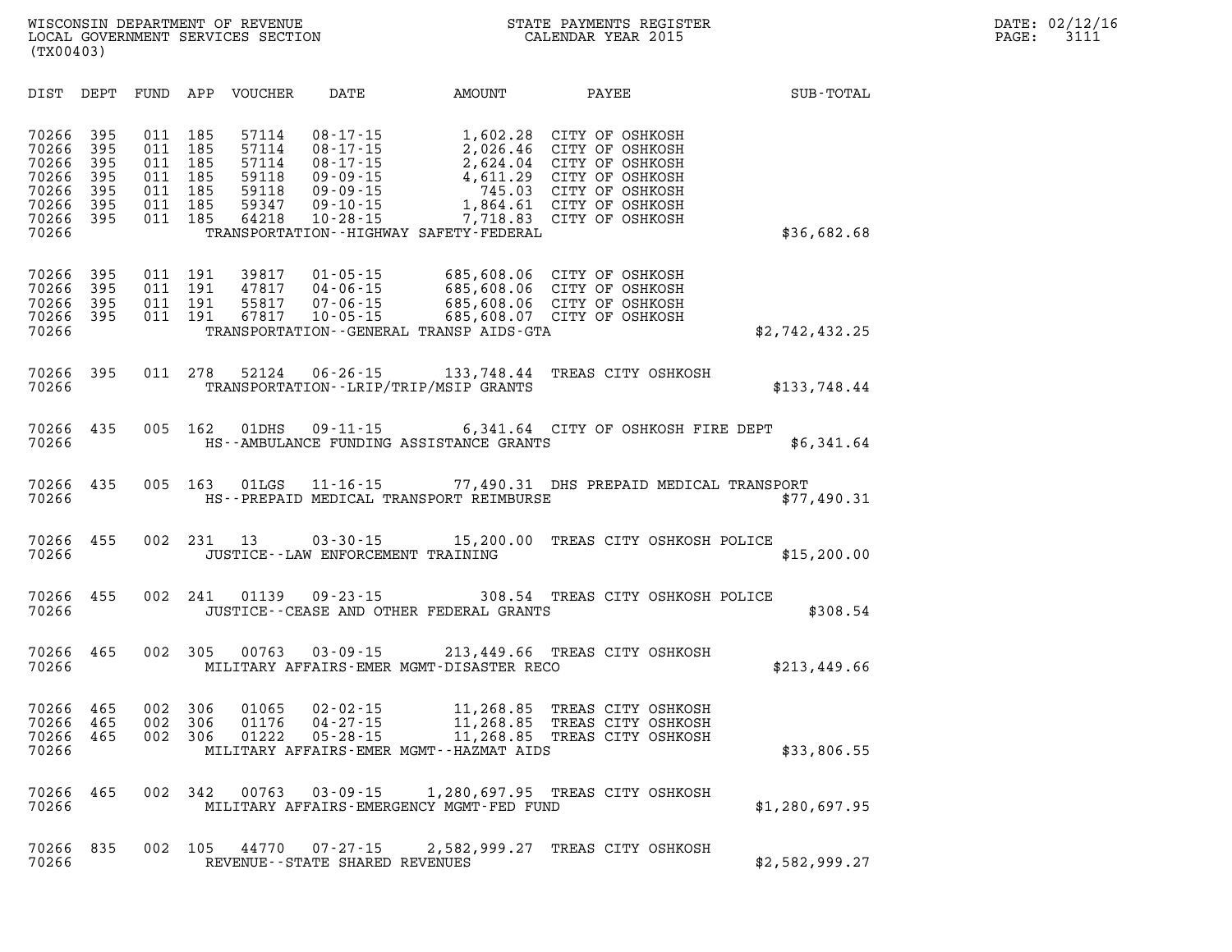WISCONSIN DEPARTMENT OF REVENUE
LOCAL GOVERNMENT SERVICES SECTION
(TX00403)

STATE PAYMENTS REGISTER
CALENDAR YEAR 2015

DATE: 02/12/16

| DIST | DEPT | FUND | APP | VOUCHER | DATE | AMOUNT | PAYEE | SUB-TOTAL |
|---|---|---|---|---|---|---|---|---|
| 70266 | 395 | 011 | 185 | 57114 | 08-17-15 | 1,602.28 | CITY OF OSHKOSH | |
| 70266 | 395 | 011 | 185 | 57114 | 08-17-15 | 2,026.46 | CITY OF OSHKOSH | |
| 70266 | 395 | 011 | 185 | 57114 | 08-17-15 | 2,624.04 | CITY OF OSHKOSH | |
| 70266 | 395 | 011 | 185 | 59118 | 09-09-15 | 4,611.29 | CITY OF OSHKOSH | |
| 70266 | 395 | 011 | 185 | 59118 | 09-09-15 | 745.03 | CITY OF OSHKOSH | |
| 70266 | 395 | 011 | 185 | 59347 | 09-10-15 | 1,864.61 | CITY OF OSHKOSH | |
| 70266 | 395 | 011 | 185 | 64218 | 10-28-15 | 7,718.83 | CITY OF OSHKOSH | |
| 70266 | | | | | TRANSPORTATION--HIGHWAY SAFETY-FEDERAL | | | $36,682.68 |
| 70266 | 395 | 011 | 191 | 39817 | 01-05-15 | 685,608.06 | CITY OF OSHKOSH | |
| 70266 | 395 | 011 | 191 | 47817 | 04-06-15 | 685,608.06 | CITY OF OSHKOSH | |
| 70266 | 395 | 011 | 191 | 55817 | 07-06-15 | 685,608.06 | CITY OF OSHKOSH | |
| 70266 | 395 | 011 | 191 | 67817 | 10-05-15 | 685,608.07 | CITY OF OSHKOSH | |
| 70266 | | | | | TRANSPORTATION--GENERAL TRANSP AIDS-GTA | | | $2,742,432.25 |
| 70266 | 395 | 011 | 278 | 52124 | 06-26-15 | 133,748.44 | TREAS CITY OSHKOSH | |
| 70266 | | | | | TRANSPORTATION--LRIP/TRIP/MSIP GRANTS | | | $133,748.44 |
| 70266 | 435 | 005 | 162 | 01DHS | 09-11-15 | 6,341.64 | CITY OF OSHKOSH FIRE DEPT | |
| 70266 | | | | | HS--AMBULANCE FUNDING ASSISTANCE GRANTS | | | $6,341.64 |
| 70266 | 435 | 005 | 163 | 01LGS | 11-16-15 | 77,490.31 | DHS PREPAID MEDICAL TRANSPORT | |
| 70266 | | | | | HS--PREPAID MEDICAL TRANSPORT REIMBURSE | | | $77,490.31 |
| 70266 | 455 | 002 | 231 | 13 | 03-30-15 | 15,200.00 | TREAS CITY OSHKOSH POLICE | |
| 70266 | | | | | JUSTICE--LAW ENFORCEMENT TRAINING | | | $15,200.00 |
| 70266 | 455 | 002 | 241 | 01139 | 09-23-15 | 308.54 | TREAS CITY OSHKOSH POLICE | |
| 70266 | | | | | JUSTICE--CEASE AND OTHER FEDERAL GRANTS | | | $308.54 |
| 70266 | 465 | 002 | 305 | 00763 | 03-09-15 | 213,449.66 | TREAS CITY OSHKOSH | |
| 70266 | | | | | MILITARY AFFAIRS-EMER MGMT-DISASTER RECO | | | $213,449.66 |
| 70266 | 465 | 002 | 306 | 01065 | 02-02-15 | 11,268.85 | TREAS CITY OSHKOSH | |
| 70266 | 465 | 002 | 306 | 01176 | 04-27-15 | 11,268.85 | TREAS CITY OSHKOSH | |
| 70266 | 465 | 002 | 306 | 01222 | 05-28-15 | 11,268.85 | TREAS CITY OSHKOSH | |
| 70266 | | | | | MILITARY AFFAIRS-EMER MGMT--HAZMAT AIDS | | | $33,806.55 |
| 70266 | 465 | 002 | 342 | 00763 | 03-09-15 | 1,280,697.95 | TREAS CITY OSHKOSH | |
| 70266 | | | | | MILITARY AFFAIRS-EMERGENCY MGMT-FED FUND | | | $1,280,697.95 |
| 70266 | 835 | 002 | 105 | 44770 | 07-27-15 | 2,582,999.27 | TREAS CITY OSHKOSH | |
| 70266 | | | | | REVENUE--STATE SHARED REVENUES | | | $2,582,999.27 |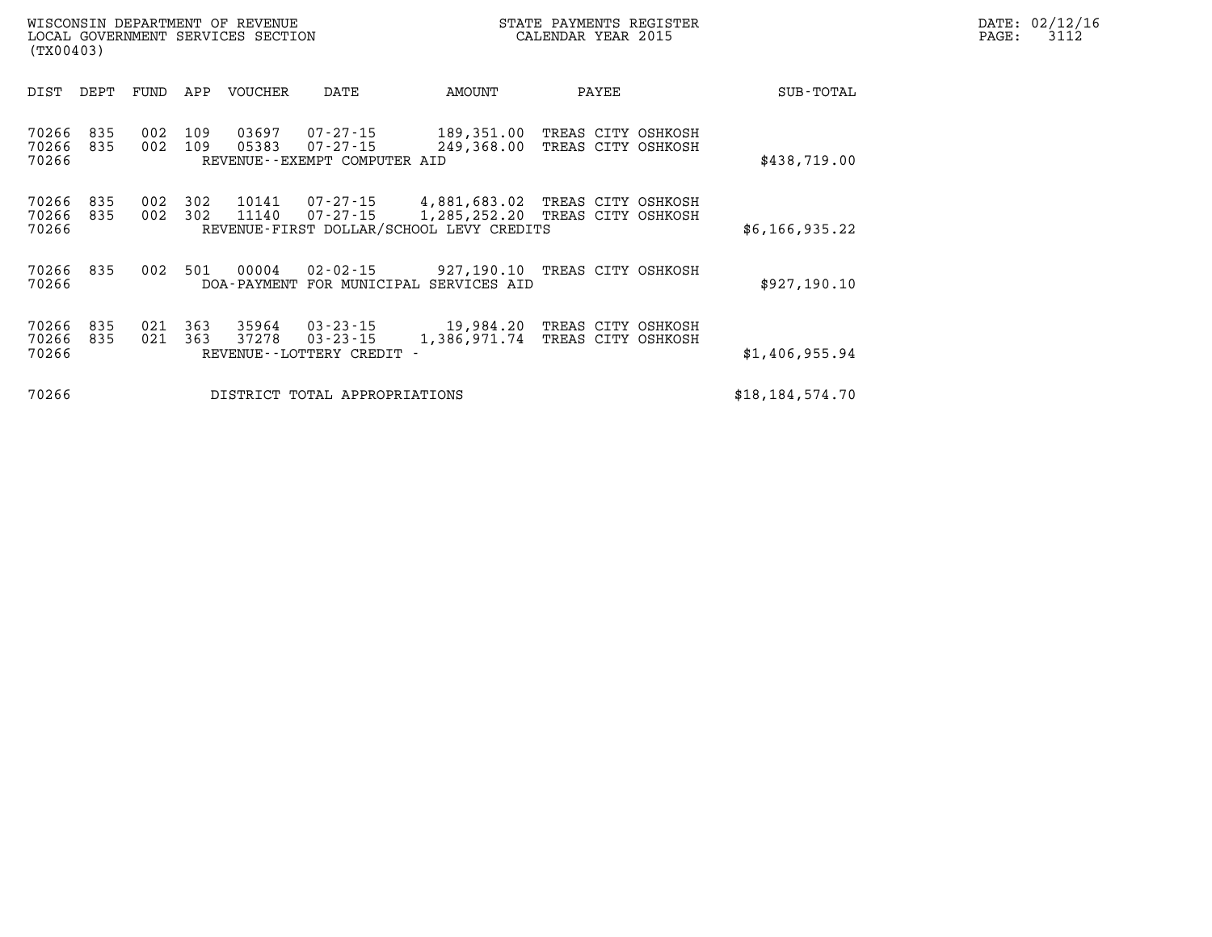WISCONSIN DEPARTMENT OF REVENUE
LOCAL GOVERNMENT SERVICES SECTION
(TX00403)

STATE PAYMENTS REGISTER
CALENDAR YEAR 2015

DATE: 02/12/16

| DIST | DEPT | FUND | APP | VOUCHER | DATE | AMOUNT | PAYEE | SUB-TOTAL |
|---|---|---|---|---|---|---|---|---|
| 70266 | 835 | 002 | 109 | 03697 | 07-27-15 | 189,351.00 | TREAS CITY OSHKOSH | |
| 70266 | 835 | 002 | 109 | 05383 | 07-27-15 | 249,368.00 | TREAS CITY OSHKOSH | |
| 70266 | | | | REVENUE--EXEMPT COMPUTER AID | | | | $438,719.00 |
| 70266 | 835 | 002 | 302 | 10141 | 07-27-15 | 4,881,683.02 | TREAS CITY OSHKOSH | |
| 70266 | 835 | 002 | 302 | 11140 | 07-27-15 | 1,285,252.20 | TREAS CITY OSHKOSH | |
| 70266 | | | | REVENUE-FIRST DOLLAR/SCHOOL LEVY CREDITS | | | | $6,166,935.22 |
| 70266 | 835 | 002 | 501 | 00004 | 02-02-15 | 927,190.10 | TREAS CITY OSHKOSH | |
| 70266 | | | | DOA-PAYMENT FOR MUNICIPAL SERVICES AID | | | | $927,190.10 |
| 70266 | 835 | 021 | 363 | 35964 | 03-23-15 | 19,984.20 | TREAS CITY OSHKOSH | |
| 70266 | 835 | 021 | 363 | 37278 | 03-23-15 | 1,386,971.74 | TREAS CITY OSHKOSH | |
| 70266 | | | | REVENUE--LOTTERY CREDIT - | | | | $1,406,955.94 |
| 70266 | | | | DISTRICT TOTAL APPROPRIATIONS | | | | $18,184,574.70 |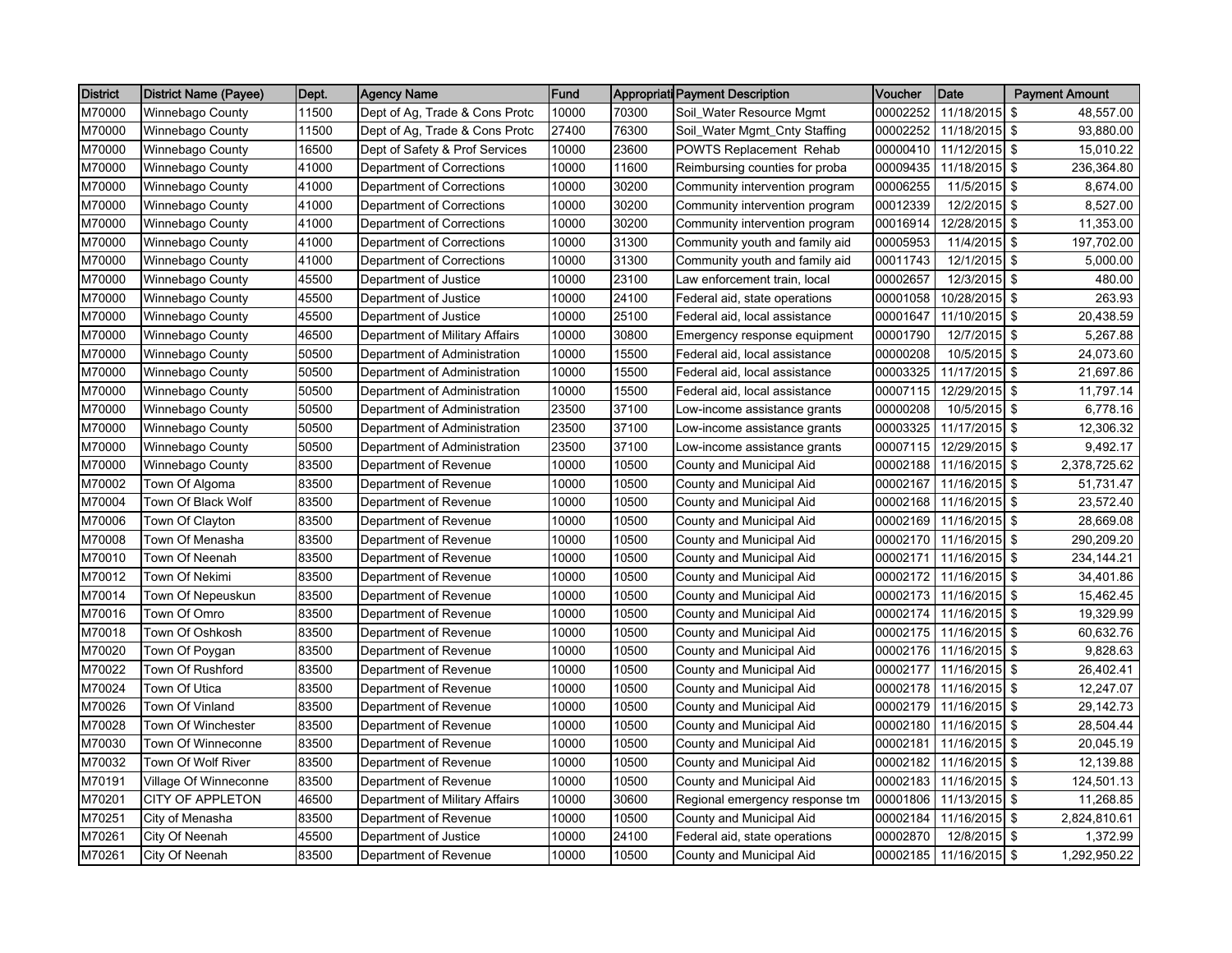| District | District Name (Payee) | Dept. | Agency Name | Fund | Appropriati | Payment Description | Voucher | Date | Payment Amount |
|---|---|---|---|---|---|---|---|---|---|
| M70000 | Winnebago County | 11500 | Dept of Ag, Trade & Cons Protc | 10000 | 70300 | Soil_Water Resource Mgmt | 00002252 | 11/18/2015 | $ 48,557.00 |
| M70000 | Winnebago County | 11500 | Dept of Ag, Trade & Cons Protc | 27400 | 76300 | Soil_Water Mgmt_Cnty Staffing | 00002252 | 11/18/2015 | $ 93,880.00 |
| M70000 | Winnebago County | 16500 | Dept of Safety & Prof Services | 10000 | 23600 | POWTS Replacement Rehab | 00000410 | 11/12/2015 | $ 15,010.22 |
| M70000 | Winnebago County | 41000 | Department of Corrections | 10000 | 11600 | Reimbursing counties for proba | 00009435 | 11/18/2015 | $ 236,364.80 |
| M70000 | Winnebago County | 41000 | Department of Corrections | 10000 | 30200 | Community intervention program | 00006255 | 11/5/2015 | $ 8,674.00 |
| M70000 | Winnebago County | 41000 | Department of Corrections | 10000 | 30200 | Community intervention program | 00012339 | 12/2/2015 | $ 8,527.00 |
| M70000 | Winnebago County | 41000 | Department of Corrections | 10000 | 30200 | Community intervention program | 00016914 | 12/28/2015 | $ 11,353.00 |
| M70000 | Winnebago County | 41000 | Department of Corrections | 10000 | 31300 | Community youth and family aid | 00005953 | 11/4/2015 | $ 197,702.00 |
| M70000 | Winnebago County | 41000 | Department of Corrections | 10000 | 31300 | Community youth and family aid | 00011743 | 12/1/2015 | $ 5,000.00 |
| M70000 | Winnebago County | 45500 | Department of Justice | 10000 | 23100 | Law enforcement train, local | 00002657 | 12/3/2015 | $ 480.00 |
| M70000 | Winnebago County | 45500 | Department of Justice | 10000 | 24100 | Federal aid, state operations | 00001058 | 10/28/2015 | $ 263.93 |
| M70000 | Winnebago County | 45500 | Department of Justice | 10000 | 25100 | Federal aid, local assistance | 00001647 | 11/10/2015 | $ 20,438.59 |
| M70000 | Winnebago County | 46500 | Department of Military Affairs | 10000 | 30800 | Emergency response equipment | 00001790 | 12/7/2015 | $ 5,267.88 |
| M70000 | Winnebago County | 50500 | Department of Administration | 10000 | 15500 | Federal aid, local assistance | 00000208 | 10/5/2015 | $ 24,073.60 |
| M70000 | Winnebago County | 50500 | Department of Administration | 10000 | 15500 | Federal aid, local assistance | 00003325 | 11/17/2015 | $ 21,697.86 |
| M70000 | Winnebago County | 50500 | Department of Administration | 10000 | 15500 | Federal aid, local assistance | 00007115 | 12/29/2015 | $ 11,797.14 |
| M70000 | Winnebago County | 50500 | Department of Administration | 23500 | 37100 | Low-income assistance grants | 00000208 | 10/5/2015 | $ 6,778.16 |
| M70000 | Winnebago County | 50500 | Department of Administration | 23500 | 37100 | Low-income assistance grants | 00003325 | 11/17/2015 | $ 12,306.32 |
| M70000 | Winnebago County | 50500 | Department of Administration | 23500 | 37100 | Low-income assistance grants | 00007115 | 12/29/2015 | $ 9,492.17 |
| M70000 | Winnebago County | 83500 | Department of Revenue | 10000 | 10500 | County and Municipal Aid | 00002188 | 11/16/2015 | $ 2,378,725.62 |
| M70002 | Town Of Algoma | 83500 | Department of Revenue | 10000 | 10500 | County and Municipal Aid | 00002167 | 11/16/2015 | $ 51,731.47 |
| M70004 | Town Of Black Wolf | 83500 | Department of Revenue | 10000 | 10500 | County and Municipal Aid | 00002168 | 11/16/2015 | $ 23,572.40 |
| M70006 | Town Of Clayton | 83500 | Department of Revenue | 10000 | 10500 | County and Municipal Aid | 00002169 | 11/16/2015 | $ 28,669.08 |
| M70008 | Town Of Menasha | 83500 | Department of Revenue | 10000 | 10500 | County and Municipal Aid | 00002170 | 11/16/2015 | $ 290,209.20 |
| M70010 | Town Of Neenah | 83500 | Department of Revenue | 10000 | 10500 | County and Municipal Aid | 00002171 | 11/16/2015 | $ 234,144.21 |
| M70012 | Town Of Nekimi | 83500 | Department of Revenue | 10000 | 10500 | County and Municipal Aid | 00002172 | 11/16/2015 | $ 34,401.86 |
| M70014 | Town Of Nepeuskun | 83500 | Department of Revenue | 10000 | 10500 | County and Municipal Aid | 00002173 | 11/16/2015 | $ 15,462.45 |
| M70016 | Town Of Omro | 83500 | Department of Revenue | 10000 | 10500 | County and Municipal Aid | 00002174 | 11/16/2015 | $ 19,329.99 |
| M70018 | Town Of Oshkosh | 83500 | Department of Revenue | 10000 | 10500 | County and Municipal Aid | 00002175 | 11/16/2015 | $ 60,632.76 |
| M70020 | Town Of Poygan | 83500 | Department of Revenue | 10000 | 10500 | County and Municipal Aid | 00002176 | 11/16/2015 | $ 9,828.63 |
| M70022 | Town Of Rushford | 83500 | Department of Revenue | 10000 | 10500 | County and Municipal Aid | 00002177 | 11/16/2015 | $ 26,402.41 |
| M70024 | Town Of Utica | 83500 | Department of Revenue | 10000 | 10500 | County and Municipal Aid | 00002178 | 11/16/2015 | $ 12,247.07 |
| M70026 | Town Of Vinland | 83500 | Department of Revenue | 10000 | 10500 | County and Municipal Aid | 00002179 | 11/16/2015 | $ 29,142.73 |
| M70028 | Town Of Winchester | 83500 | Department of Revenue | 10000 | 10500 | County and Municipal Aid | 00002180 | 11/16/2015 | $ 28,504.44 |
| M70030 | Town Of Winneconne | 83500 | Department of Revenue | 10000 | 10500 | County and Municipal Aid | 00002181 | 11/16/2015 | $ 20,045.19 |
| M70032 | Town Of Wolf River | 83500 | Department of Revenue | 10000 | 10500 | County and Municipal Aid | 00002182 | 11/16/2015 | $ 12,139.88 |
| M70191 | Village Of Winneconne | 83500 | Department of Revenue | 10000 | 10500 | County and Municipal Aid | 00002183 | 11/16/2015 | $ 124,501.13 |
| M70201 | CITY OF APPLETON | 46500 | Department of Military Affairs | 10000 | 30600 | Regional emergency response tm | 00001806 | 11/13/2015 | $ 11,268.85 |
| M70251 | City of Menasha | 83500 | Department of Revenue | 10000 | 10500 | County and Municipal Aid | 00002184 | 11/16/2015 | $ 2,824,810.61 |
| M70261 | City Of Neenah | 45500 | Department of Justice | 10000 | 24100 | Federal aid, state operations | 00002870 | 12/8/2015 | $ 1,372.99 |
| M70261 | City Of Neenah | 83500 | Department of Revenue | 10000 | 10500 | County and Municipal Aid | 00002185 | 11/16/2015 | $ 1,292,950.22 |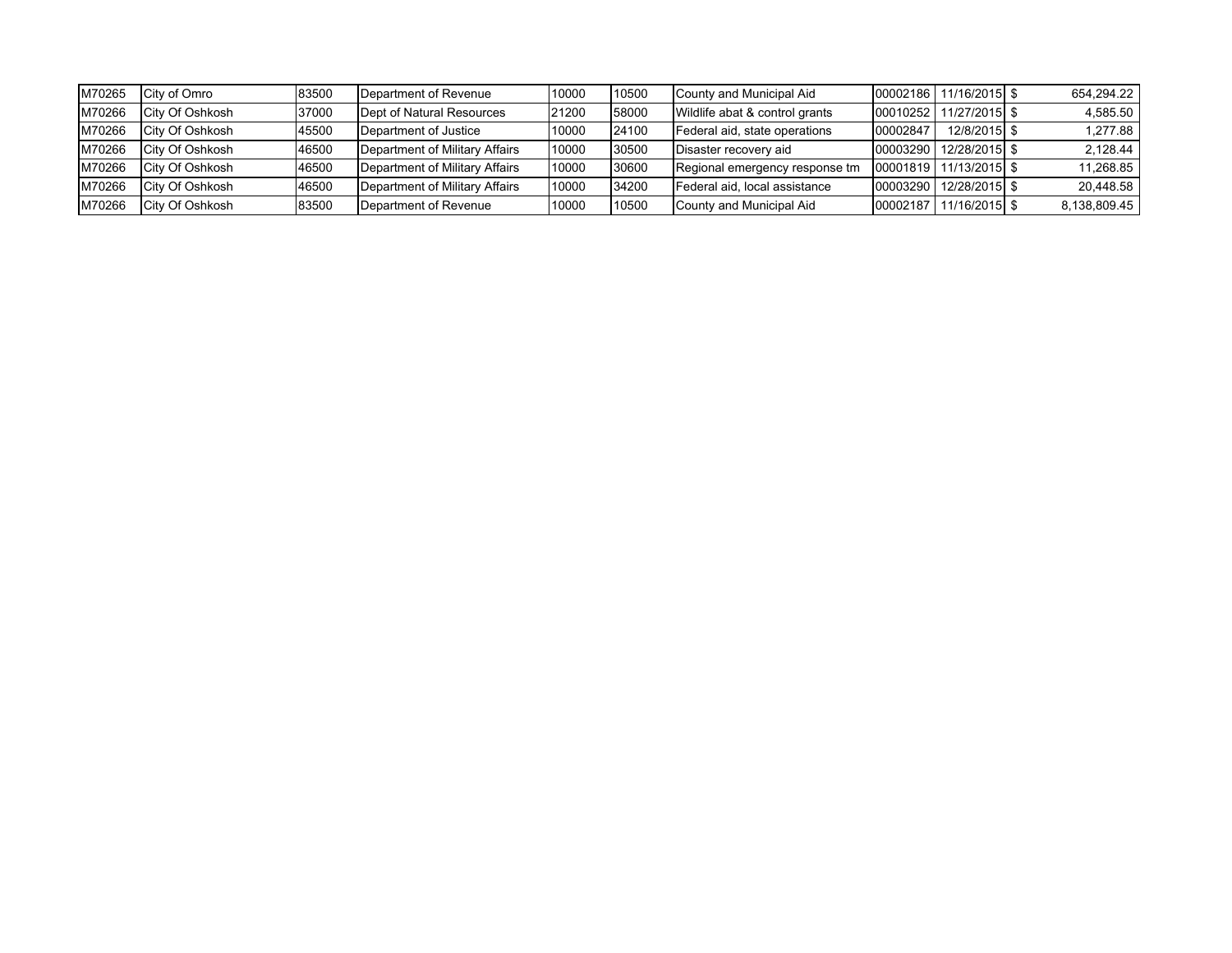| | | | | | | | | | | |
|---|---|---|---|---|---|---|---|---|---|---|
| M70265 | City of Omro | 83500 | Department of Revenue | 10000 | 10500 | County and Municipal Aid | 00002186 | 11/16/2015 | $ | 654,294.22 |
| M70266 | City Of Oshkosh | 37000 | Dept of Natural Resources | 21200 | 58000 | Wildlife abat & control grants | 00010252 | 11/27/2015 | $ | 4,585.50 |
| M70266 | City Of Oshkosh | 45500 | Department of Justice | 10000 | 24100 | Federal aid, state operations | 00002847 | 12/8/2015 | $ | 1,277.88 |
| M70266 | City Of Oshkosh | 46500 | Department of Military Affairs | 10000 | 30500 | Disaster recovery aid | 00003290 | 12/28/2015 | $ | 2,128.44 |
| M70266 | City Of Oshkosh | 46500 | Department of Military Affairs | 10000 | 30600 | Regional emergency response tm | 00001819 | 11/13/2015 | $ | 11,268.85 |
| M70266 | City Of Oshkosh | 46500 | Department of Military Affairs | 10000 | 34200 | Federal aid, local assistance | 00003290 | 12/28/2015 | $ | 20,448.58 |
| M70266 | City Of Oshkosh | 83500 | Department of Revenue | 10000 | 10500 | County and Municipal Aid | 00002187 | 11/16/2015 | $ | 8,138,809.45 |